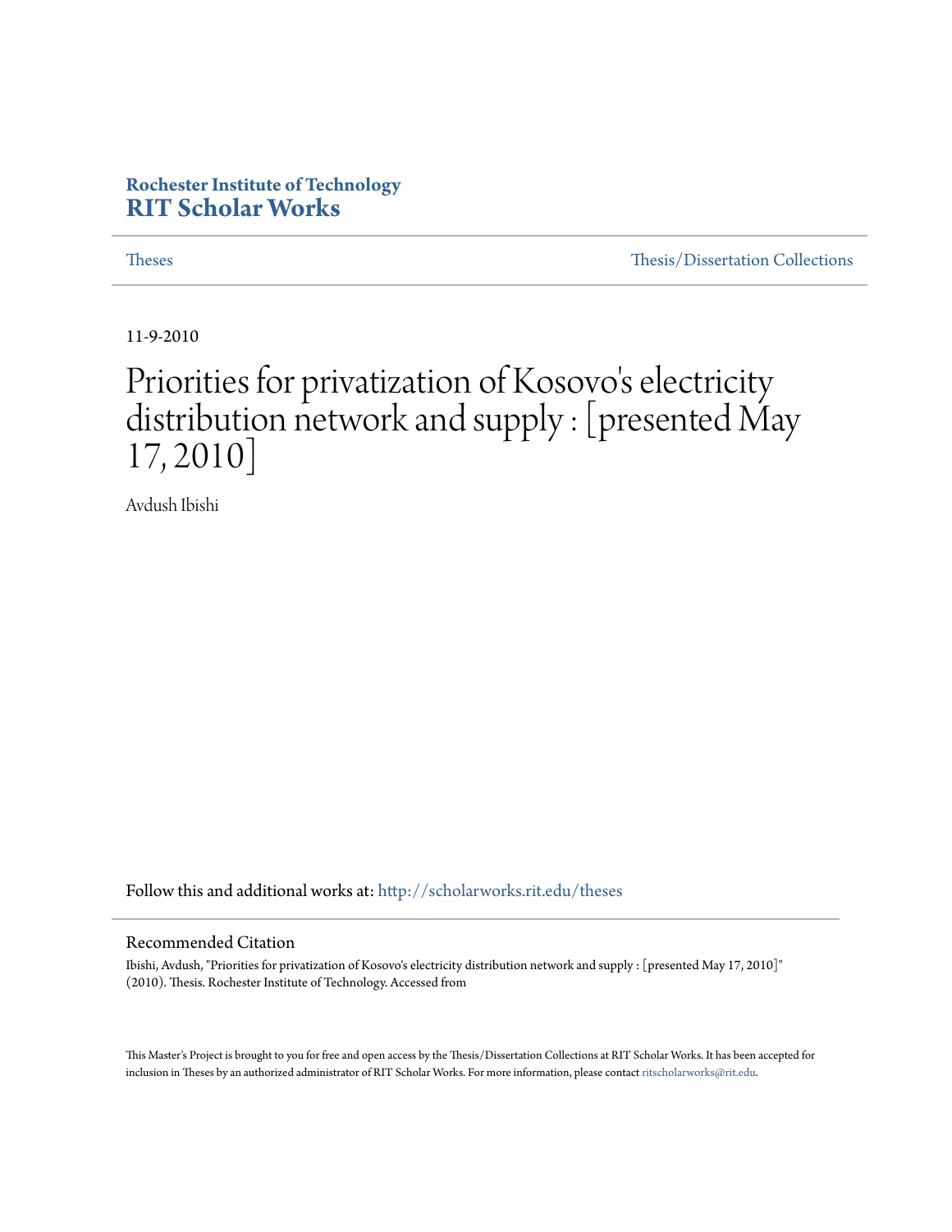Rochester Institute of Technology
**RIT Scholar Works**

Theses | Thesis/Dissertation Collections

11-9-2010

# Priorities for privatization of Kosovo's electricity distribution network and supply : [presented May 17, 2010]

Avdush Ibishi

Follow this and additional works at: http://scholarworks.rit.edu/theses

## Recommended Citation

Ibishi, Avdush, "Priorities for privatization of Kosovo's electricity distribution network and supply : [presented May 17, 2010]" (2010). Thesis. Rochester Institute of Technology. Accessed from

This Master's Project is brought to you for free and open access by the Thesis/Dissertation Collections at RIT Scholar Works. It has been accepted for inclusion in Theses by an authorized administrator of RIT Scholar Works. For more information, please contact ritscholarworks@rit.edu.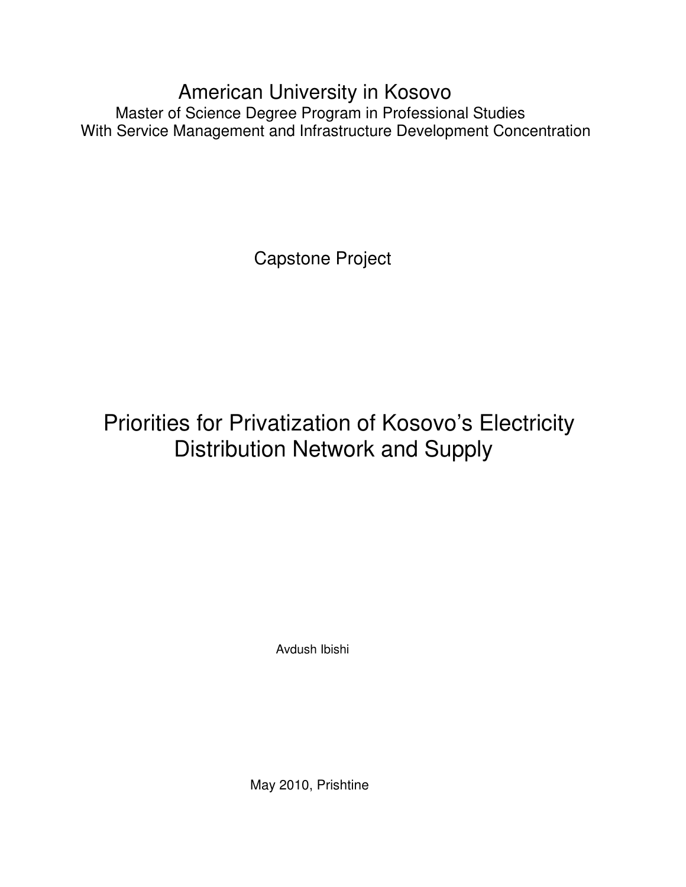American University in Kosovo

Master of Science Degree Program in Professional Studies
With Service Management and Infrastructure Development Concentration

Capstone Project

# Priorities for Privatization of Kosovo's Electricity Distribution Network and Supply

Avdush Ibishi

May 2010, Prishtine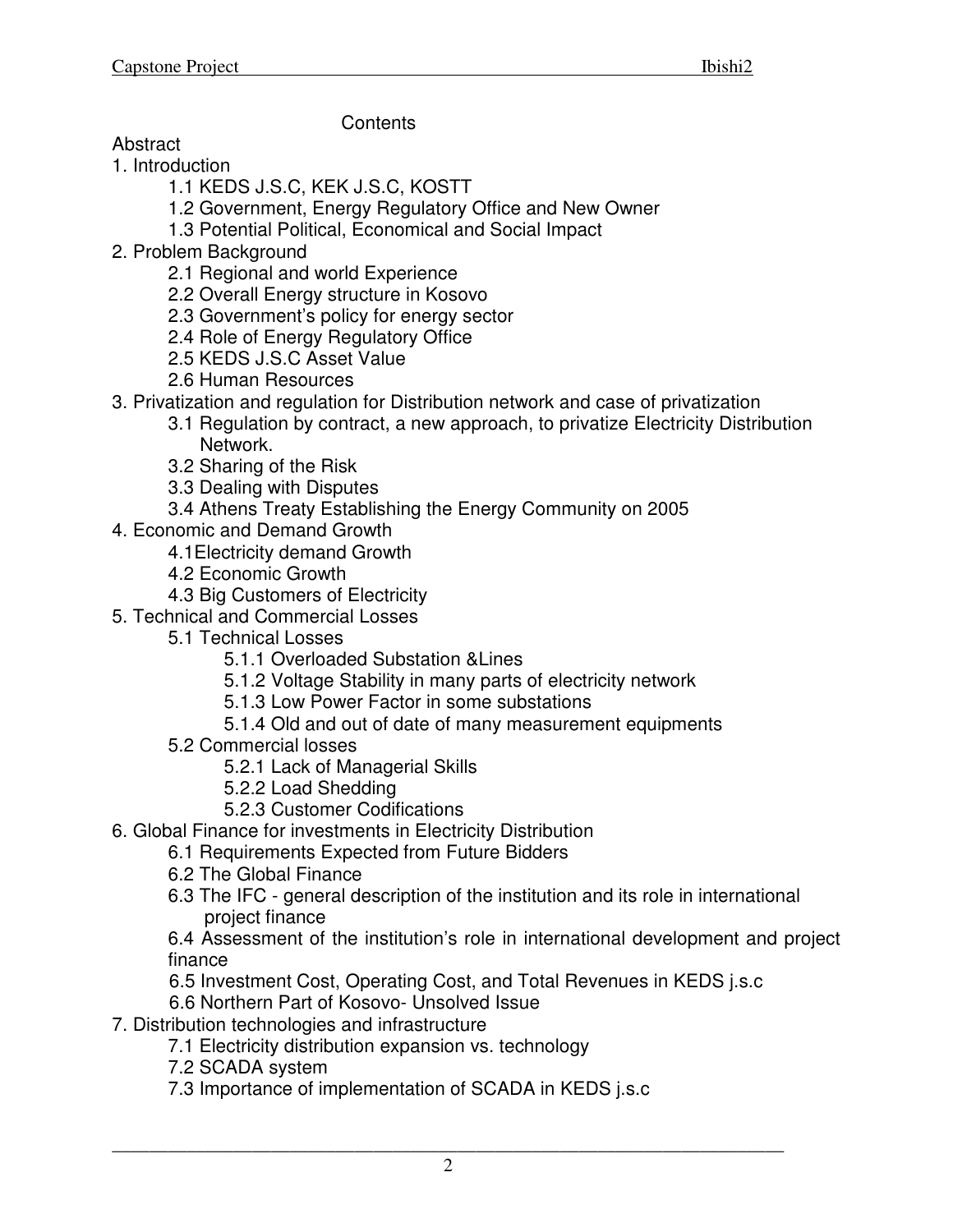Contents

Abstract

1. Introduction
    - 1.1 KEDS J.S.C, KEK J.S.C, KOSTT
    - 1.2 Government, Energy Regulatory Office and New Owner
    - 1.3 Potential Political, Economical and Social Impact
2. Problem Background
    - 2.1 Regional and world Experience
    - 2.2 Overall Energy structure in Kosovo
    - 2.3 Government's policy for energy sector
    - 2.4 Role of Energy Regulatory Office
    - 2.5 KEDS J.S.C Asset Value
    - 2.6 Human Resources
3. Privatization and regulation for Distribution network and case of privatization
    - 3.1 Regulation by contract, a new approach, to privatize Electricity Distribution Network.
    - 3.2 Sharing of the Risk
    - 3.3 Dealing with Disputes
    - 3.4 Athens Treaty Establishing the Energy Community on 2005
4. Economic and Demand Growth
    - 4.1Electricity demand Growth
    - 4.2 Economic Growth
    - 4.3 Big Customers of Electricity
5. Technical and Commercial Losses
    - 5.1 Technical Losses
        - 5.1.1 Overloaded Substation &Lines
        - 5.1.2 Voltage Stability in many parts of electricity network
        - 5.1.3 Low Power Factor in some substations
        - 5.1.4 Old and out of date of many measurement equipments
    - 5.2 Commercial losses
        - 5.2.1 Lack of Managerial Skills
        - 5.2.2 Load Shedding
        - 5.2.3 Customer Codifications
6. Global Finance for investments in Electricity Distribution
    - 6.1 Requirements Expected from Future Bidders
    - 6.2 The Global Finance
    - 6.3 The IFC - general description of the institution and its role in international project finance
    - 6.4 Assessment of the institution's role in international development and project finance
    - 6.5 Investment Cost, Operating Cost, and Total Revenues in KEDS j.s.c
    - 6.6 Northern Part of Kosovo- Unsolved Issue
7. Distribution technologies and infrastructure
    - 7.1 Electricity distribution expansion vs. technology
    - 7.2 SCADA system
    - 7.3 Importance of implementation of SCADA in KEDS j.s.c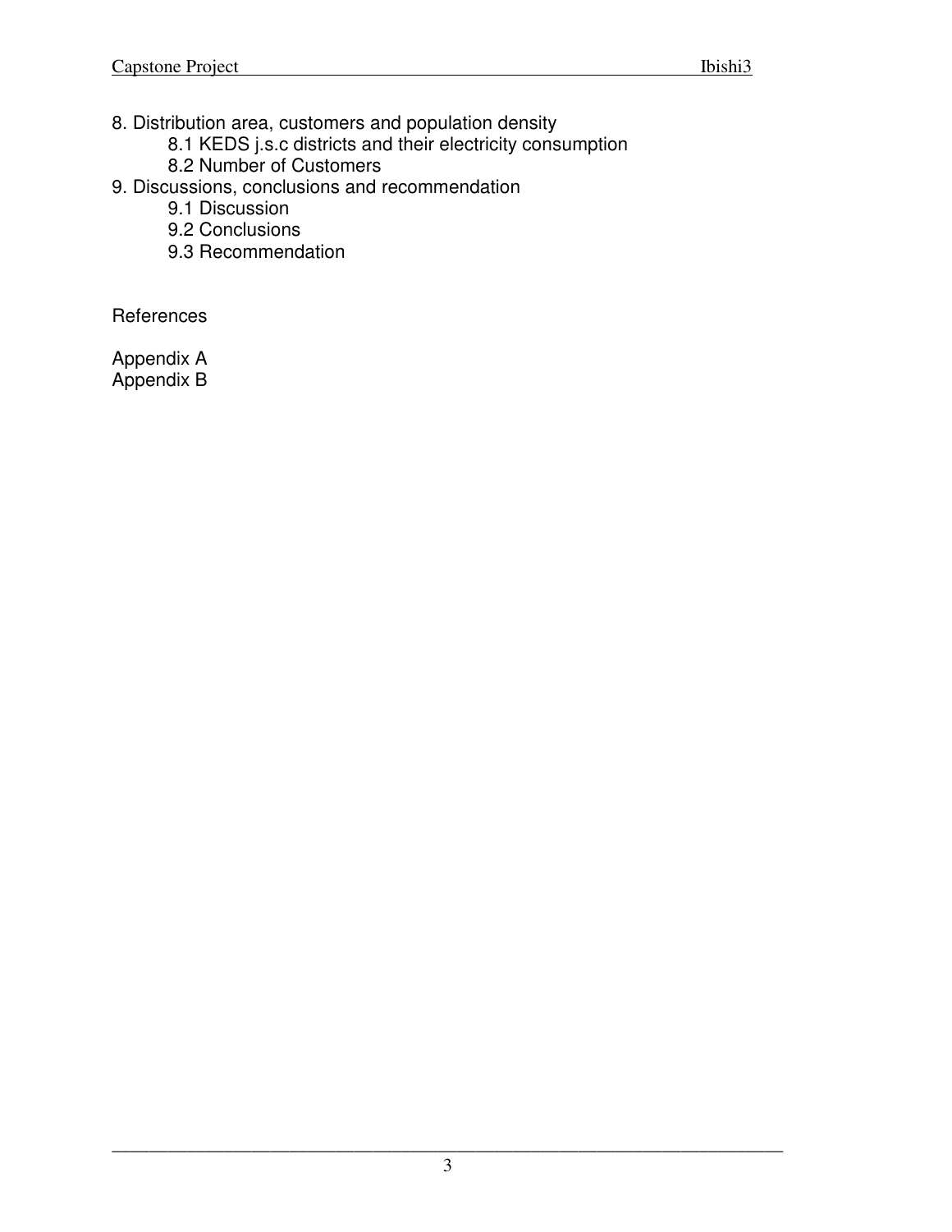8. Distribution area, customers and population density
    - 8.1 KEDS j.s.c districts and their electricity consumption
    - 8.2 Number of Customers

9. Discussions, conclusions and recommendation
    - 9.1 Discussion
    - 9.2 Conclusions
    - 9.3 Recommendation

References

Appendix A
Appendix B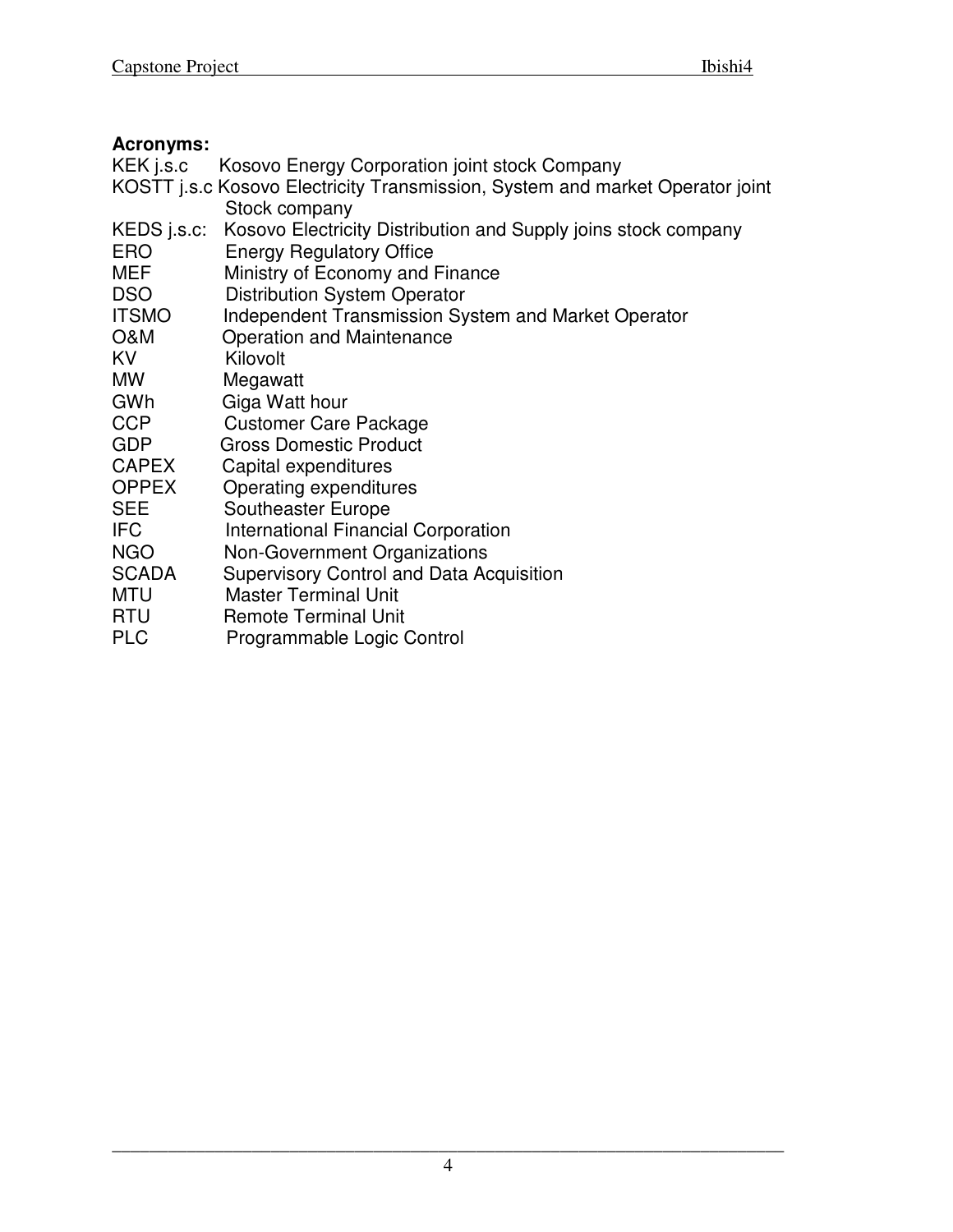**Acronyms:**

| | |
|---|---|
| KEK j.s.c | Kosovo Energy Corporation joint stock Company |
| KOSTT j.s.c | Kosovo Electricity Transmission, System and market Operator joint Stock company |
| KEDS j.s.c: | Kosovo Electricity Distribution and Supply joins stock company |
| ERO | Energy Regulatory Office |
| MEF | Ministry of Economy and Finance |
| DSO | Distribution System Operator |
| ITSMO | Independent Transmission System and Market Operator |
| O&M | Operation and Maintenance |
| KV | Kilovolt |
| MW | Megawatt |
| GWh | Giga Watt hour |
| CCP | Customer Care Package |
| GDP | Gross Domestic Product |
| CAPEX | Capital expenditures |
| OPPEX | Operating expenditures |
| SEE | Southeaster Europe |
| IFC | International Financial Corporation |
| NGO | Non-Government Organizations |
| SCADA | Supervisory Control and Data Acquisition |
| MTU | Master Terminal Unit |
| RTU | Remote Terminal Unit |
| PLC | Programmable Logic Control |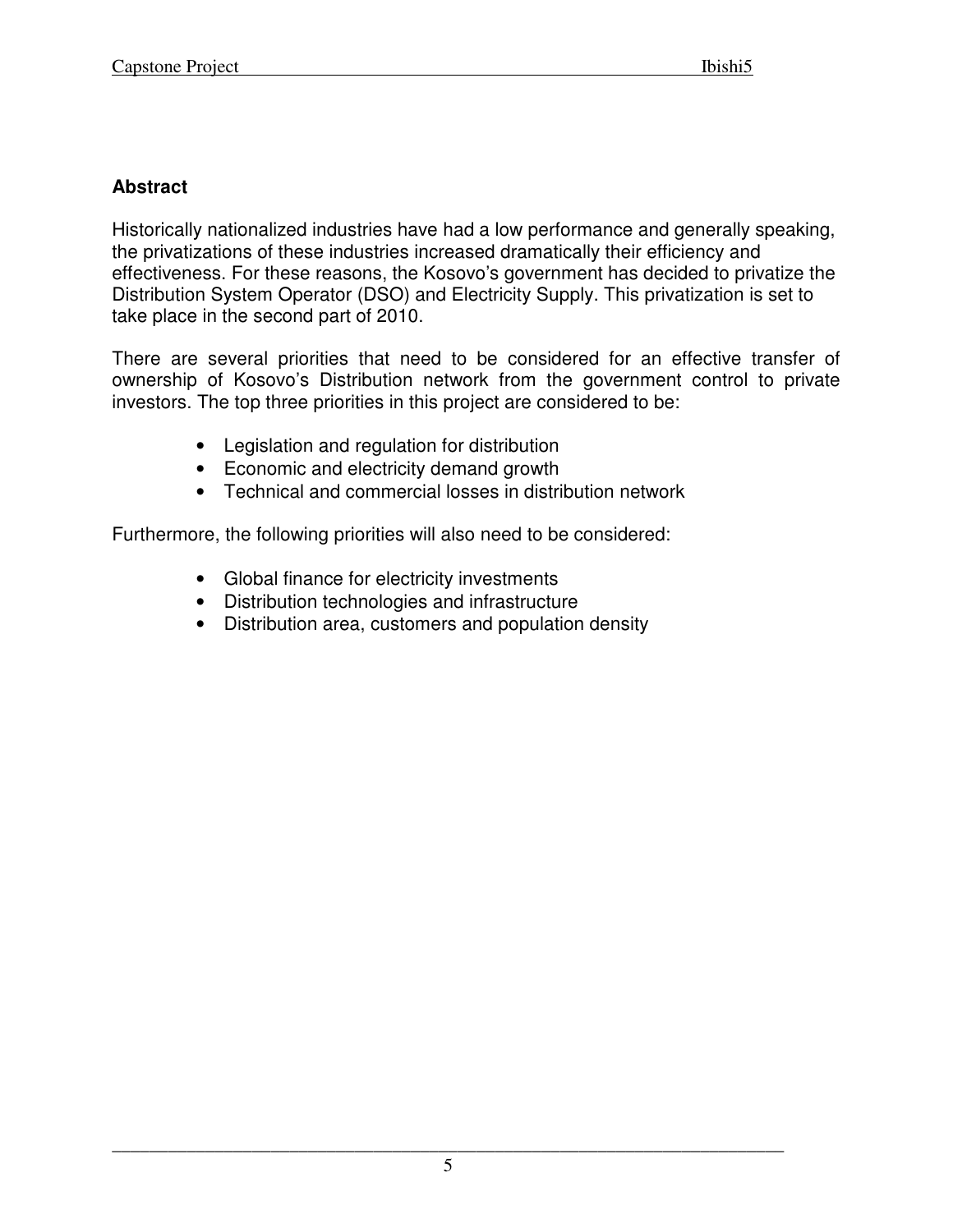## Abstract

Historically nationalized industries have had a low performance and generally speaking, the privatizations of these industries increased dramatically their efficiency and effectiveness. For these reasons, the Kosovo's government has decided to privatize the Distribution System Operator (DSO) and Electricity Supply. This privatization is set to take place in the second part of 2010.

There are several priorities that need to be considered for an effective transfer of ownership of Kosovo's Distribution network from the government control to private investors. The top three priorities in this project are considered to be:

- Legislation and regulation for distribution
- Economic and electricity demand growth
- Technical and commercial losses in distribution network

Furthermore, the following priorities will also need to be considered:

- Global finance for electricity investments
- Distribution technologies and infrastructure
- Distribution area, customers and population density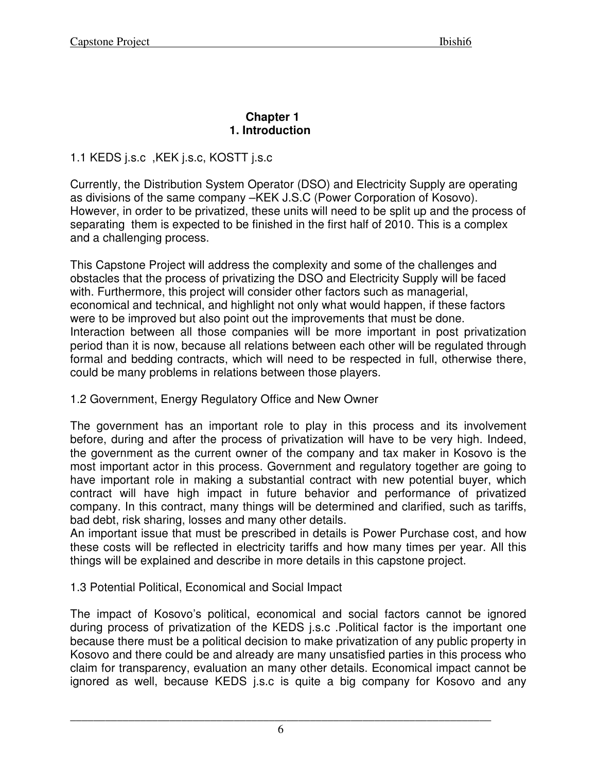# Chapter 1
# 1. Introduction

## 1.1 KEDS j.s.c ,KEK j.s.c, KOSTT j.s.c

Currently, the Distribution System Operator (DSO) and Electricity Supply are operating as divisions of the same company –KEK J.S.C (Power Corporation of Kosovo). However, in order to be privatized, these units will need to be split up and the process of separating them is expected to be finished in the first half of 2010. This is a complex and a challenging process.

This Capstone Project will address the complexity and some of the challenges and obstacles that the process of privatizing the DSO and Electricity Supply will be faced with. Furthermore, this project will consider other factors such as managerial, economical and technical, and highlight not only what would happen, if these factors were to be improved but also point out the improvements that must be done.
Interaction between all those companies will be more important in post privatization period than it is now, because all relations between each other will be regulated through formal and bedding contracts, which will need to be respected in full, otherwise there, could be many problems in relations between those players.

## 1.2 Government, Energy Regulatory Office and New Owner

The government has an important role to play in this process and its involvement before, during and after the process of privatization will have to be very high. Indeed, the government as the current owner of the company and tax maker in Kosovo is the most important actor in this process. Government and regulatory together are going to have important role in making a substantial contract with new potential buyer, which contract will have high impact in future behavior and performance of privatized company. In this contract, many things will be determined and clarified, such as tariffs, bad debt, risk sharing, losses and many other details.
An important issue that must be prescribed in details is Power Purchase cost, and how these costs will be reflected in electricity tariffs and how many times per year. All this things will be explained and describe in more details in this capstone project.

## 1.3 Potential Political, Economical and Social Impact

The impact of Kosovo's political, economical and social factors cannot be ignored during process of privatization of the KEDS j.s.c .Political factor is the important one because there must be a political decision to make privatization of any public property in Kosovo and there could be and already are many unsatisfied parties in this process who claim for transparency, evaluation an many other details. Economical impact cannot be ignored as well, because KEDS j.s.c is quite a big company for Kosovo and any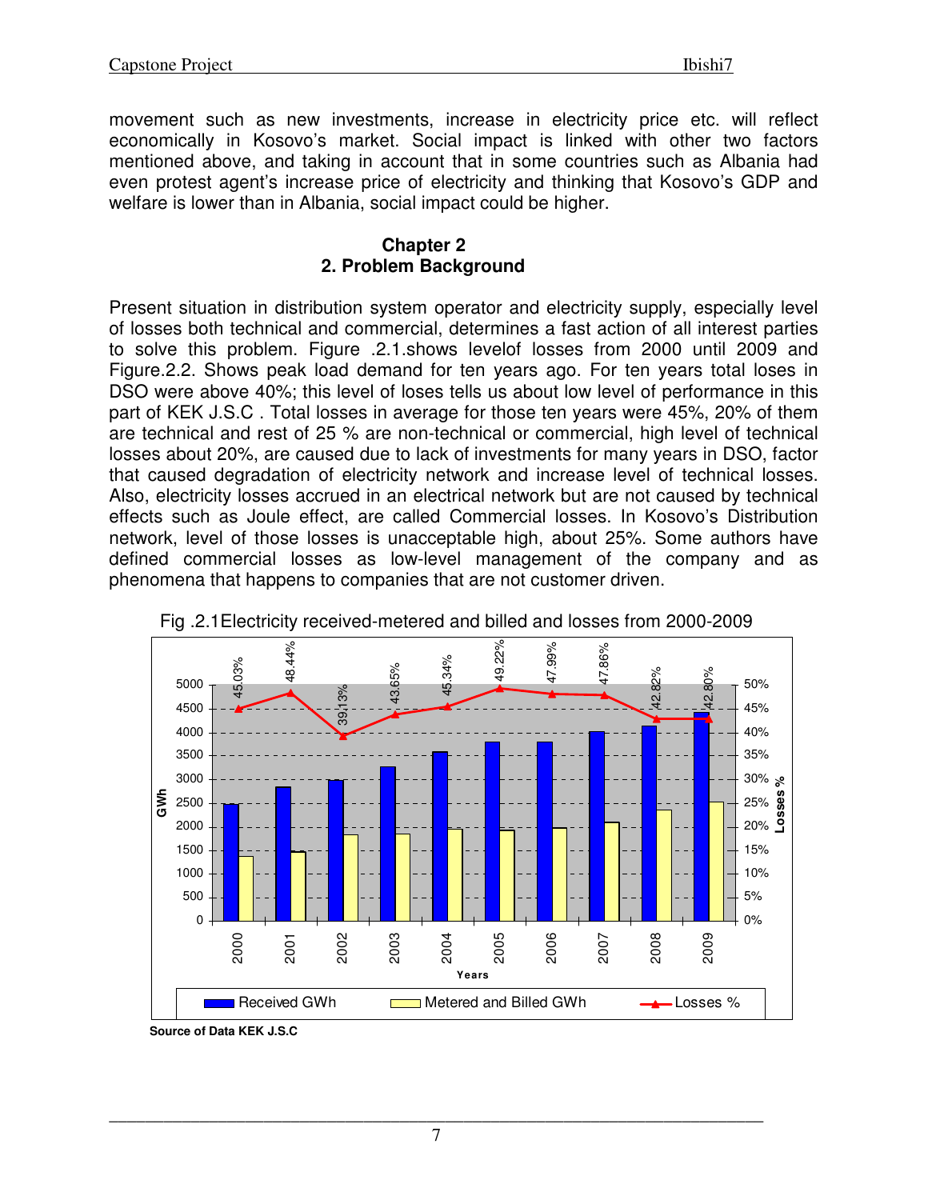movement such as new investments, increase in electricity price etc. will reflect economically in Kosovo's market. Social impact is linked with other two factors mentioned above, and taking in account that in some countries such as Albania had even protest agent's increase price of electricity and thinking that Kosovo's GDP and welfare is lower than in Albania, social impact could be higher.

## Chapter 2
## 2. Problem Background

Present situation in distribution system operator and electricity supply, especially level of losses both technical and commercial, determines a fast action of all interest parties to solve this problem. Figure .2.1.shows levelof losses from 2000 until 2009 and Figure.2.2. Shows peak load demand for ten years ago. For ten years total loses in DSO were above 40%; this level of loses tells us about low level of performance in this part of KEK J.S.C . Total losses in average for those ten years were 45%, 20% of them are technical and rest of 25 % are non-technical or commercial, high level of technical losses about 20%, are caused due to lack of investments for many years in DSO, factor that caused degradation of electricity network and increase level of technical losses. Also, electricity losses accrued in an electrical network but are not caused by technical effects such as Joule effect, are called Commercial losses. In Kosovo's Distribution network, level of those losses is unacceptable high, about 25%. Some authors have defined commercial losses as low-level management of the company and as phenomena that happens to companies that are not customer driven.

Fig .2.1Electricity received-metered and billed and losses from 2000-2009

| Years | 2000 | 2001 | 2002 | 2003 | 2004 | 2005 | 2006 | 2007 | 2008 | 2009 |
|---|---|---|---|---|---|---|---|---|---|---|
| Losses % | 45.03% | 48.44% | 39.13% | 43.65% | 45.34% | 49.22% | 47.99% | 47.86% | 42.82% | 42.80% |

Legend: Received GWh; Metered and Billed GWh; Losses %

Source of Data KEK J.S.C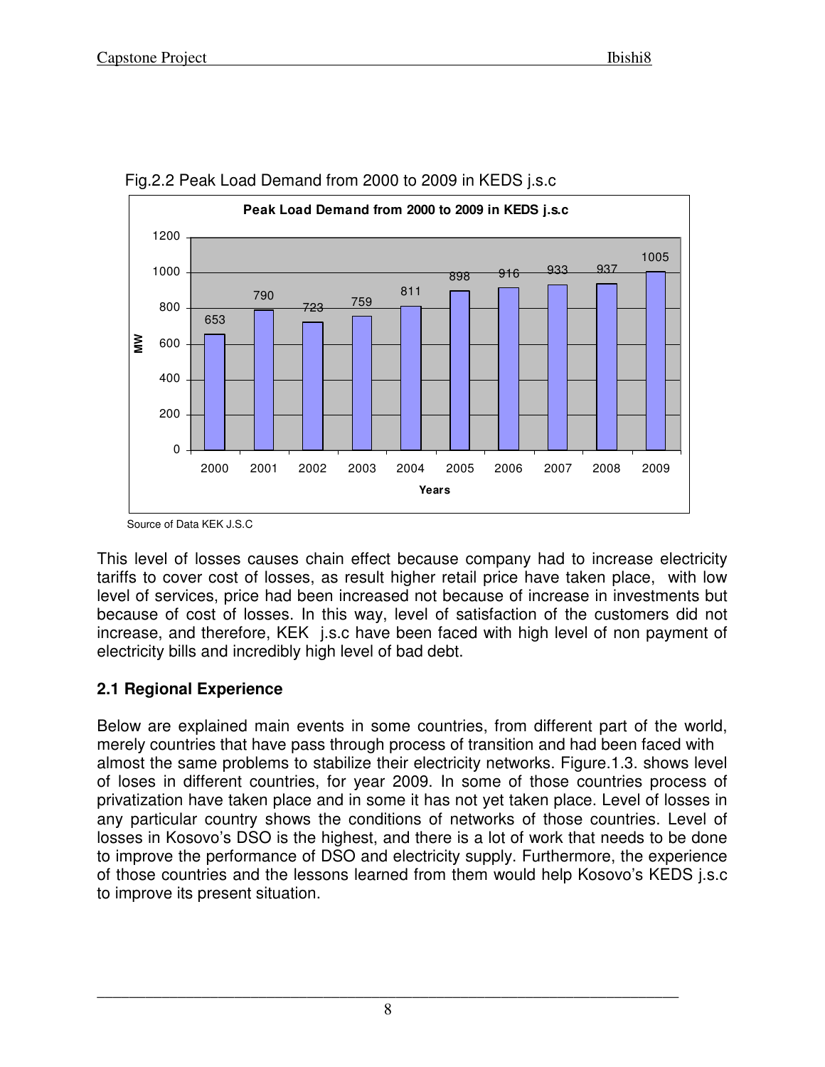Fig.2.2 Peak Load Demand from 2000 to 2009 in KEDS j.s.c

| Year | Peak Load Demand (MW) |
|---|---|
| 2000 | 653 |
| 2001 | 790 |
| 2002 | 723 |
| 2003 | 759 |
| 2004 | 811 |
| 2005 | 898 |
| 2006 | 916 |
| 2007 | 933 |
| 2008 | 937 |
| 2009 | 1005 |

Source of Data KEK J.S.C

This level of losses causes chain effect because company had to increase electricity tariffs to cover cost of losses, as result higher retail price have taken place, with low level of services, price had been increased not because of increase in investments but because of cost of losses. In this way, level of satisfaction of the customers did not increase, and therefore, KEK j.s.c have been faced with high level of non payment of electricity bills and incredibly high level of bad debt.

### 2.1 Regional Experience

Below are explained main events in some countries, from different part of the world, merely countries that have pass through process of transition and had been faced with almost the same problems to stabilize their electricity networks. Figure.1.3. shows level of loses in different countries, for year 2009. In some of those countries process of privatization have taken place and in some it has not yet taken place. Level of losses in any particular country shows the conditions of networks of those countries. Level of losses in Kosovo's DSO is the highest, and there is a lot of work that needs to be done to improve the performance of DSO and electricity supply. Furthermore, the experience of those countries and the lessons learned from them would help Kosovo's KEDS j.s.c to improve its present situation.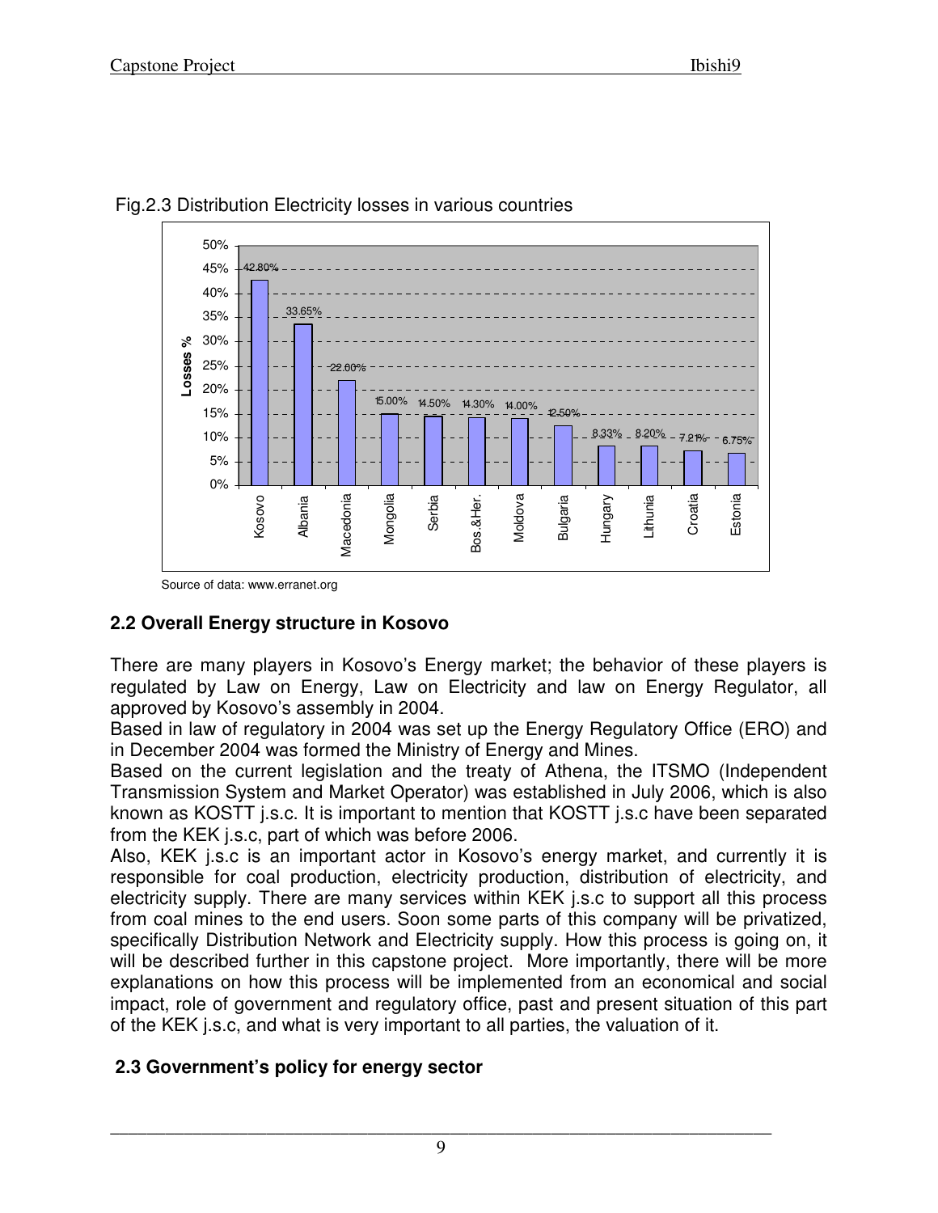Fig.2.3 Distribution Electricity losses in various countries

Source of data: www.erranet.org

## 2.2 Overall Energy structure in Kosovo

There are many players in Kosovo's Energy market; the behavior of these players is regulated by Law on Energy, Law on Electricity and law on Energy Regulator, all approved by Kosovo's assembly in 2004.

Based in law of regulatory in 2004 was set up the Energy Regulatory Office (ERO) and in December 2004 was formed the Ministry of Energy and Mines.

Based on the current legislation and the treaty of Athena, the ITSMO (Independent Transmission System and Market Operator) was established in July 2006, which is also known as KOSTT j.s.c. It is important to mention that KOSTT j.s.c have been separated from the KEK j.s.c, part of which was before 2006.

Also, KEK j.s.c is an important actor in Kosovo's energy market, and currently it is responsible for coal production, electricity production, distribution of electricity, and electricity supply. There are many services within KEK j.s.c to support all this process from coal mines to the end users. Soon some parts of this company will be privatized, specifically Distribution Network and Electricity supply. How this process is going on, it will be described further in this capstone project. More importantly, there will be more explanations on how this process will be implemented from an economical and social impact, role of government and regulatory office, past and present situation of this part of the KEK j.s.c, and what is very important to all parties, the valuation of it.

## 2.3 Government's policy for energy sector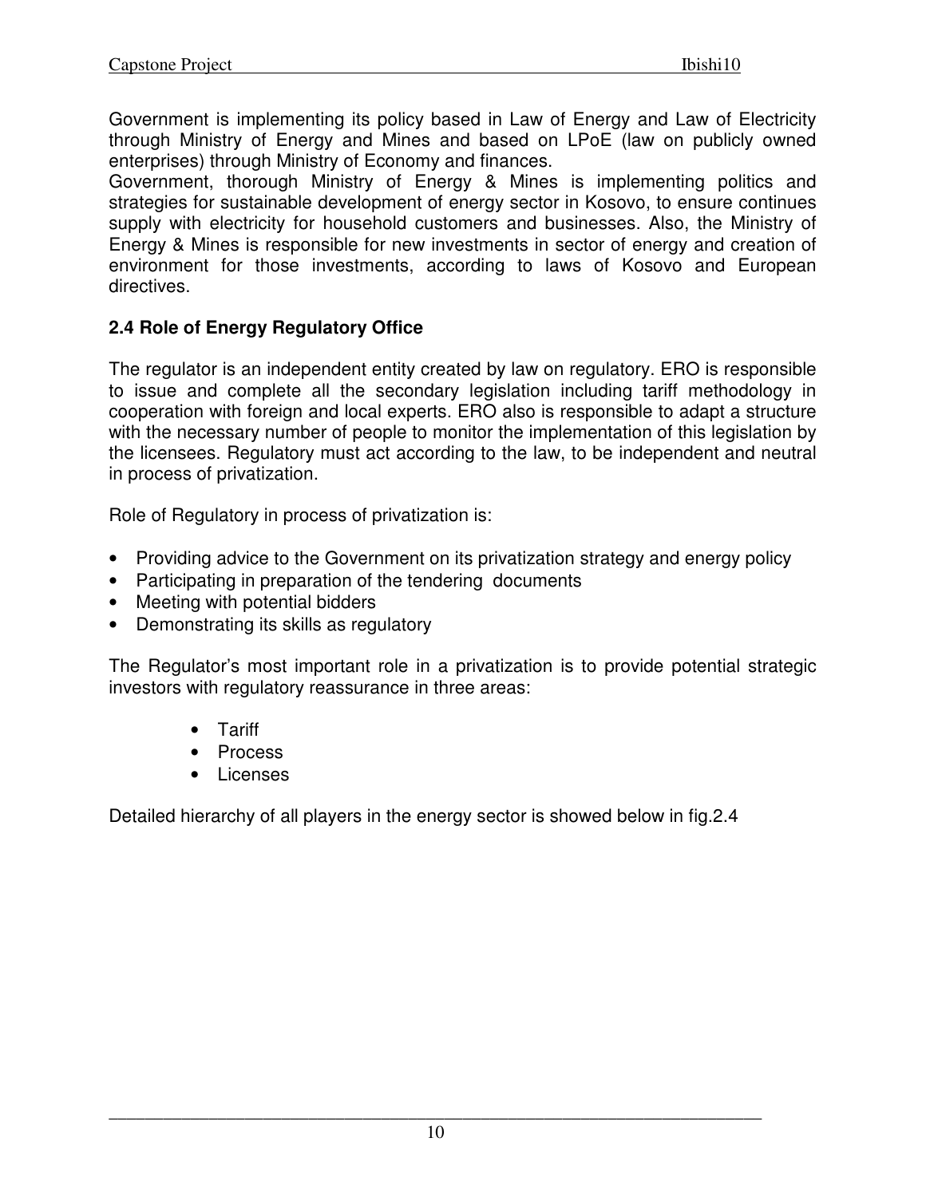Government is implementing its policy based in Law of Energy and Law of Electricity through Ministry of Energy and Mines and based on LPoE (law on publicly owned enterprises) through Ministry of Economy and finances.
Government, thorough Ministry of Energy & Mines is implementing politics and strategies for sustainable development of energy sector in Kosovo, to ensure continues supply with electricity for household customers and businesses. Also, the Ministry of Energy & Mines is responsible for new investments in sector of energy and creation of environment for those investments, according to laws of Kosovo and European directives.

### 2.4 Role of Energy Regulatory Office

The regulator is an independent entity created by law on regulatory. ERO is responsible to issue and complete all the secondary legislation including tariff methodology in cooperation with foreign and local experts. ERO also is responsible to adapt a structure with the necessary number of people to monitor the implementation of this legislation by the licensees. Regulatory must act according to the law, to be independent and neutral in process of privatization.

Role of Regulatory in process of privatization is:

- Providing advice to the Government on its privatization strategy and energy policy
- Participating in preparation of the tendering documents
- Meeting with potential bidders
- Demonstrating its skills as regulatory

The Regulator's most important role in a privatization is to provide potential strategic investors with regulatory reassurance in three areas:

- Tariff
- Process
- Licenses

Detailed hierarchy of all players in the energy sector is showed below in fig.2.4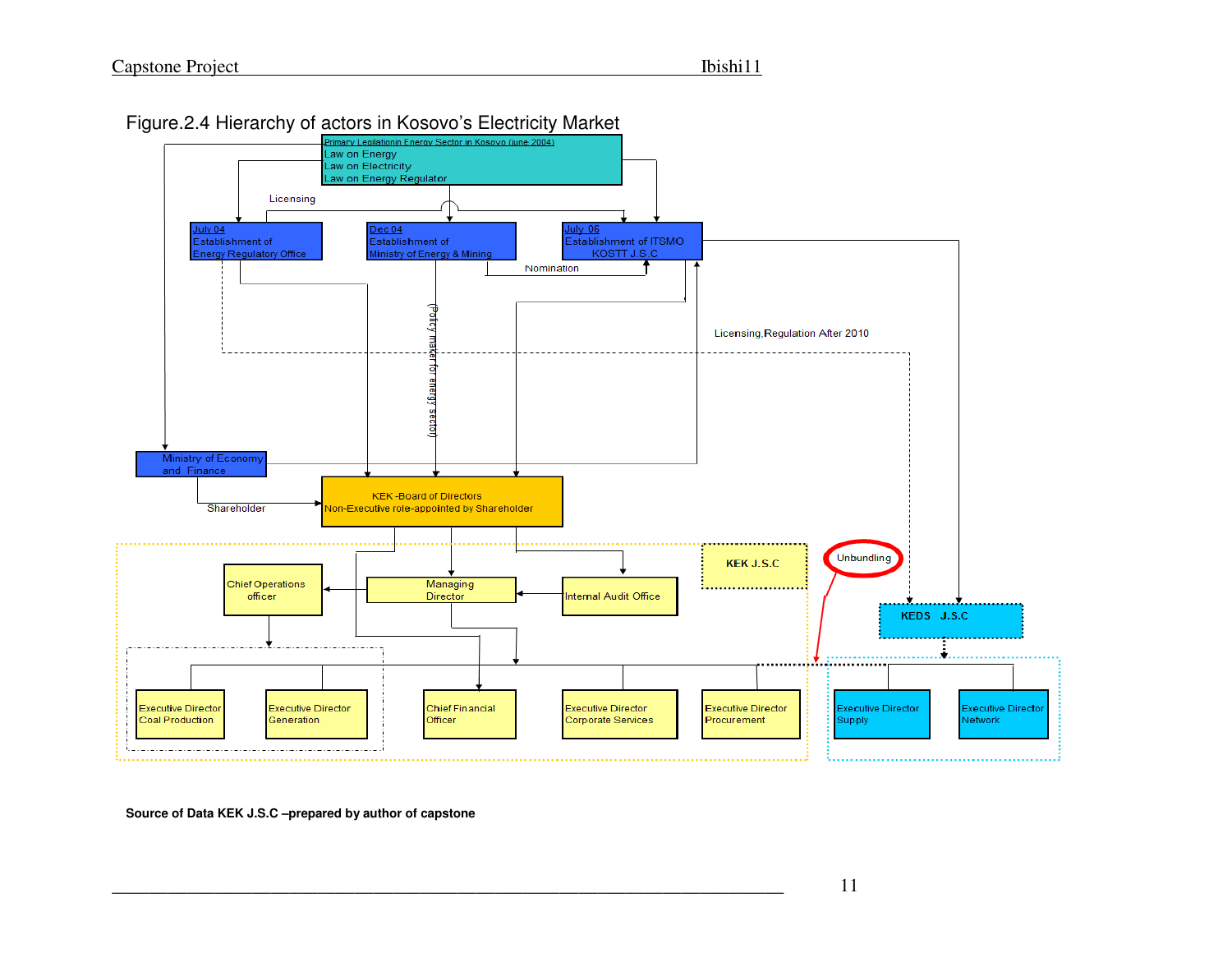Figure.2.4 Hierarchy of actors in Kosovo's Electricity Market

Primary Legilationin Energy Sector in Kosovo (june 2004)
Law on Energy
Law on Electricity
Law on Energy Regulator

Licensing

July 04
Establishment of
Energy Regulatory Office

Dec 04
Establishment of
Ministry of Energy & Mining

July 06
Establishment of ITSMO
KOSTT J.S.C

Nomination

(Policy maker for energy sector)

Licensing,Regulation After 2010

Ministry of Economy and Finance

Shareholder

KEK -Board of Directors
Non-Executive role-appointed by Shareholder

KEK J.S.C

Unbundling

KEDS J.S.C

Chief Operations officer

Managing Director

Internal Audit Office

Executive Director Coal Production

Executive Director Generation

Chief Financial Officer

Executive Director Corporate Services

Executive Director Procurement

Executive Director Supply

Executive Director Network

**Source of Data KEK J.S.C –prepared by author of capstone**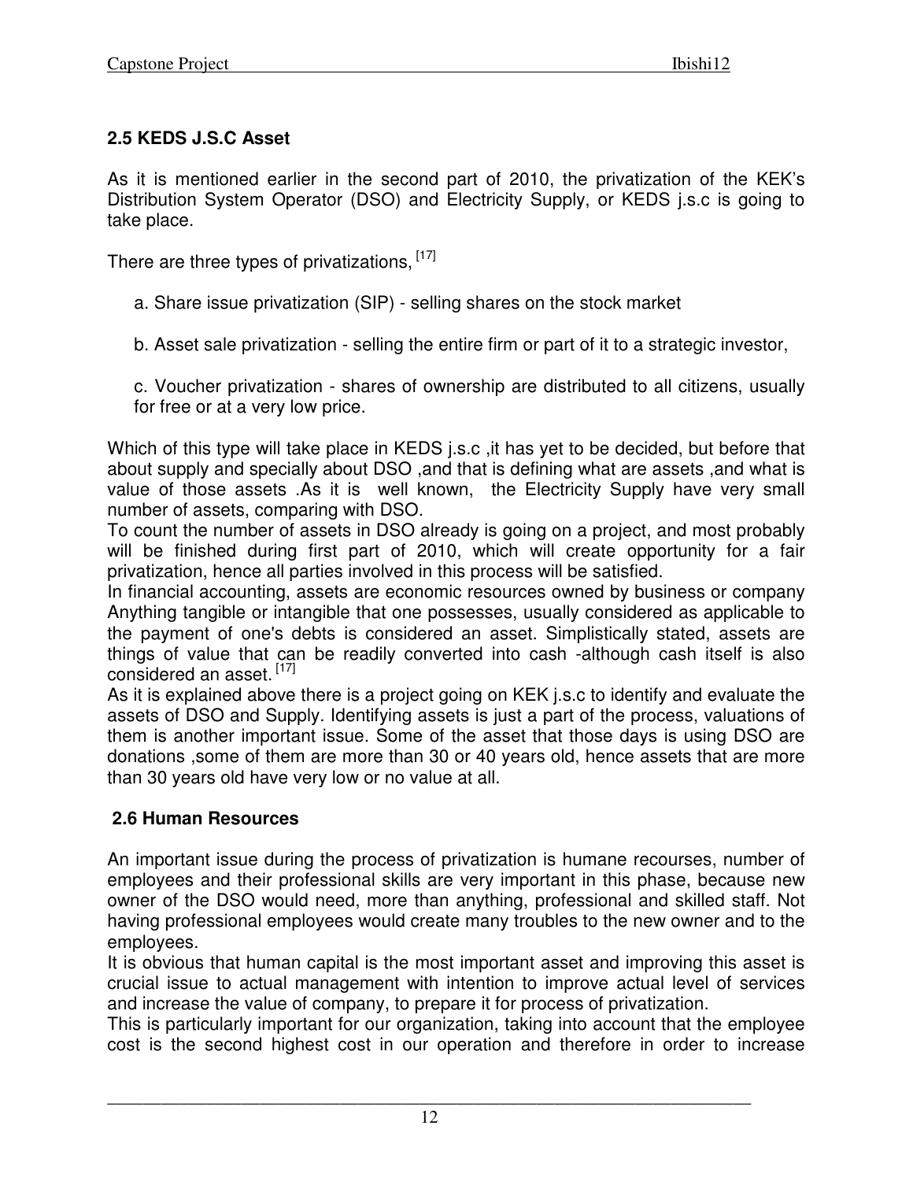## 2.5 KEDS J.S.C Asset

As it is mentioned earlier in the second part of 2010, the privatization of the KEK's Distribution System Operator (DSO) and Electricity Supply, or KEDS j.s.c is going to take place.

There are three types of privatizations, [17]

a. Share issue privatization (SIP) - selling shares on the stock market

b. Asset sale privatization - selling the entire firm or part of it to a strategic investor,

c. Voucher privatization - shares of ownership are distributed to all citizens, usually for free or at a very low price.

Which of this type will take place in KEDS j.s.c ,it has yet to be decided, but before that about supply and specially about DSO ,and that is defining what are assets ,and what is value of those assets .As it is well known, the Electricity Supply have very small number of assets, comparing with DSO.

To count the number of assets in DSO already is going on a project, and most probably will be finished during first part of 2010, which will create opportunity for a fair privatization, hence all parties involved in this process will be satisfied.

In financial accounting, assets are economic resources owned by business or company Anything tangible or intangible that one possesses, usually considered as applicable to the payment of one's debts is considered an asset. Simplistically stated, assets are things of value that can be readily converted into cash -although cash itself is also considered an asset. [17]

As it is explained above there is a project going on KEK j.s.c to identify and evaluate the assets of DSO and Supply. Identifying assets is just a part of the process, valuations of them is another important issue. Some of the asset that those days is using DSO are donations ,some of them are more than 30 or 40 years old, hence assets that are more than 30 years old have very low or no value at all.

## 2.6 Human Resources

An important issue during the process of privatization is humane recourses, number of employees and their professional skills are very important in this phase, because new owner of the DSO would need, more than anything, professional and skilled staff. Not having professional employees would create many troubles to the new owner and to the employees.

It is obvious that human capital is the most important asset and improving this asset is crucial issue to actual management with intention to improve actual level of services and increase the value of company, to prepare it for process of privatization.

This is particularly important for our organization, taking into account that the employee cost is the second highest cost in our operation and therefore in order to increase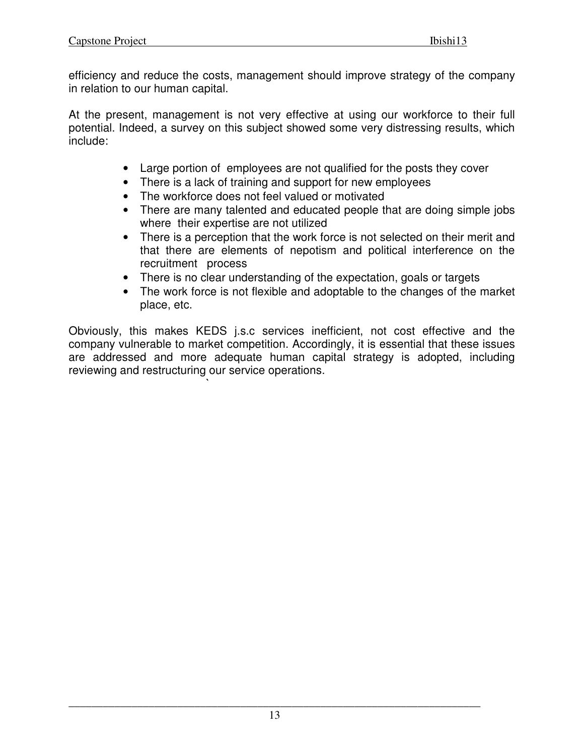efficiency and reduce the costs, management should improve strategy of the company in relation to our human capital.

At the present, management is not very effective at using our workforce to their full potential. Indeed, a survey on this subject showed some very distressing results, which include:

- Large portion of employees are not qualified for the posts they cover
- There is a lack of training and support for new employees
- The workforce does not feel valued or motivated
- There are many talented and educated people that are doing simple jobs where their expertise are not utilized
- There is a perception that the work force is not selected on their merit and that there are elements of nepotism and political interference on the recruitment process
- There is no clear understanding of the expectation, goals or targets
- The work force is not flexible and adoptable to the changes of the market place, etc.

Obviously, this makes KEDS j.s.c services inefficient, not cost effective and the company vulnerable to market competition. Accordingly, it is essential that these issues are addressed and more adequate human capital strategy is adopted, including reviewing and restructuring our service operations.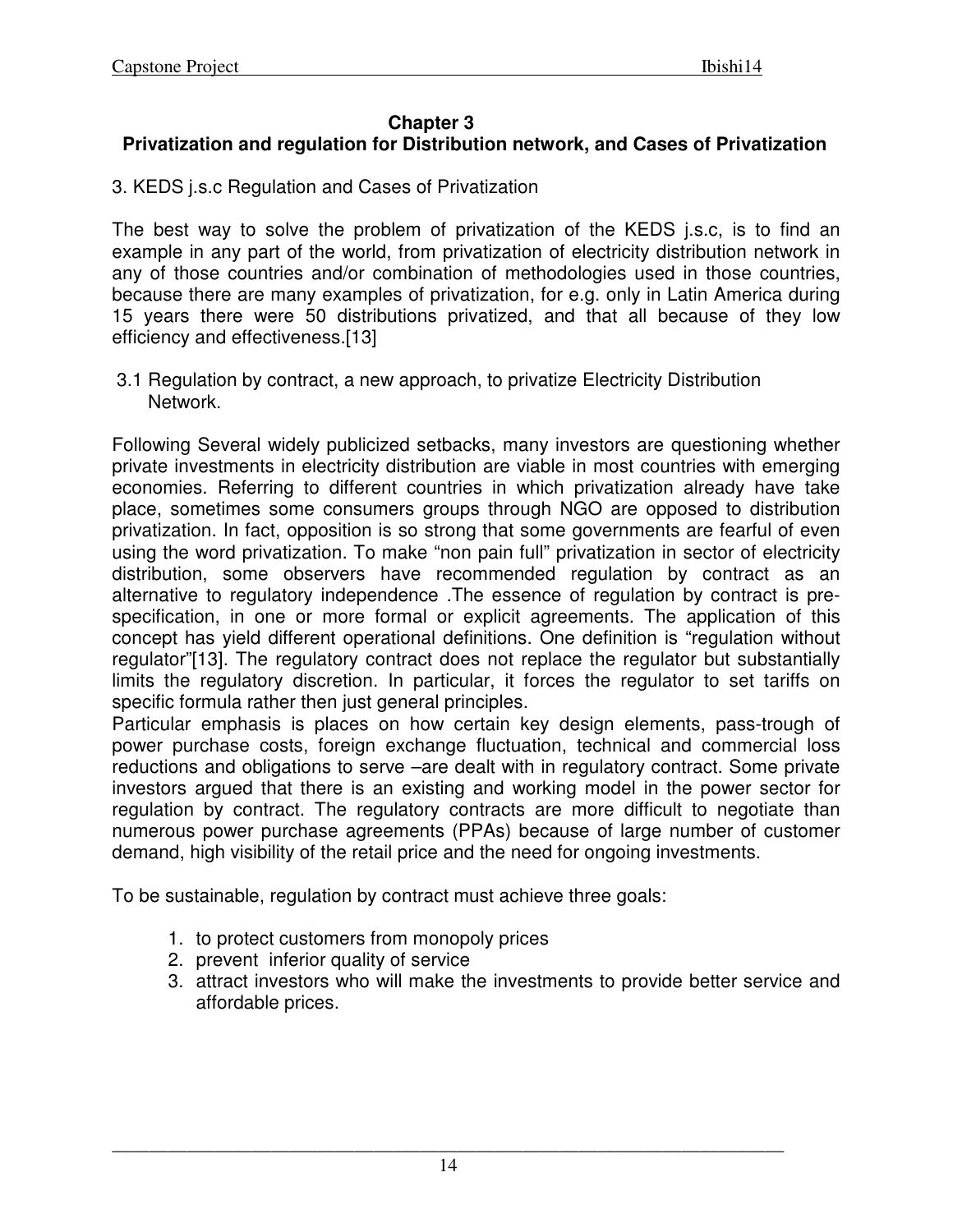# Chapter 3
## Privatization and regulation for Distribution network, and Cases of Privatization

3. KEDS j.s.c Regulation and Cases of Privatization

The best way to solve the problem of privatization of the KEDS j.s.c, is to find an example in any part of the world, from privatization of electricity distribution network in any of those countries and/or combination of methodologies used in those countries, because there are many examples of privatization, for e.g. only in Latin America during 15 years there were 50 distributions privatized, and that all because of they low efficiency and effectiveness.[13]

### 3.1 Regulation by contract, a new approach, to privatize Electricity Distribution Network.

Following Several widely publicized setbacks, many investors are questioning whether private investments in electricity distribution are viable in most countries with emerging economies. Referring to different countries in which privatization already have take place, sometimes some consumers groups through NGO are opposed to distribution privatization. In fact, opposition is so strong that some governments are fearful of even using the word privatization. To make "non pain full" privatization in sector of electricity distribution, some observers have recommended regulation by contract as an alternative to regulatory independence .The essence of regulation by contract is pre-specification, in one or more formal or explicit agreements. The application of this concept has yield different operational definitions. One definition is "regulation without regulator"[13]. The regulatory contract does not replace the regulator but substantially limits the regulatory discretion. In particular, it forces the regulator to set tariffs on specific formula rather then just general principles.
Particular emphasis is places on how certain key design elements, pass-trough of power purchase costs, foreign exchange fluctuation, technical and commercial loss reductions and obligations to serve –are dealt with in regulatory contract. Some private investors argued that there is an existing and working model in the power sector for regulation by contract. The regulatory contracts are more difficult to negotiate than numerous power purchase agreements (PPAs) because of large number of customer demand, high visibility of the retail price and the need for ongoing investments.

To be sustainable, regulation by contract must achieve three goals:

1. to protect customers from monopoly prices
2. prevent inferior quality of service
3. attract investors who will make the investments to provide better service and affordable prices.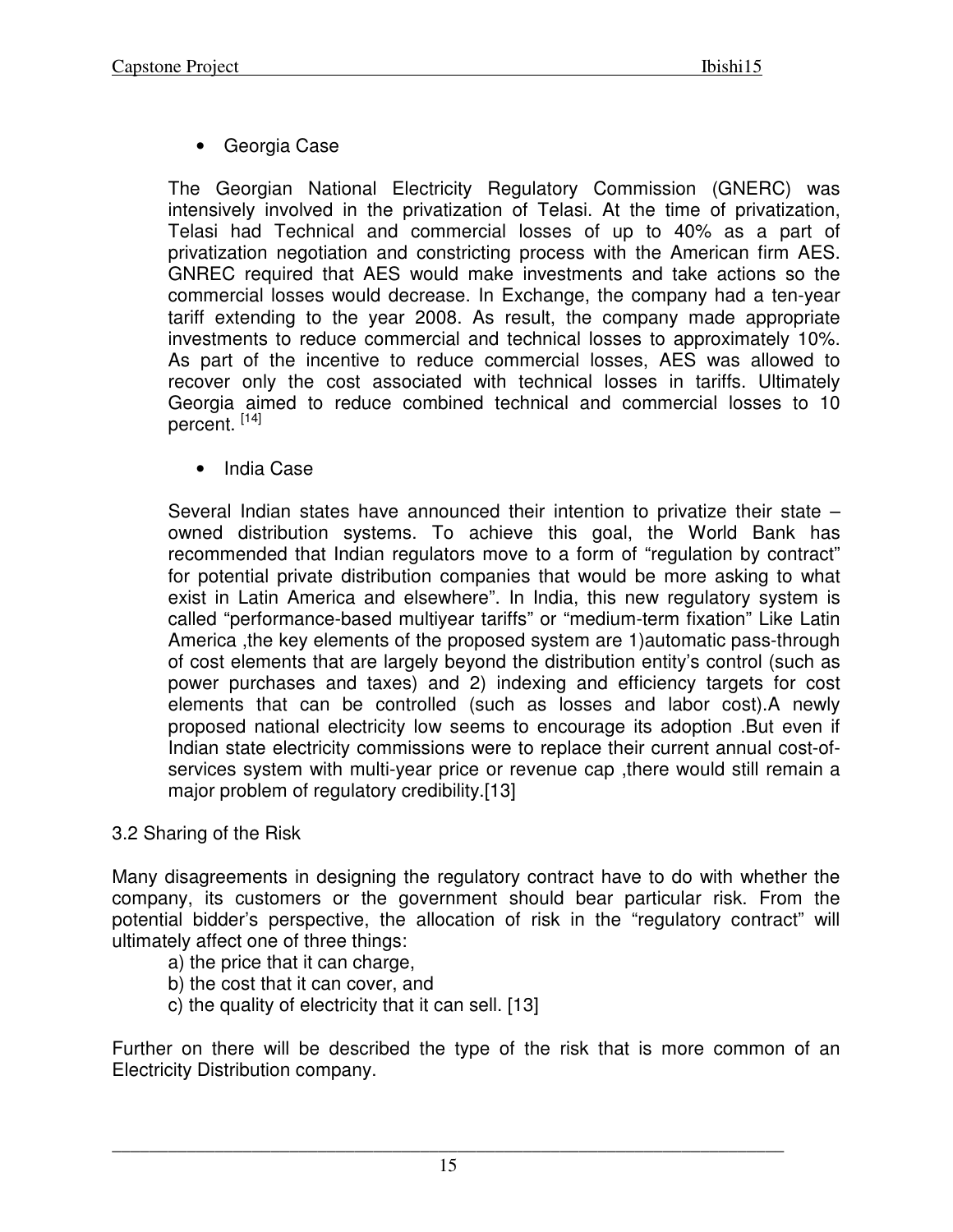- Georgia Case

The Georgian National Electricity Regulatory Commission (GNERC) was intensively involved in the privatization of Telasi. At the time of privatization, Telasi had Technical and commercial losses of up to 40% as a part of privatization negotiation and constricting process with the American firm AES. GNREC required that AES would make investments and take actions so the commercial losses would decrease. In Exchange, the company had a ten-year tariff extending to the year 2008. As result, the company made appropriate investments to reduce commercial and technical losses to approximately 10%. As part of the incentive to reduce commercial losses, AES was allowed to recover only the cost associated with technical losses in tariffs. Ultimately Georgia aimed to reduce combined technical and commercial losses to 10 percent. [14]

- India Case

Several Indian states have announced their intention to privatize their state – owned distribution systems. To achieve this goal, the World Bank has recommended that Indian regulators move to a form of "regulation by contract" for potential private distribution companies that would be more asking to what exist in Latin America and elsewhere". In India, this new regulatory system is called "performance-based multiyear tariffs" or "medium-term fixation" Like Latin America ,the key elements of the proposed system are 1)automatic pass-through of cost elements that are largely beyond the distribution entity's control (such as power purchases and taxes) and 2) indexing and efficiency targets for cost elements that can be controlled (such as losses and labor cost).A newly proposed national electricity low seems to encourage its adoption .But even if Indian state electricity commissions were to replace their current annual cost-of-services system with multi-year price or revenue cap ,there would still remain a major problem of regulatory credibility.[13]

3.2 Sharing of the Risk

Many disagreements in designing the regulatory contract have to do with whether the company, its customers or the government should bear particular risk. From the potential bidder's perspective, the allocation of risk in the "regulatory contract" will ultimately affect one of three things:

a) the price that it can charge,
b) the cost that it can cover, and
c) the quality of electricity that it can sell. [13]

Further on there will be described the type of the risk that is more common of an Electricity Distribution company.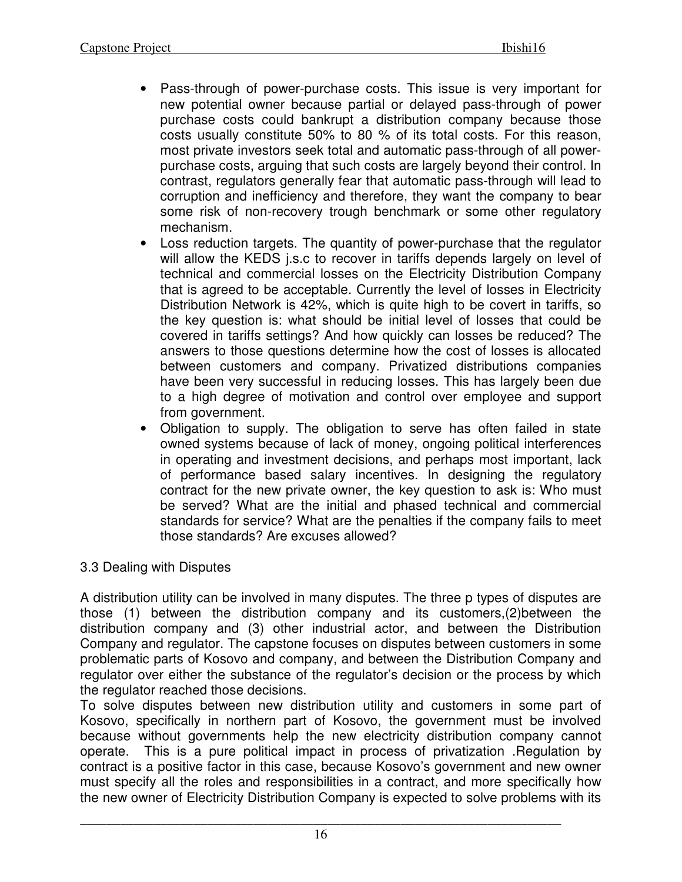- Pass-through of power-purchase costs. This issue is very important for new potential owner because partial or delayed pass-through of power purchase costs could bankrupt a distribution company because those costs usually constitute 50% to 80 % of its total costs. For this reason, most private investors seek total and automatic pass-through of all power-purchase costs, arguing that such costs are largely beyond their control. In contrast, regulators generally fear that automatic pass-through will lead to corruption and inefficiency and therefore, they want the company to bear some risk of non-recovery trough benchmark or some other regulatory mechanism.
- Loss reduction targets. The quantity of power-purchase that the regulator will allow the KEDS j.s.c to recover in tariffs depends largely on level of technical and commercial losses on the Electricity Distribution Company that is agreed to be acceptable. Currently the level of losses in Electricity Distribution Network is 42%, which is quite high to be covert in tariffs, so the key question is: what should be initial level of losses that could be covered in tariffs settings? And how quickly can losses be reduced? The answers to those questions determine how the cost of losses is allocated between customers and company. Privatized distributions companies have been very successful in reducing losses. This has largely been due to a high degree of motivation and control over employee and support from government.
- Obligation to supply. The obligation to serve has often failed in state owned systems because of lack of money, ongoing political interferences in operating and investment decisions, and perhaps most important, lack of performance based salary incentives. In designing the regulatory contract for the new private owner, the key question to ask is: Who must be served? What are the initial and phased technical and commercial standards for service? What are the penalties if the company fails to meet those standards? Are excuses allowed?

### 3.3 Dealing with Disputes

A distribution utility can be involved in many disputes. The three p types of disputes are those (1) between the distribution company and its customers,(2)between the distribution company and (3) other industrial actor, and between the Distribution Company and regulator. The capstone focuses on disputes between customers in some problematic parts of Kosovo and company, and between the Distribution Company and regulator over either the substance of the regulator's decision or the process by which the regulator reached those decisions.

To solve disputes between new distribution utility and customers in some part of Kosovo, specifically in northern part of Kosovo, the government must be involved because without governments help the new electricity distribution company cannot operate. This is a pure political impact in process of privatization .Regulation by contract is a positive factor in this case, because Kosovo's government and new owner must specify all the roles and responsibilities in a contract, and more specifically how the new owner of Electricity Distribution Company is expected to solve problems with its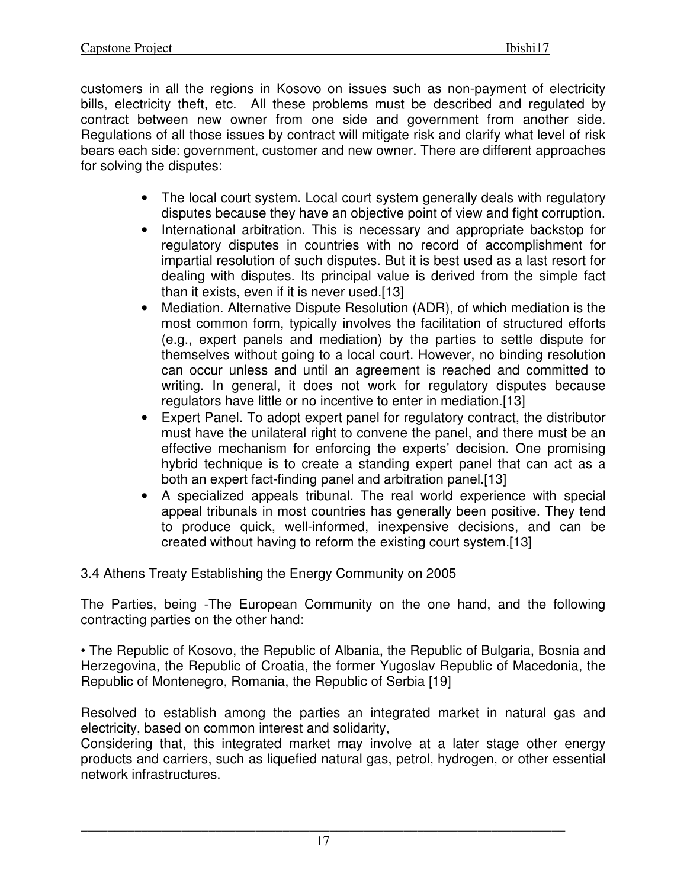customers in all the regions in Kosovo on issues such as non-payment of electricity bills, electricity theft, etc. All these problems must be described and regulated by contract between new owner from one side and government from another side. Regulations of all those issues by contract will mitigate risk and clarify what level of risk bears each side: government, customer and new owner. There are different approaches for solving the disputes:

- The local court system. Local court system generally deals with regulatory disputes because they have an objective point of view and fight corruption.
- International arbitration. This is necessary and appropriate backstop for regulatory disputes in countries with no record of accomplishment for impartial resolution of such disputes. But it is best used as a last resort for dealing with disputes. Its principal value is derived from the simple fact than it exists, even if it is never used.[13]
- Mediation. Alternative Dispute Resolution (ADR), of which mediation is the most common form, typically involves the facilitation of structured efforts (e.g., expert panels and mediation) by the parties to settle dispute for themselves without going to a local court. However, no binding resolution can occur unless and until an agreement is reached and committed to writing. In general, it does not work for regulatory disputes because regulators have little or no incentive to enter in mediation.[13]
- Expert Panel. To adopt expert panel for regulatory contract, the distributor must have the unilateral right to convene the panel, and there must be an effective mechanism for enforcing the experts' decision. One promising hybrid technique is to create a standing expert panel that can act as a both an expert fact-finding panel and arbitration panel.[13]
- A specialized appeals tribunal. The real world experience with special appeal tribunals in most countries has generally been positive. They tend to produce quick, well-informed, inexpensive decisions, and can be created without having to reform the existing court system.[13]

## 3.4 Athens Treaty Establishing the Energy Community on 2005

The Parties, being -The European Community on the one hand, and the following contracting parties on the other hand:

• The Republic of Kosovo, the Republic of Albania, the Republic of Bulgaria, Bosnia and Herzegovina, the Republic of Croatia, the former Yugoslav Republic of Macedonia, the Republic of Montenegro, Romania, the Republic of Serbia [19]

Resolved to establish among the parties an integrated market in natural gas and electricity, based on common interest and solidarity,
Considering that, this integrated market may involve at a later stage other energy products and carriers, such as liquefied natural gas, petrol, hydrogen, or other essential network infrastructures.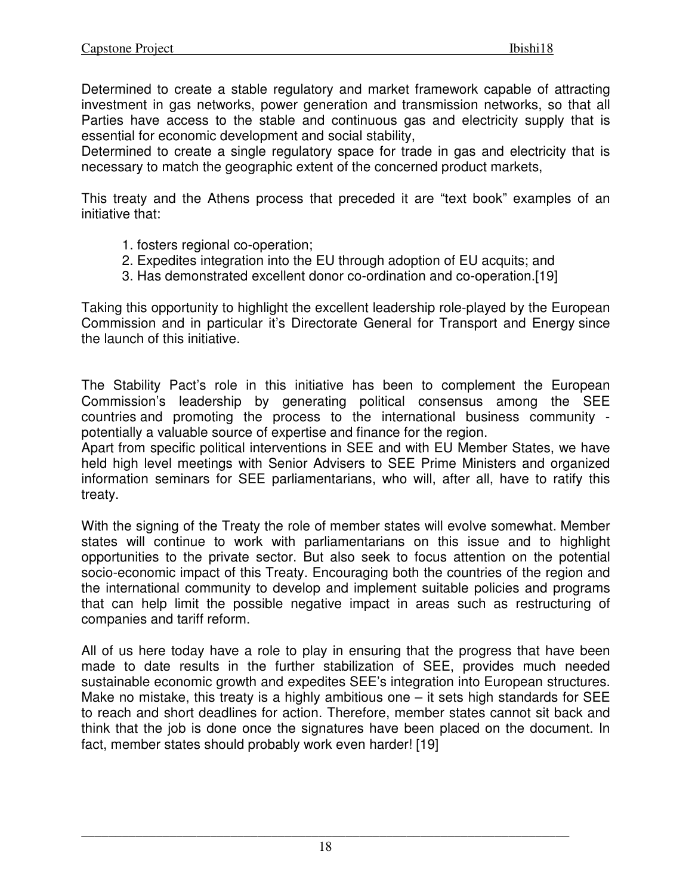Determined to create a stable regulatory and market framework capable of attracting investment in gas networks, power generation and transmission networks, so that all Parties have access to the stable and continuous gas and electricity supply that is essential for economic development and social stability,
Determined to create a single regulatory space for trade in gas and electricity that is necessary to match the geographic extent of the concerned product markets,

This treaty and the Athens process that preceded it are "text book" examples of an initiative that:

1. fosters regional co-operation;
2. Expedites integration into the EU through adoption of EU acquits; and
3. Has demonstrated excellent donor co-ordination and co-operation.[19]

Taking this opportunity to highlight the excellent leadership role-played by the European Commission and in particular it's Directorate General for Transport and Energy since the launch of this initiative.

The Stability Pact's role in this initiative has been to complement the European Commission's leadership by generating political consensus among the SEE countries and promoting the process to the international business community - potentially a valuable source of expertise and finance for the region.
Apart from specific political interventions in SEE and with EU Member States, we have held high level meetings with Senior Advisers to SEE Prime Ministers and organized information seminars for SEE parliamentarians, who will, after all, have to ratify this treaty.

With the signing of the Treaty the role of member states will evolve somewhat. Member states will continue to work with parliamentarians on this issue and to highlight opportunities to the private sector. But also seek to focus attention on the potential socio-economic impact of this Treaty. Encouraging both the countries of the region and the international community to develop and implement suitable policies and programs that can help limit the possible negative impact in areas such as restructuring of companies and tariff reform.

All of us here today have a role to play in ensuring that the progress that have been made to date results in the further stabilization of SEE, provides much needed sustainable economic growth and expedites SEE's integration into European structures. Make no mistake, this treaty is a highly ambitious one – it sets high standards for SEE to reach and short deadlines for action. Therefore, member states cannot sit back and think that the job is done once the signatures have been placed on the document. In fact, member states should probably work even harder! [19]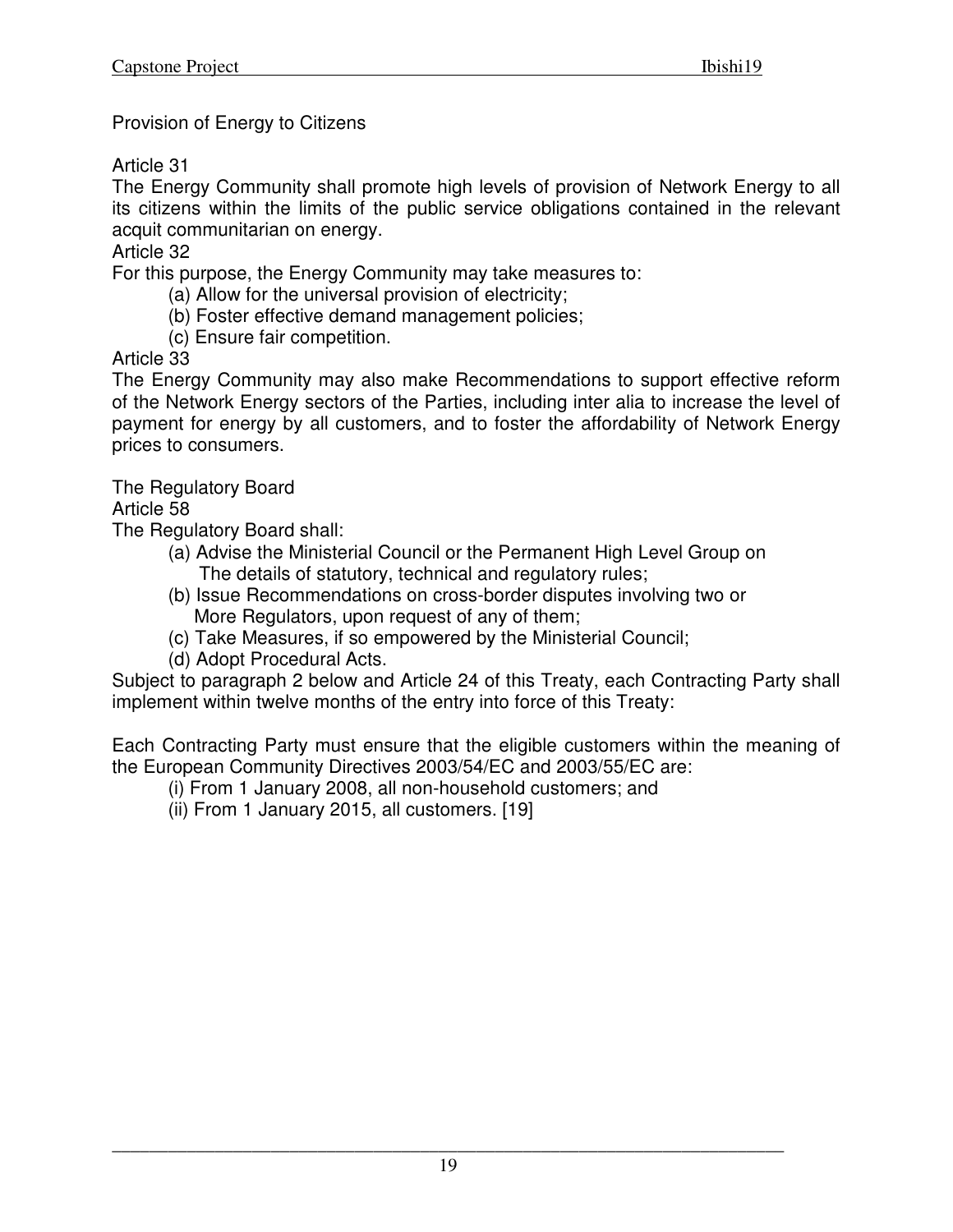Provision of Energy to Citizens

Article 31

The Energy Community shall promote high levels of provision of Network Energy to all its citizens within the limits of the public service obligations contained in the relevant acquit communitarian on energy.

Article 32

For this purpose, the Energy Community may take measures to:

(a) Allow for the universal provision of electricity;
(b) Foster effective demand management policies;
(c) Ensure fair competition.

Article 33

The Energy Community may also make Recommendations to support effective reform of the Network Energy sectors of the Parties, including inter alia to increase the level of payment for energy by all customers, and to foster the affordability of Network Energy prices to consumers.

The Regulatory Board

Article 58

The Regulatory Board shall:

(a) Advise the Ministerial Council or the Permanent High Level Group on The details of statutory, technical and regulatory rules;
(b) Issue Recommendations on cross-border disputes involving two or More Regulators, upon request of any of them;
(c) Take Measures, if so empowered by the Ministerial Council;
(d) Adopt Procedural Acts.

Subject to paragraph 2 below and Article 24 of this Treaty, each Contracting Party shall implement within twelve months of the entry into force of this Treaty:

Each Contracting Party must ensure that the eligible customers within the meaning of the European Community Directives 2003/54/EC and 2003/55/EC are:

(i) From 1 January 2008, all non-household customers; and
(ii) From 1 January 2015, all customers. [19]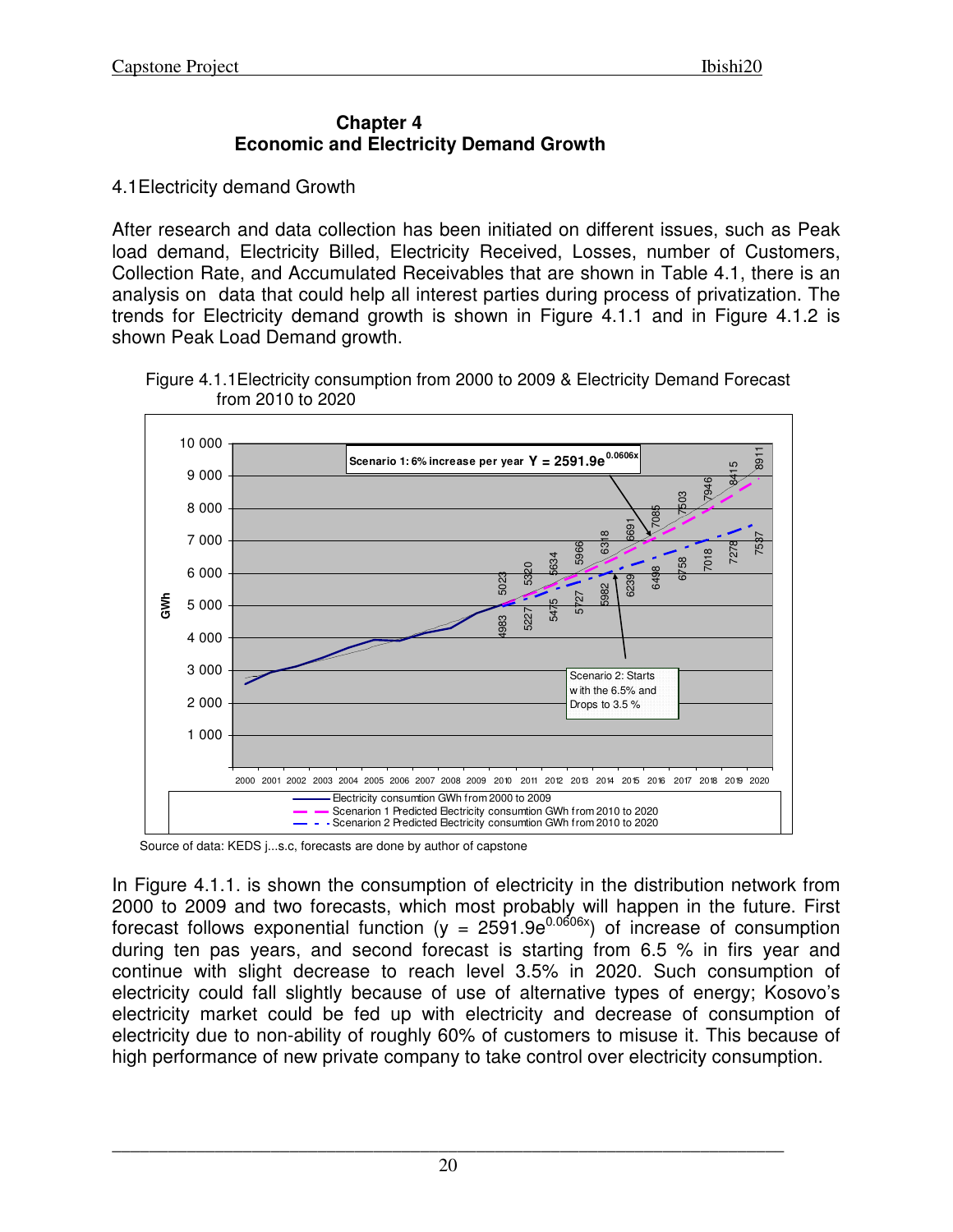# Chapter 4
## Economic and Electricity Demand Growth

4.1Electricity demand Growth

After research and data collection has been initiated on different issues, such as Peak load demand, Electricity Billed, Electricity Received, Losses, number of Customers, Collection Rate, and Accumulated Receivables that are shown in Table 4.1, there is an analysis on data that could help all interest parties during process of privatization. The trends for Electricity demand growth is shown in Figure 4.1.1 and in Figure 4.1.2 is shown Peak Load Demand growth.

Figure 4.1.1Electricity consumption from 2000 to 2009 & Electricity Demand Forecast from 2010 to 2020

Source of data: KEDS j...s.c, forecasts are done by author of capstone

In Figure 4.1.1. is shown the consumption of electricity in the distribution network from 2000 to 2009 and two forecasts, which most probably will happen in the future. First forecast follows exponential function ($y = 2591.9e^{0.0606x}$) of increase of consumption during ten pas years, and second forecast is starting from 6.5 % in firs year and continue with slight decrease to reach level 3.5% in 2020. Such consumption of electricity could fall slightly because of use of alternative types of energy; Kosovo's electricity market could be fed up with electricity and decrease of consumption of electricity due to non-ability of roughly 60% of customers to misuse it. This because of high performance of new private company to take control over electricity consumption.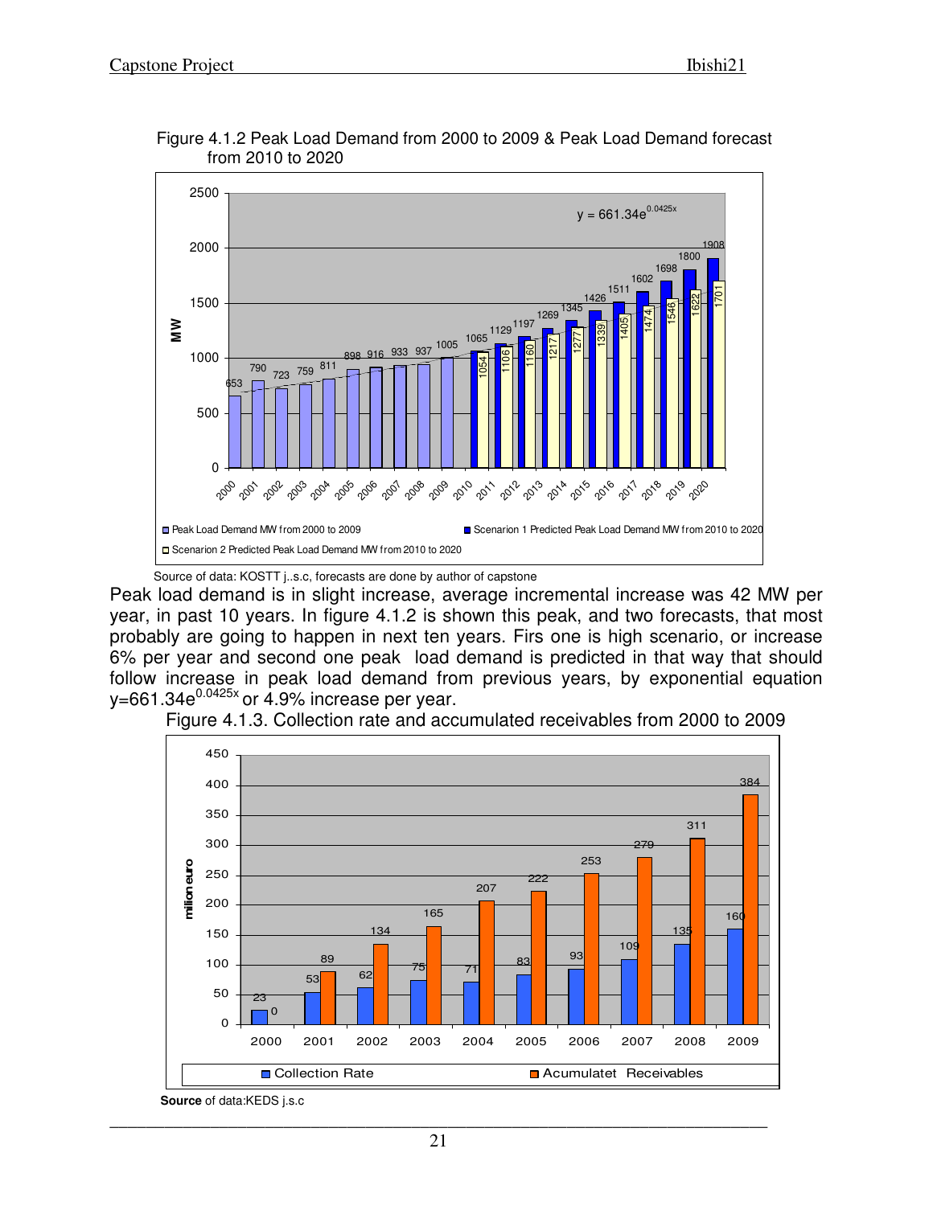Figure 4.1.2 Peak Load Demand from 2000 to 2009 & Peak Load Demand forecast from 2010 to 2020

Source of data: KOSTT j..s.c, forecasts are done by author of capstone

Peak load demand is in slight increase, average incremental increase was 42 MW per year, in past 10 years. In figure 4.1.2 is shown this peak, and two forecasts, that most probably are going to happen in next ten years. Firs one is high scenario, or increase 6% per year and second one peak load demand is predicted in that way that should follow increase in peak load demand from previous years, by exponential equation $y=661.34e^{0.0425x}$ or 4.9% increase per year.

Figure 4.1.3. Collection rate and accumulated receivables from 2000 to 2009

**Source** of data:KEDS j.s.c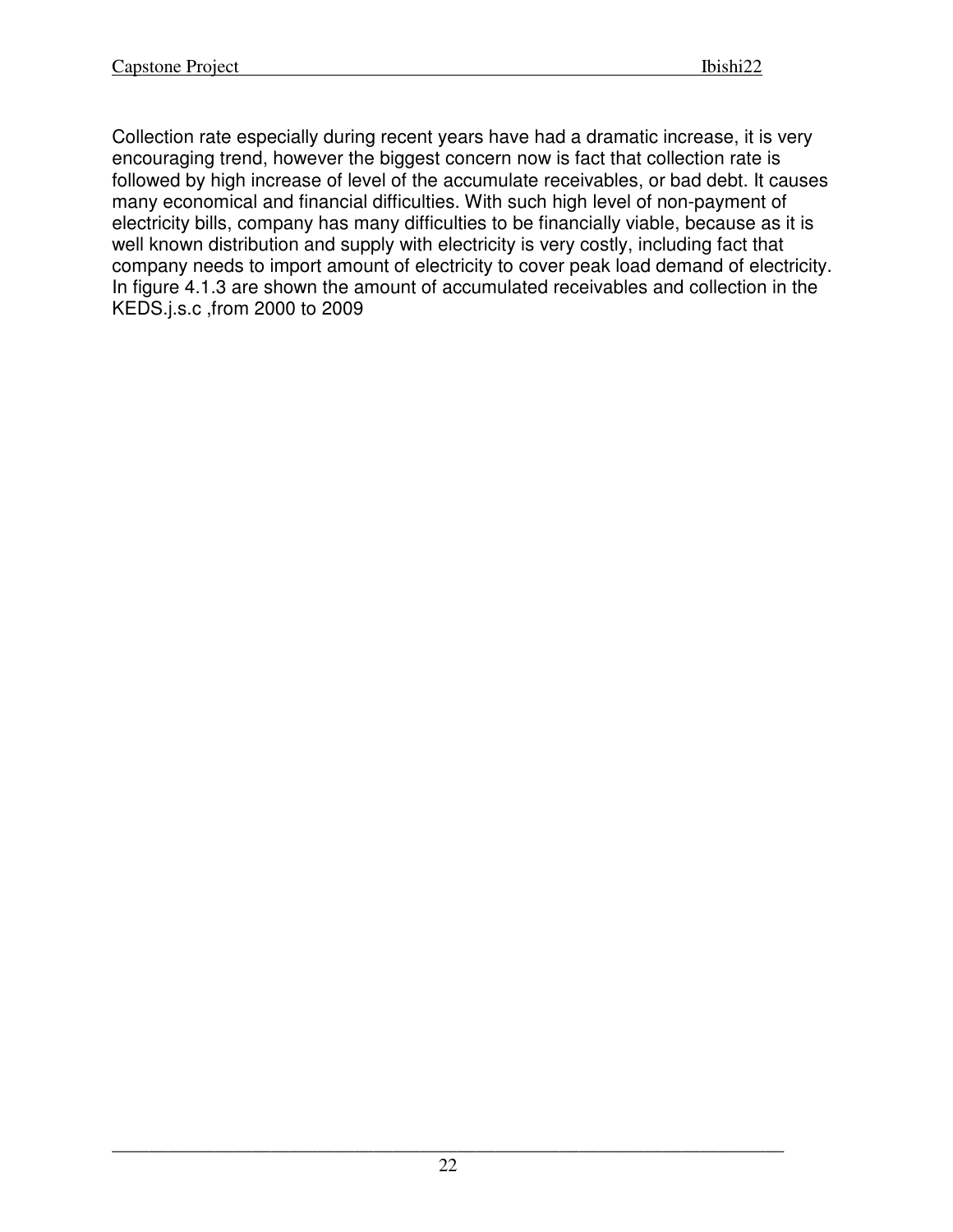Collection rate especially during recent years have had a dramatic increase, it is very encouraging trend, however the biggest concern now is fact that collection rate is followed by high increase of level of the accumulate receivables, or bad debt. It causes many economical and financial difficulties. With such high level of non-payment of electricity bills, company has many difficulties to be financially viable, because as it is well known distribution and supply with electricity is very costly, including fact that company needs to import amount of electricity to cover peak load demand of electricity. In figure 4.1.3 are shown the amount of accumulated receivables and collection in the KEDS.j.s.c ,from 2000 to 2009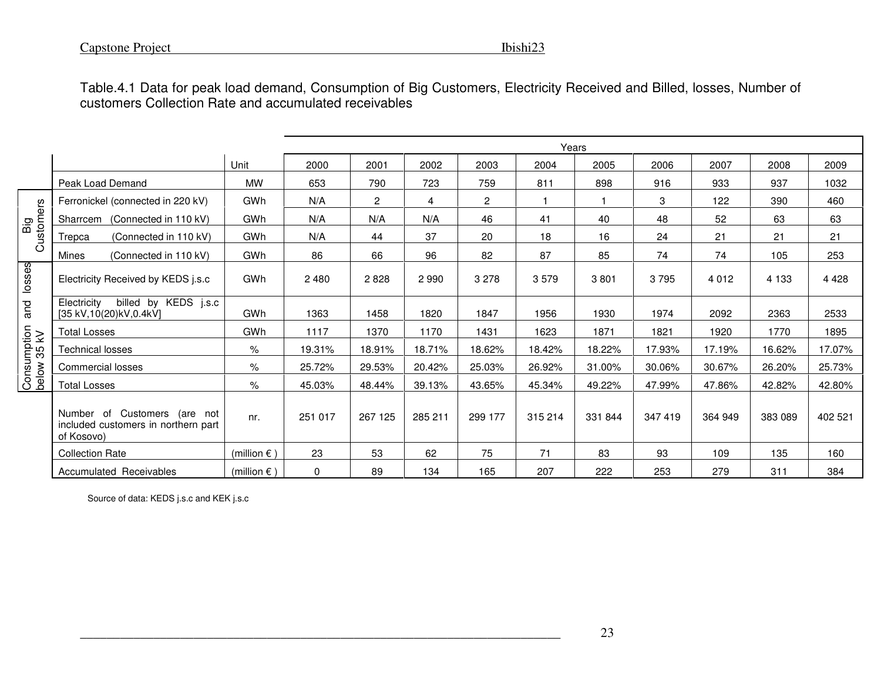Table.4.1 Data for peak load demand, Consumption of Big Customers, Electricity Received and Billed, losses, Number of customers Collection Rate and accumulated receivables

| | | Unit | Years | | | | | | | | | |
|---|---|---|---|---|---|---|---|---|---|---|---|---|
| | | | 2000 | 2001 | 2002 | 2003 | 2004 | 2005 | 2006 | 2007 | 2008 | 2009 |
| | Peak Load Demand | MW | 653 | 790 | 723 | 759 | 811 | 898 | 916 | 933 | 937 | 1032 |
| Big Customers | Ferronickel (connected in 220 kV) | GWh | N/A | 2 | 4 | 2 | 1 | 1 | 3 | 122 | 390 | 460 |
| | Sharrcem (Connected in 110 kV) | GWh | N/A | N/A | N/A | 46 | 41 | 40 | 48 | 52 | 63 | 63 |
| | Trepca (Connected in 110 kV) | GWh | N/A | 44 | 37 | 20 | 18 | 16 | 24 | 21 | 21 | 21 |
| | Mines (Connected in 110 kV) | GWh | 86 | 66 | 96 | 82 | 87 | 85 | 74 | 74 | 105 | 253 |
| Consumption and losses below 35 kV | Electricity Received by KEDS j.s.c | GWh | 2 480 | 2 828 | 2 990 | 3 278 | 3 579 | 3 801 | 3 795 | 4 012 | 4 133 | 4 428 |
| | Electricity billed by KEDS j.s.c [35 kV,10(20)kV,0.4kV] | GWh | 1363 | 1458 | 1820 | 1847 | 1956 | 1930 | 1974 | 2092 | 2363 | 2533 |
| | Total Losses | GWh | 1117 | 1370 | 1170 | 1431 | 1623 | 1871 | 1821 | 1920 | 1770 | 1895 |
| | Technical losses | % | 19.31% | 18.91% | 18.71% | 18.62% | 18.42% | 18.22% | 17.93% | 17.19% | 16.62% | 17.07% |
| | Commercial losses | % | 25.72% | 29.53% | 20.42% | 25.03% | 26.92% | 31.00% | 30.06% | 30.67% | 26.20% | 25.73% |
| | Total Losses | % | 45.03% | 48.44% | 39.13% | 43.65% | 45.34% | 49.22% | 47.99% | 47.86% | 42.82% | 42.80% |
| | Number of Customers (are not included customers in northern part of Kosovo) | nr. | 251 017 | 267 125 | 285 211 | 299 177 | 315 214 | 331 844 | 347 419 | 364 949 | 383 089 | 402 521 |
| | Collection Rate | (million €) | 23 | 53 | 62 | 75 | 71 | 83 | 93 | 109 | 135 | 160 |
| | Accumulated Receivables | (million €) | 0 | 89 | 134 | 165 | 207 | 222 | 253 | 279 | 311 | 384 |

Source of data: KEDS j.s.c and KEK j.s.c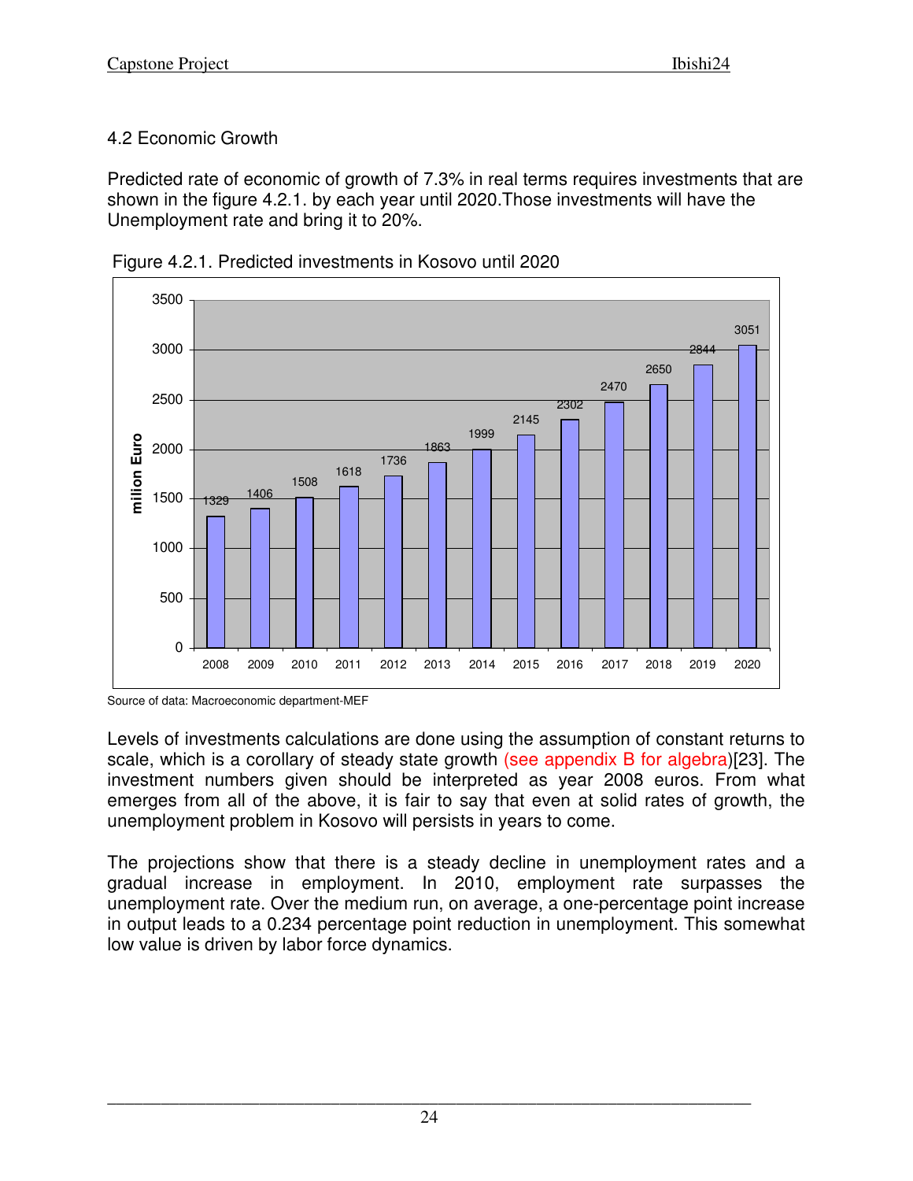## 4.2 Economic Growth

Predicted rate of economic of growth of 7.3% in real terms requires investments that are shown in the figure 4.2.1. by each year until 2020.Those investments will have the Unemployment rate and bring it to 20%.

Figure 4.2.1. Predicted investments in Kosovo until 2020

| Year | milion Euro |
|---|---|
| 2008 | 1329 |
| 2009 | 1406 |
| 2010 | 1508 |
| 2011 | 1618 |
| 2012 | 1736 |
| 2013 | 1863 |
| 2014 | 1999 |
| 2015 | 2145 |
| 2016 | 2302 |
| 2017 | 2470 |
| 2018 | 2650 |
| 2019 | 2844 |
| 2020 | 3051 |

Source of data: Macroeconomic department-MEF

Levels of investments calculations are done using the assumption of constant returns to scale, which is a corollary of steady state growth (see appendix B for algebra)[23]. The investment numbers given should be interpreted as year 2008 euros. From what emerges from all of the above, it is fair to say that even at solid rates of growth, the unemployment problem in Kosovo will persists in years to come.

The projections show that there is a steady decline in unemployment rates and a gradual increase in employment. In 2010, employment rate surpasses the unemployment rate. Over the medium run, on average, a one-percentage point increase in output leads to a 0.234 percentage point reduction in unemployment. This somewhat low value is driven by labor force dynamics.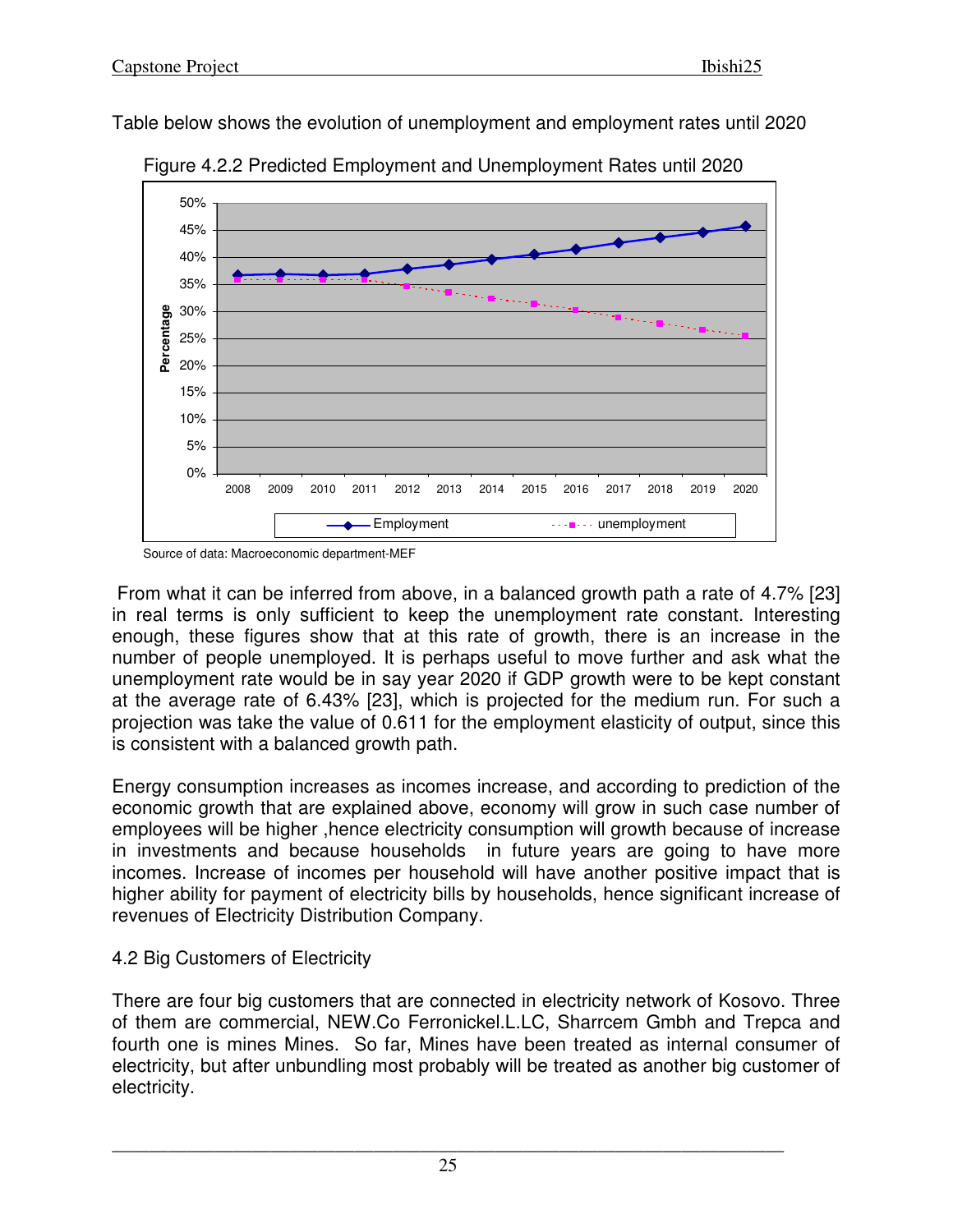Table below shows the evolution of unemployment and employment rates until 2020

Figure 4.2.2 Predicted Employment and Unemployment Rates until 2020

Source of data: Macroeconomic department-MEF

From what it can be inferred from above, in a balanced growth path a rate of 4.7% [23] in real terms is only sufficient to keep the unemployment rate constant. Interesting enough, these figures show that at this rate of growth, there is an increase in the number of people unemployed. It is perhaps useful to move further and ask what the unemployment rate would be in say year 2020 if GDP growth were to be kept constant at the average rate of 6.43% [23], which is projected for the medium run. For such a projection was take the value of 0.611 for the employment elasticity of output, since this is consistent with a balanced growth path.

Energy consumption increases as incomes increase, and according to prediction of the economic growth that are explained above, economy will grow in such case number of employees will be higher ,hence electricity consumption will growth because of increase in investments and because households in future years are going to have more incomes. Increase of incomes per household will have another positive impact that is higher ability for payment of electricity bills by households, hence significant increase of revenues of Electricity Distribution Company.

## 4.2 Big Customers of Electricity

There are four big customers that are connected in electricity network of Kosovo. Three of them are commercial, NEW.Co Ferronickel.L.LC, Sharrcem Gmbh and Trepca and fourth one is mines Mines. So far, Mines have been treated as internal consumer of electricity, but after unbundling most probably will be treated as another big customer of electricity.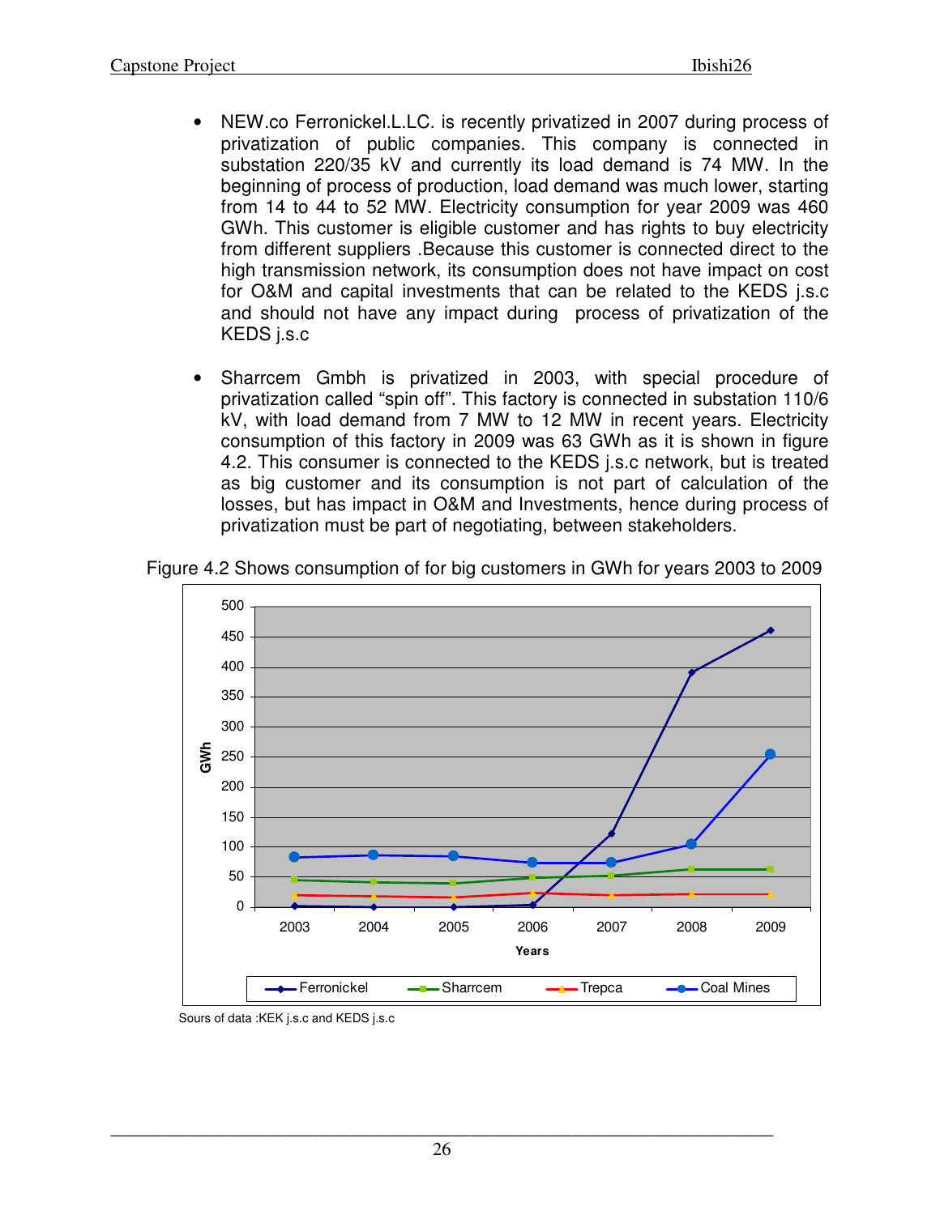- NEW.co Ferronickel.L.LC. is recently privatized in 2007 during process of privatization of public companies. This company is connected in substation 220/35 kV and currently its load demand is 74 MW. In the beginning of process of production, load demand was much lower, starting from 14 to 44 to 52 MW. Electricity consumption for year 2009 was 460 GWh. This customer is eligible customer and has rights to buy electricity from different suppliers .Because this customer is connected direct to the high transmission network, its consumption does not have impact on cost for O&M and capital investments that can be related to the KEDS j.s.c and should not have any impact during process of privatization of the KEDS j.s.c

- Sharrcem Gmbh is privatized in 2003, with special procedure of privatization called "spin off". This factory is connected in substation 110/6 kV, with load demand from 7 MW to 12 MW in recent years. Electricity consumption of this factory in 2009 was 63 GWh as it is shown in figure 4.2. This consumer is connected to the KEDS j.s.c network, but is treated as big customer and its consumption is not part of calculation of the losses, but has impact in O&M and Investments, hence during process of privatization must be part of negotiating, between stakeholders.

Figure 4.2 Shows consumption of for big customers in GWh for years 2003 to 2009

Sours of data :KEK j.s.c and KEDS j.s.c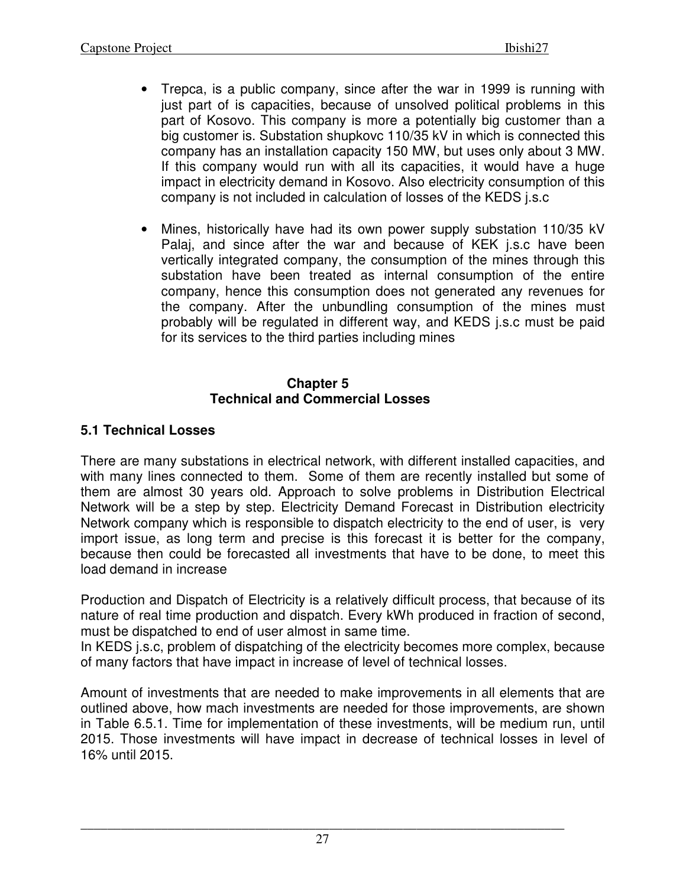- Trepca, is a public company, since after the war in 1999 is running with just part of is capacities, because of unsolved political problems in this part of Kosovo. This company is more a potentially big customer than a big customer is. Substation shupkovc 110/35 kV in which is connected this company has an installation capacity 150 MW, but uses only about 3 MW. If this company would run with all its capacities, it would have a huge impact in electricity demand in Kosovo. Also electricity consumption of this company is not included in calculation of losses of the KEDS j.s.c

- Mines, historically have had its own power supply substation 110/35 kV Palaj, and since after the war and because of KEK j.s.c have been vertically integrated company, the consumption of the mines through this substation have been treated as internal consumption of the entire company, hence this consumption does not generated any revenues for the company. After the unbundling consumption of the mines must probably will be regulated in different way, and KEDS j.s.c must be paid for its services to the third parties including mines

# Chapter 5
# Technical and Commercial Losses

## 5.1 Technical Losses

There are many substations in electrical network, with different installed capacities, and with many lines connected to them. Some of them are recently installed but some of them are almost 30 years old. Approach to solve problems in Distribution Electrical Network will be a step by step. Electricity Demand Forecast in Distribution electricity Network company which is responsible to dispatch electricity to the end of user, is very import issue, as long term and precise is this forecast it is better for the company, because then could be forecasted all investments that have to be done, to meet this load demand in increase

Production and Dispatch of Electricity is a relatively difficult process, that because of its nature of real time production and dispatch. Every kWh produced in fraction of second, must be dispatched to end of user almost in same time.
In KEDS j.s.c, problem of dispatching of the electricity becomes more complex, because of many factors that have impact in increase of level of technical losses.

Amount of investments that are needed to make improvements in all elements that are outlined above, how mach investments are needed for those improvements, are shown in Table 6.5.1. Time for implementation of these investments, will be medium run, until 2015. Those investments will have impact in decrease of technical losses in level of 16% until 2015.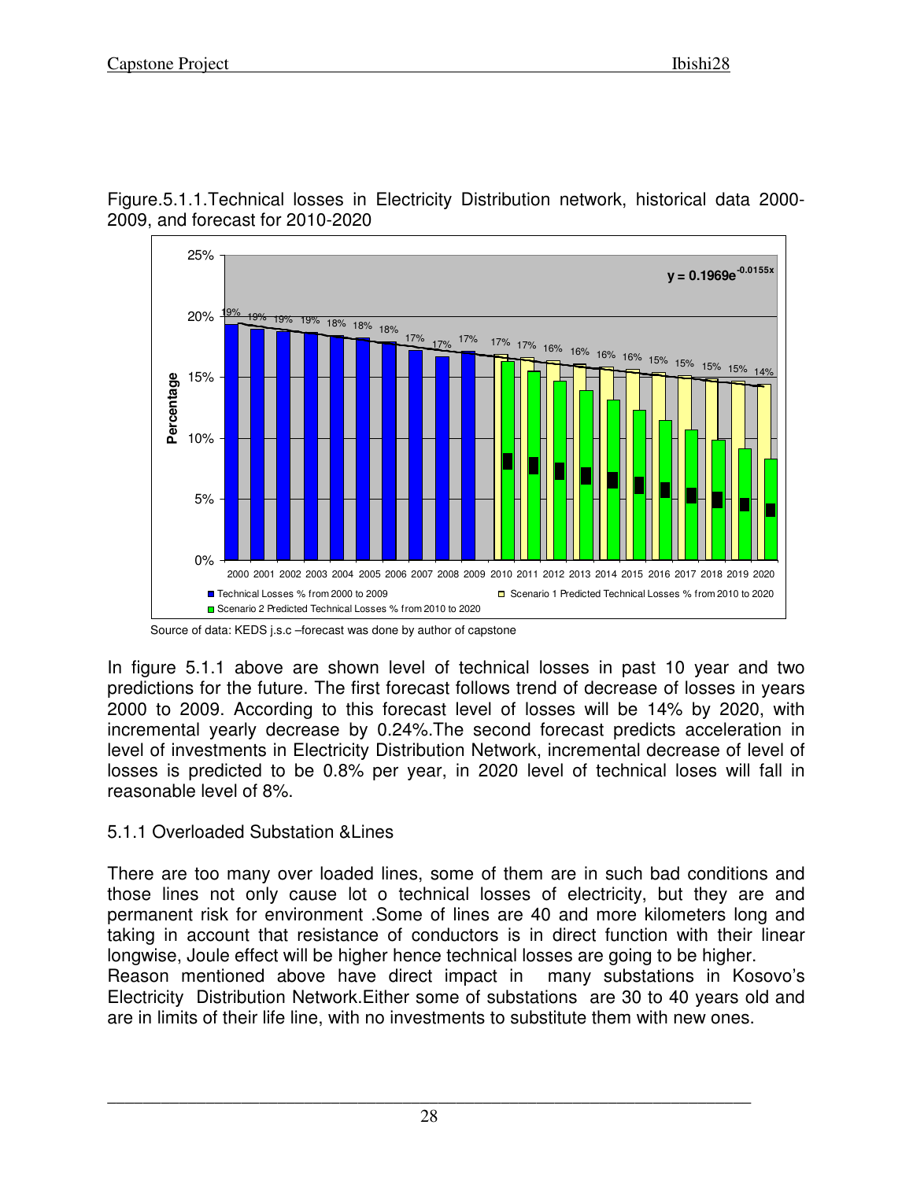Figure.5.1.1.Technical losses in Electricity Distribution network, historical data 2000-2009, and forecast for 2010-2020

Source of data: KEDS j.s.c –forecast was done by author of capstone

In figure 5.1.1 above are shown level of technical losses in past 10 year and two predictions for the future. The first forecast follows trend of decrease of losses in years 2000 to 2009. According to this forecast level of losses will be 14% by 2020, with incremental yearly decrease by 0.24%.The second forecast predicts acceleration in level of investments in Electricity Distribution Network, incremental decrease of level of losses is predicted to be 0.8% per year, in 2020 level of technical loses will fall in reasonable level of 8%.

## 5.1.1 Overloaded Substation &Lines

There are too many over loaded lines, some of them are in such bad conditions and those lines not only cause lot o technical losses of electricity, but they are and permanent risk for environment .Some of lines are 40 and more kilometers long and taking in account that resistance of conductors is in direct function with their linear longwise, Joule effect will be higher hence technical losses are going to be higher.
Reason mentioned above have direct impact in many substations in Kosovo's Electricity Distribution Network.Either some of substations are 30 to 40 years old and are in limits of their life line, with no investments to substitute them with new ones.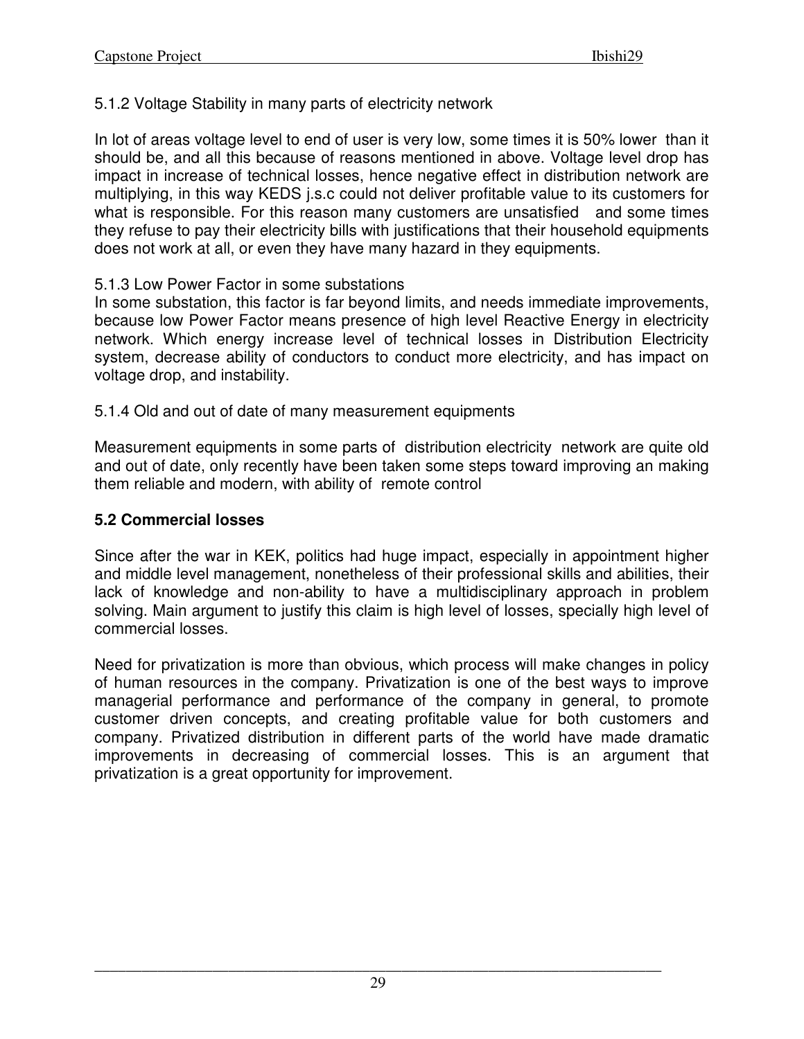5.1.2 Voltage Stability in many parts of electricity network

In lot of areas voltage level to end of user is very low, some times it is 50% lower than it should be, and all this because of reasons mentioned in above. Voltage level drop has impact in increase of technical losses, hence negative effect in distribution network are multiplying, in this way KEDS j.s.c could not deliver profitable value to its customers for what is responsible. For this reason many customers are unsatisfied and some times they refuse to pay their electricity bills with justifications that their household equipments does not work at all, or even they have many hazard in they equipments.

5.1.3 Low Power Factor in some substations

In some substation, this factor is far beyond limits, and needs immediate improvements, because low Power Factor means presence of high level Reactive Energy in electricity network. Which energy increase level of technical losses in Distribution Electricity system, decrease ability of conductors to conduct more electricity, and has impact on voltage drop, and instability.

5.1.4 Old and out of date of many measurement equipments

Measurement equipments in some parts of distribution electricity network are quite old and out of date, only recently have been taken some steps toward improving an making them reliable and modern, with ability of remote control

**5.2 Commercial losses**

Since after the war in KEK, politics had huge impact, especially in appointment higher and middle level management, nonetheless of their professional skills and abilities, their lack of knowledge and non-ability to have a multidisciplinary approach in problem solving. Main argument to justify this claim is high level of losses, specially high level of commercial losses.

Need for privatization is more than obvious, which process will make changes in policy of human resources in the company. Privatization is one of the best ways to improve managerial performance and performance of the company in general, to promote customer driven concepts, and creating profitable value for both customers and company. Privatized distribution in different parts of the world have made dramatic improvements in decreasing of commercial losses. This is an argument that privatization is a great opportunity for improvement.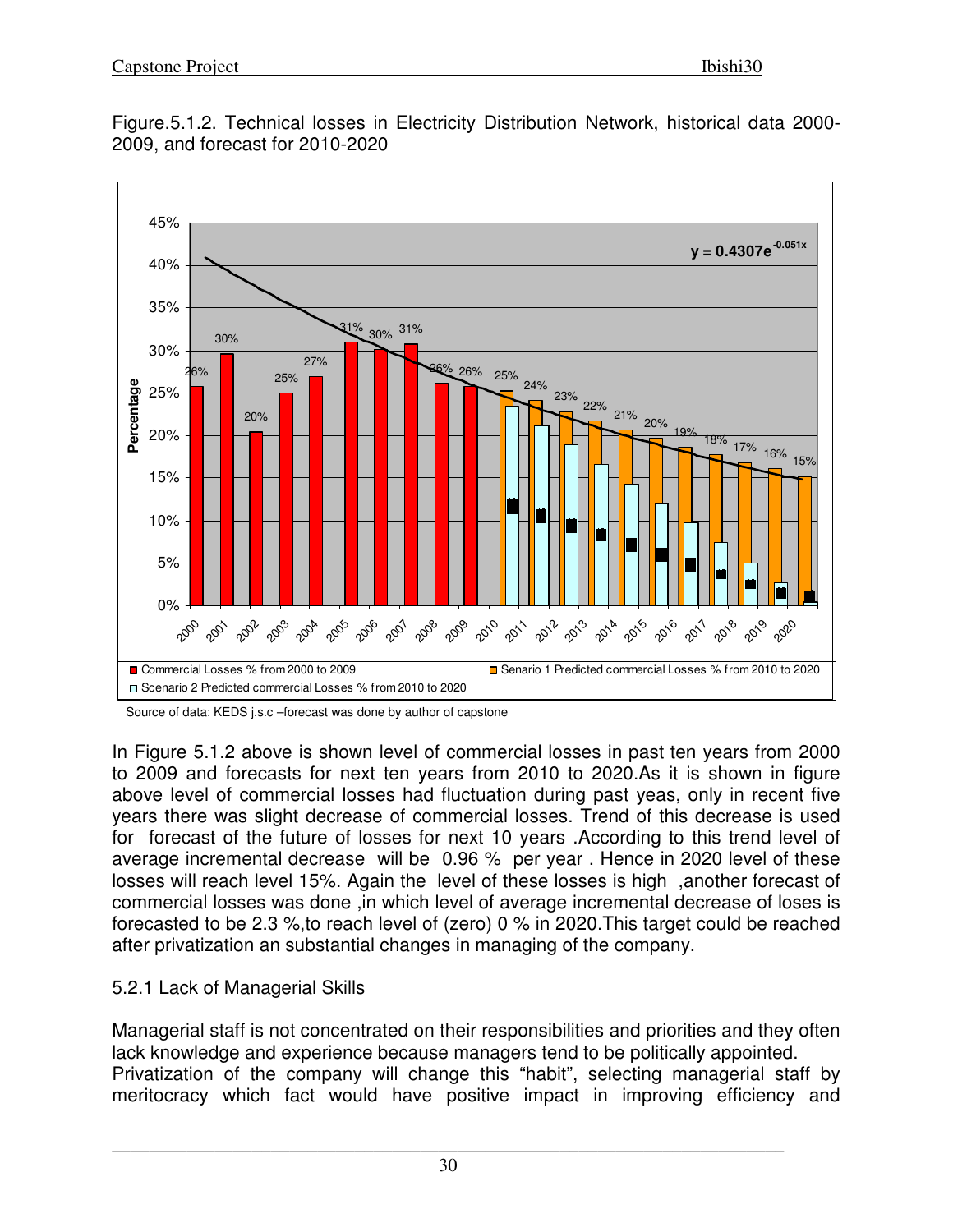Figure.5.1.2. Technical losses in Electricity Distribution Network, historical data 2000-2009, and forecast for 2010-2020

Source of data: KEDS j.s.c –forecast was done by author of capstone

In Figure 5.1.2 above is shown level of commercial losses in past ten years from 2000 to 2009 and forecasts for next ten years from 2010 to 2020.As it is shown in figure above level of commercial losses had fluctuation during past yeas, only in recent five years there was slight decrease of commercial losses. Trend of this decrease is used for forecast of the future of losses for next 10 years .According to this trend level of average incremental decrease will be 0.96 % per year . Hence in 2020 level of these losses will reach level 15%. Again the level of these losses is high ,another forecast of commercial losses was done ,in which level of average incremental decrease of loses is forecasted to be 2.3 %,to reach level of (zero) 0 % in 2020.This target could be reached after privatization an substantial changes in managing of the company.

5.2.1 Lack of Managerial Skills

Managerial staff is not concentrated on their responsibilities and priorities and they often lack knowledge and experience because managers tend to be politically appointed. Privatization of the company will change this "habit", selecting managerial staff by meritocracy which fact would have positive impact in improving efficiency and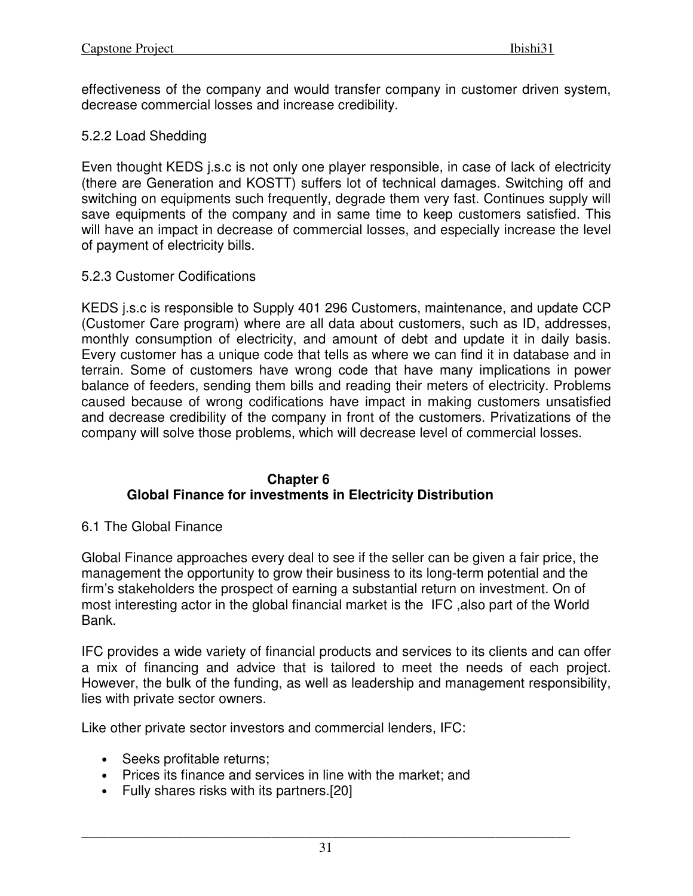effectiveness of the company and would transfer company in customer driven system, decrease commercial losses and increase credibility.

### 5.2.2 Load Shedding

Even thought KEDS j.s.c is not only one player responsible, in case of lack of electricity (there are Generation and KOSTT) suffers lot of technical damages. Switching off and switching on equipments such frequently, degrade them very fast. Continues supply will save equipments of the company and in same time to keep customers satisfied. This will have an impact in decrease of commercial losses, and especially increase the level of payment of electricity bills.

### 5.2.3 Customer Codifications

KEDS j.s.c is responsible to Supply 401 296 Customers, maintenance, and update CCP (Customer Care program) where are all data about customers, such as ID, addresses, monthly consumption of electricity, and amount of debt and update it in daily basis. Every customer has a unique code that tells as where we can find it in database and in terrain. Some of customers have wrong code that have many implications in power balance of feeders, sending them bills and reading their meters of electricity. Problems caused because of wrong codifications have impact in making customers unsatisfied and decrease credibility of the company in front of the customers. Privatizations of the company will solve those problems, which will decrease level of commercial losses.

# Chapter 6
# Global Finance for investments in Electricity Distribution

## 6.1 The Global Finance

Global Finance approaches every deal to see if the seller can be given a fair price, the management the opportunity to grow their business to its long-term potential and the firm's stakeholders the prospect of earning a substantial return on investment. On of most interesting actor in the global financial market is the IFC ,also part of the World Bank.

IFC provides a wide variety of financial products and services to its clients and can offer a mix of financing and advice that is tailored to meet the needs of each project. However, the bulk of the funding, as well as leadership and management responsibility, lies with private sector owners.

Like other private sector investors and commercial lenders, IFC:

- Seeks profitable returns;
- Prices its finance and services in line with the market; and
- Fully shares risks with its partners.[20]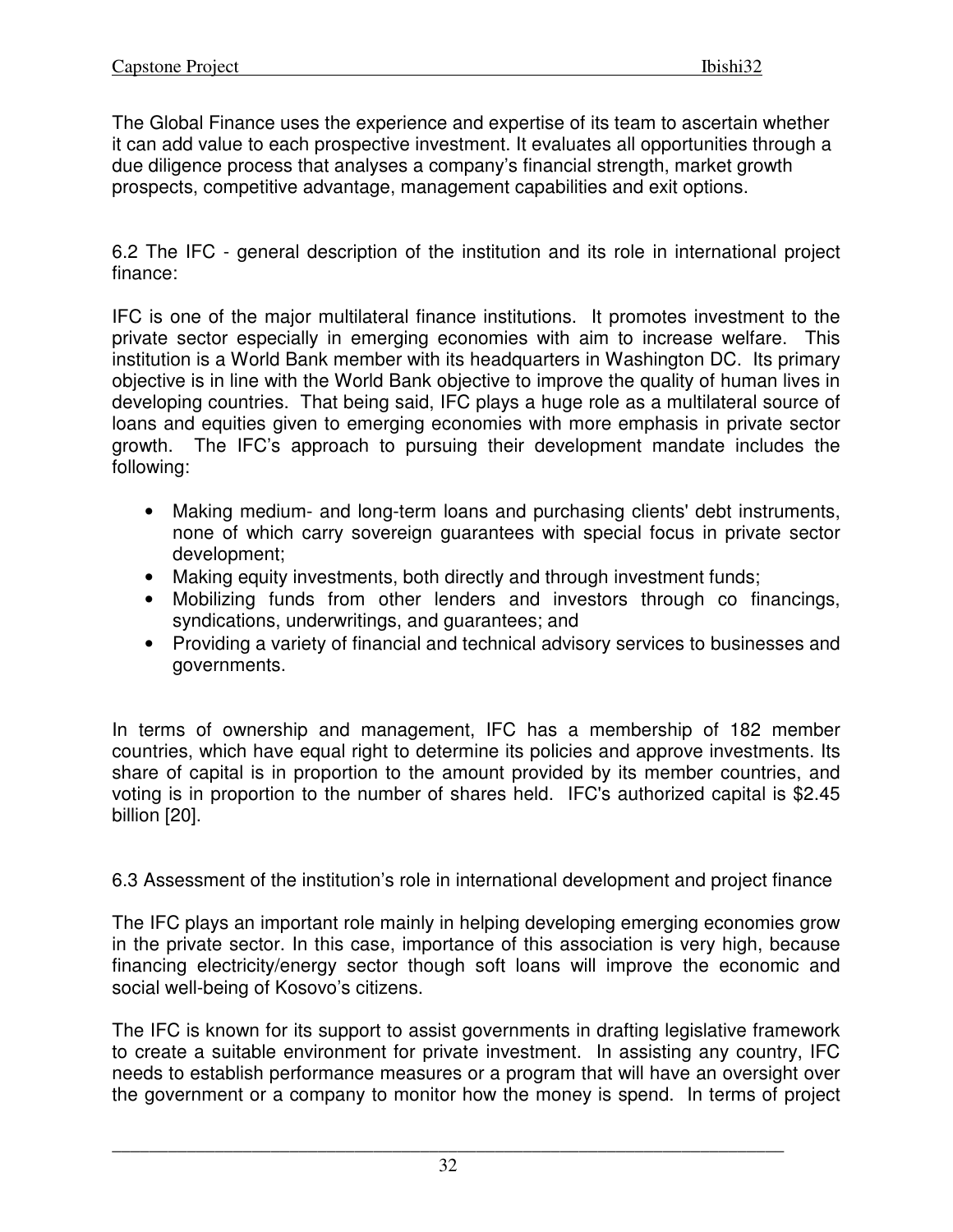The Global Finance uses the experience and expertise of its team to ascertain whether it can add value to each prospective investment. It evaluates all opportunities through a due diligence process that analyses a company's financial strength, market growth prospects, competitive advantage, management capabilities and exit options.

6.2 The IFC - general description of the institution and its role in international project finance:

IFC is one of the major multilateral finance institutions. It promotes investment to the private sector especially in emerging economies with aim to increase welfare. This institution is a World Bank member with its headquarters in Washington DC. Its primary objective is in line with the World Bank objective to improve the quality of human lives in developing countries. That being said, IFC plays a huge role as a multilateral source of loans and equities given to emerging economies with more emphasis in private sector growth. The IFC's approach to pursuing their development mandate includes the following:

- Making medium- and long-term loans and purchasing clients' debt instruments, none of which carry sovereign guarantees with special focus in private sector development;
- Making equity investments, both directly and through investment funds;
- Mobilizing funds from other lenders and investors through co financings, syndications, underwritings, and guarantees; and
- Providing a variety of financial and technical advisory services to businesses and governments.

In terms of ownership and management, IFC has a membership of 182 member countries, which have equal right to determine its policies and approve investments. Its share of capital is in proportion to the amount provided by its member countries, and voting is in proportion to the number of shares held. IFC's authorized capital is $2.45 billion [20].

6.3 Assessment of the institution's role in international development and project finance

The IFC plays an important role mainly in helping developing emerging economies grow in the private sector. In this case, importance of this association is very high, because financing electricity/energy sector though soft loans will improve the economic and social well-being of Kosovo's citizens.

The IFC is known for its support to assist governments in drafting legislative framework to create a suitable environment for private investment. In assisting any country, IFC needs to establish performance measures or a program that will have an oversight over the government or a company to monitor how the money is spend. In terms of project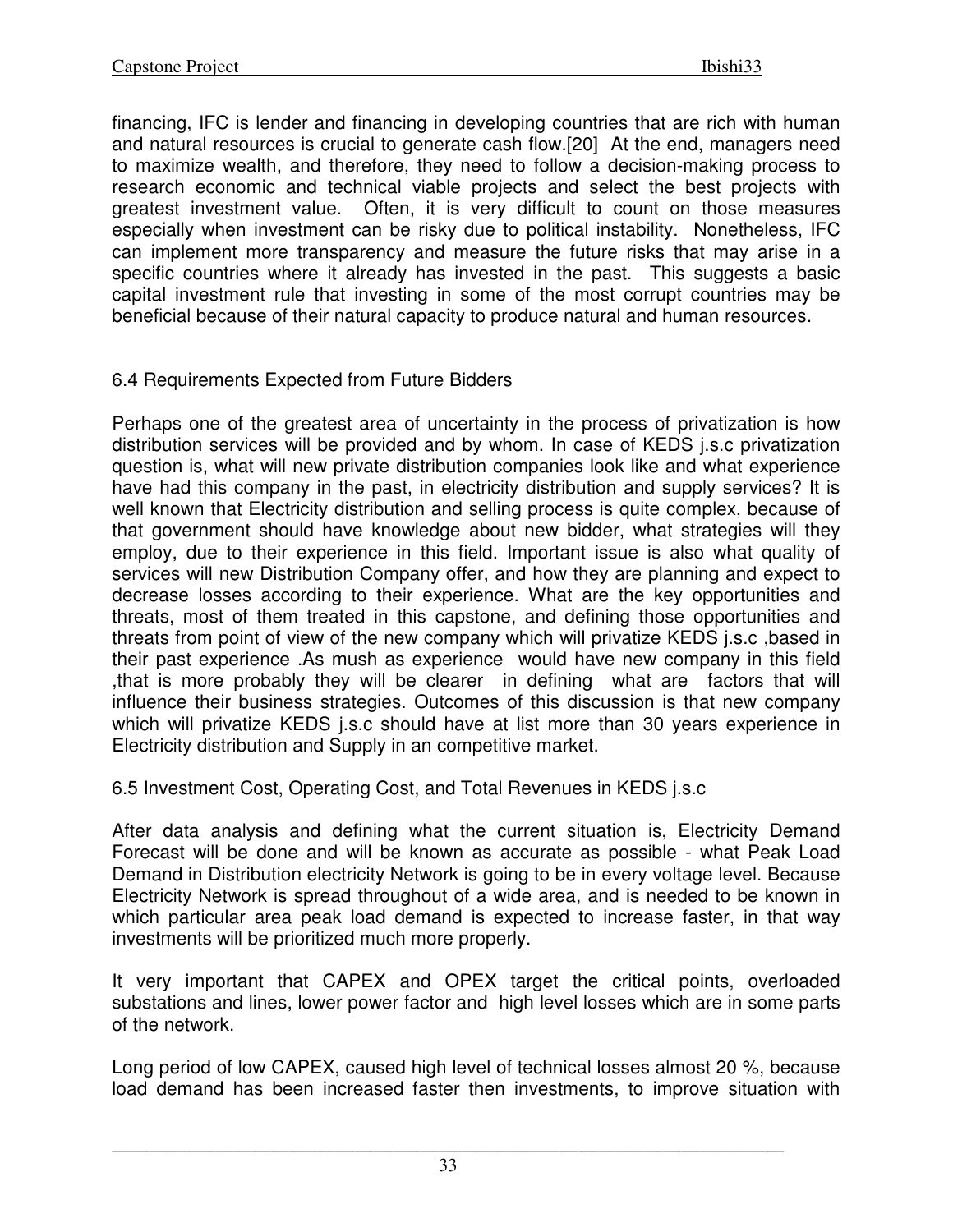financing, IFC is lender and financing in developing countries that are rich with human and natural resources is crucial to generate cash flow.[20] At the end, managers need to maximize wealth, and therefore, they need to follow a decision-making process to research economic and technical viable projects and select the best projects with greatest investment value. Often, it is very difficult to count on those measures especially when investment can be risky due to political instability. Nonetheless, IFC can implement more transparency and measure the future risks that may arise in a specific countries where it already has invested in the past. This suggests a basic capital investment rule that investing in some of the most corrupt countries may be beneficial because of their natural capacity to produce natural and human resources.

## 6.4 Requirements Expected from Future Bidders

Perhaps one of the greatest area of uncertainty in the process of privatization is how distribution services will be provided and by whom. In case of KEDS j.s.c privatization question is, what will new private distribution companies look like and what experience have had this company in the past, in electricity distribution and supply services? It is well known that Electricity distribution and selling process is quite complex, because of that government should have knowledge about new bidder, what strategies will they employ, due to their experience in this field. Important issue is also what quality of services will new Distribution Company offer, and how they are planning and expect to decrease losses according to their experience. What are the key opportunities and threats, most of them treated in this capstone, and defining those opportunities and threats from point of view of the new company which will privatize KEDS j.s.c ,based in their past experience .As mush as experience would have new company in this field ,that is more probably they will be clearer in defining what are factors that will influence their business strategies. Outcomes of this discussion is that new company which will privatize KEDS j.s.c should have at list more than 30 years experience in Electricity distribution and Supply in an competitive market.

## 6.5 Investment Cost, Operating Cost, and Total Revenues in KEDS j.s.c

After data analysis and defining what the current situation is, Electricity Demand Forecast will be done and will be known as accurate as possible - what Peak Load Demand in Distribution electricity Network is going to be in every voltage level. Because Electricity Network is spread throughout of a wide area, and is needed to be known in which particular area peak load demand is expected to increase faster, in that way investments will be prioritized much more properly.

It very important that CAPEX and OPEX target the critical points, overloaded substations and lines, lower power factor and high level losses which are in some parts of the network.

Long period of low CAPEX, caused high level of technical losses almost 20 %, because load demand has been increased faster then investments, to improve situation with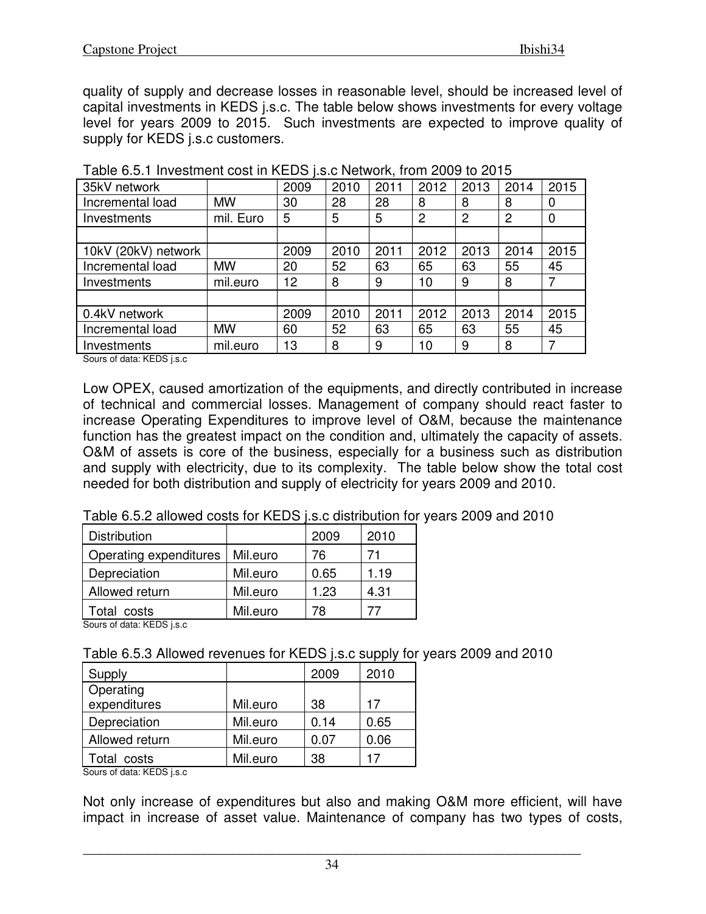quality of supply and decrease losses in reasonable level, should be increased level of capital investments in KEDS j.s.c. The table below shows investments for every voltage level for years 2009 to 2015. Such investments are expected to improve quality of supply for KEDS j.s.c customers.

Table 6.5.1 Investment cost in KEDS j.s.c Network, from 2009 to 2015

| 35kV network | | 2009 | 2010 | 2011 | 2012 | 2013 | 2014 | 2015 |
|---|---|---|---|---|---|---|---|---|
| Incremental load | MW | 30 | 28 | 28 | 8 | 8 | 8 | 0 |
| Investments | mil. Euro | 5 | 5 | 5 | 2 | 2 | 2 | 0 |
| | | | | | | | | |
| 10kV (20kV) network | | 2009 | 2010 | 2011 | 2012 | 2013 | 2014 | 2015 |
| Incremental load | MW | 20 | 52 | 63 | 65 | 63 | 55 | 45 |
| Investments | mil.euro | 12 | 8 | 9 | 10 | 9 | 8 | 7 |
| | | | | | | | | |
| 0.4kV network | | 2009 | 2010 | 2011 | 2012 | 2013 | 2014 | 2015 |
| Incremental load | MW | 60 | 52 | 63 | 65 | 63 | 55 | 45 |
| Investments | mil.euro | 13 | 8 | 9 | 10 | 9 | 8 | 7 |

Sours of data: KEDS j.s.c

Low OPEX, caused amortization of the equipments, and directly contributed in increase of technical and commercial losses. Management of company should react faster to increase Operating Expenditures to improve level of O&M, because the maintenance function has the greatest impact on the condition and, ultimately the capacity of assets. O&M of assets is core of the business, especially for a business such as distribution and supply with electricity, due to its complexity. The table below show the total cost needed for both distribution and supply of electricity for years 2009 and 2010.

Table 6.5.2 allowed costs for KEDS j.s.c distribution for years 2009 and 2010

| Distribution | | 2009 | 2010 |
|---|---|---|---|
| Operating expenditures | Mil.euro | 76 | 71 |
| Depreciation | Mil.euro | 0.65 | 1.19 |
| Allowed return | Mil.euro | 1.23 | 4.31 |
| Total costs | Mil.euro | 78 | 77 |

Sours of data: KEDS j.s.c

Table 6.5.3 Allowed revenues for KEDS j.s.c supply for years 2009 and 2010

| Supply | | 2009 | 2010 |
|---|---|---|---|
| Operating expenditures | Mil.euro | 38 | 17 |
| Depreciation | Mil.euro | 0.14 | 0.65 |
| Allowed return | Mil.euro | 0.07 | 0.06 |
| Total costs | Mil.euro | 38 | 17 |

Sours of data: KEDS j.s.c

Not only increase of expenditures but also and making O&M more efficient, will have impact in increase of asset value. Maintenance of company has two types of costs,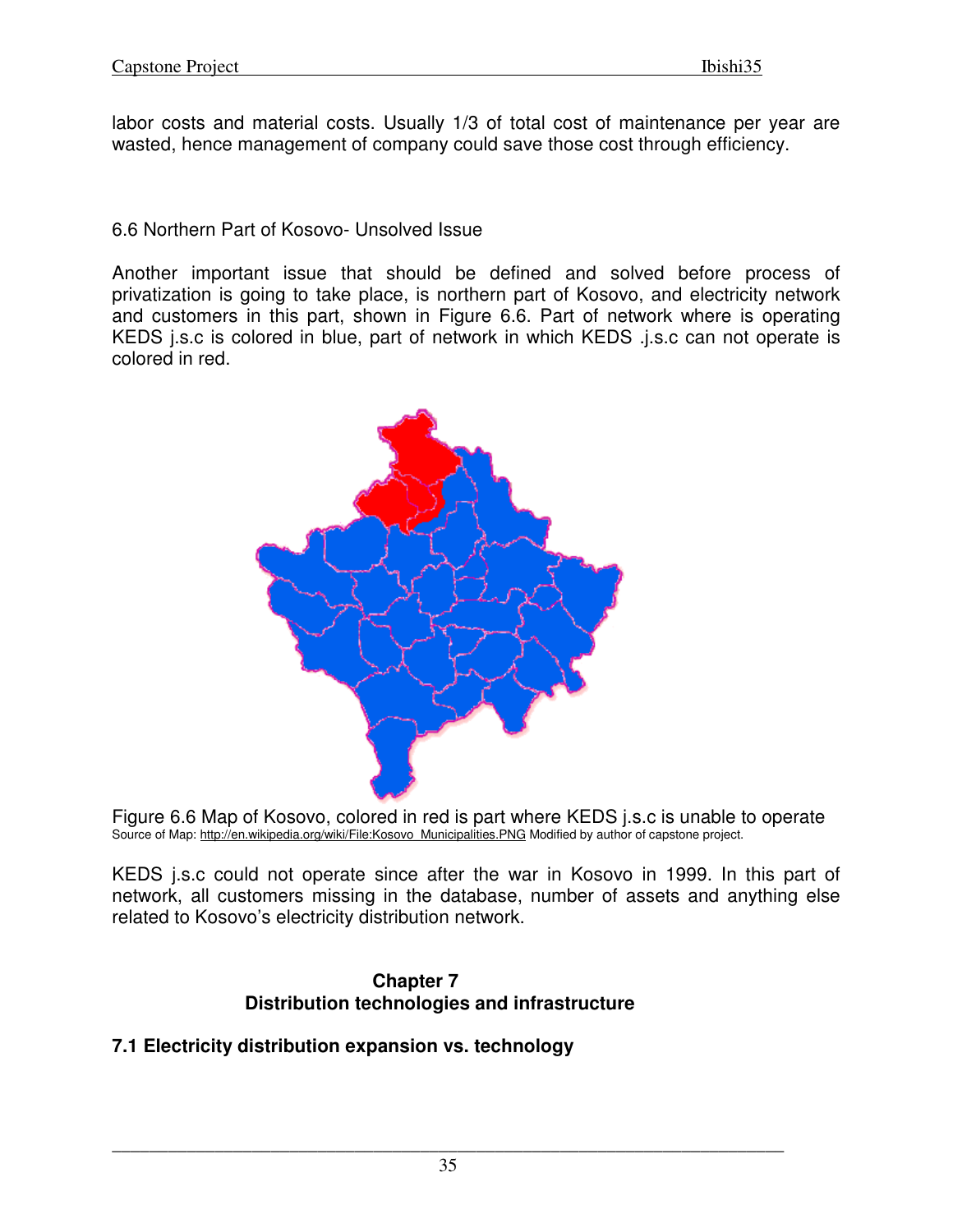labor costs and material costs. Usually 1/3 of total cost of maintenance per year are wasted, hence management of company could save those cost through efficiency.

### 6.6 Northern Part of Kosovo- Unsolved Issue

Another important issue that should be defined and solved before process of privatization is going to take place, is northern part of Kosovo, and electricity network and customers in this part, shown in Figure 6.6. Part of network where is operating KEDS j.s.c is colored in blue, part of network in which KEDS .j.s.c can not operate is colored in red.

Figure 6.6 Map of Kosovo, colored in red is part where KEDS j.s.c is unable to operate
Source of Map: http://en.wikipedia.org/wiki/File:Kosovo_Municipalities.PNG Modified by author of capstone project.

KEDS j.s.c could not operate since after the war in Kosovo in 1999. In this part of network, all customers missing in the database, number of assets and anything else related to Kosovo's electricity distribution network.

## Chapter 7
## Distribution technologies and infrastructure

### 7.1 Electricity distribution expansion vs. technology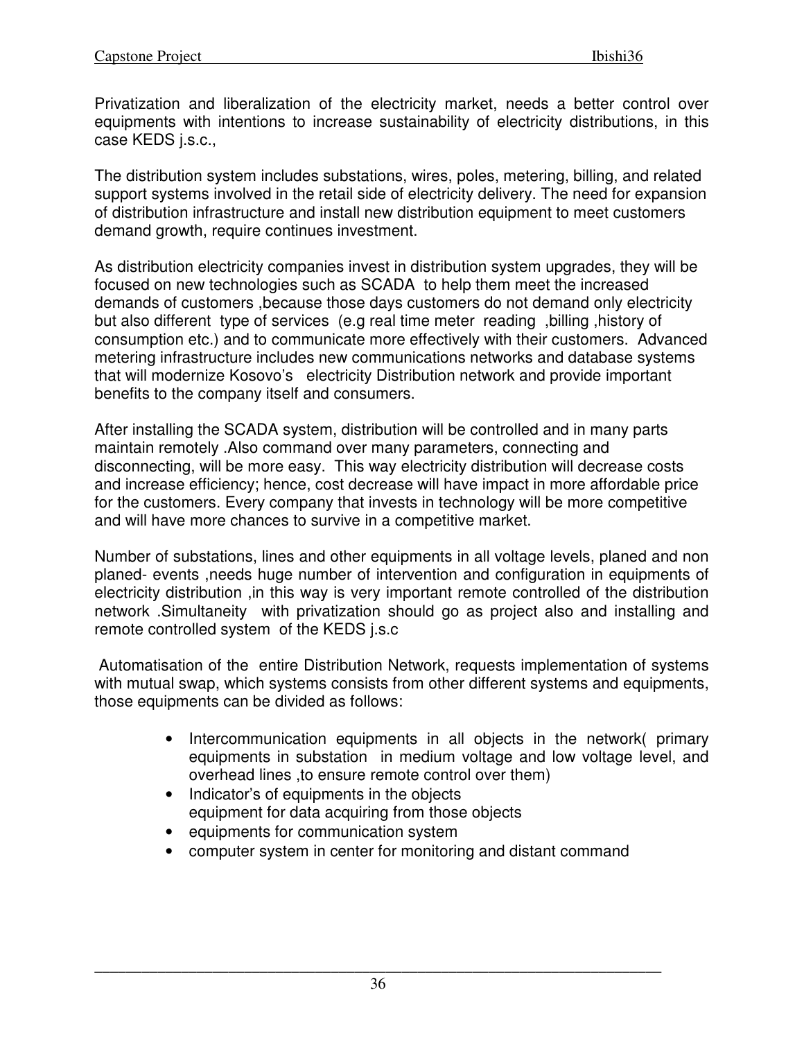Privatization and liberalization of the electricity market, needs a better control over equipments with intentions to increase sustainability of electricity distributions, in this case KEDS j.s.c.,

The distribution system includes substations, wires, poles, metering, billing, and related support systems involved in the retail side of electricity delivery. The need for expansion of distribution infrastructure and install new distribution equipment to meet customers demand growth, require continues investment.

As distribution electricity companies invest in distribution system upgrades, they will be focused on new technologies such as SCADA to help them meet the increased demands of customers ,because those days customers do not demand only electricity but also different type of services (e.g real time meter reading ,billing ,history of consumption etc.) and to communicate more effectively with their customers. Advanced metering infrastructure includes new communications networks and database systems that will modernize Kosovo's electricity Distribution network and provide important benefits to the company itself and consumers.

After installing the SCADA system, distribution will be controlled and in many parts maintain remotely .Also command over many parameters, connecting and disconnecting, will be more easy. This way electricity distribution will decrease costs and increase efficiency; hence, cost decrease will have impact in more affordable price for the customers. Every company that invests in technology will be more competitive and will have more chances to survive in a competitive market.

Number of substations, lines and other equipments in all voltage levels, planed and non planed- events ,needs huge number of intervention and configuration in equipments of electricity distribution ,in this way is very important remote controlled of the distribution network .Simultaneity with privatization should go as project also and installing and remote controlled system of the KEDS j.s.c

Automatisation of the entire Distribution Network, requests implementation of systems with mutual swap, which systems consists from other different systems and equipments, those equipments can be divided as follows:

- Intercommunication equipments in all objects in the network( primary equipments in substation in medium voltage and low voltage level, and overhead lines ,to ensure remote control over them)
- Indicator's of equipments in the objects
  equipment for data acquiring from those objects
- equipments for communication system
- computer system in center for monitoring and distant command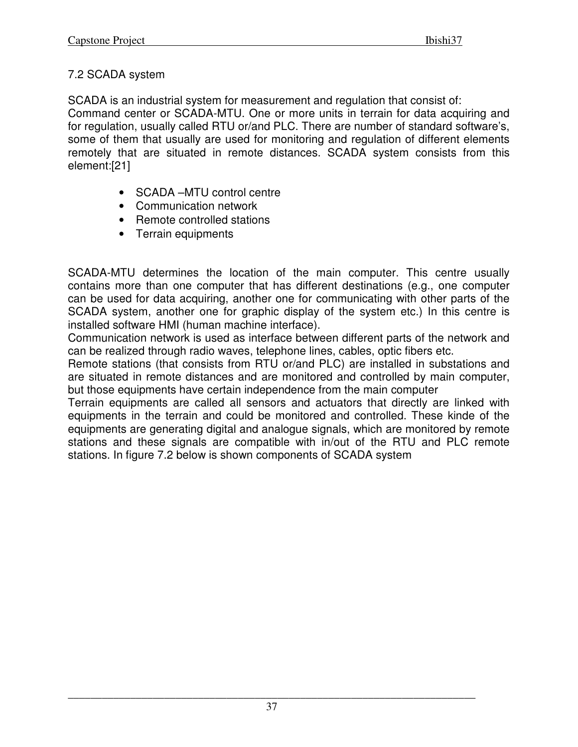## 7.2 SCADA system

SCADA is an industrial system for measurement and regulation that consist of: Command center or SCADA-MTU. One or more units in terrain for data acquiring and for regulation, usually called RTU or/and PLC. There are number of standard software's, some of them that usually are used for monitoring and regulation of different elements remotely that are situated in remote distances. SCADA system consists from this element:[21]

- SCADA –MTU control centre
- Communication network
- Remote controlled stations
- Terrain equipments

SCADA-MTU determines the location of the main computer. This centre usually contains more than one computer that has different destinations (e.g., one computer can be used for data acquiring, another one for communicating with other parts of the SCADA system, another one for graphic display of the system etc.) In this centre is installed software HMI (human machine interface).
Communication network is used as interface between different parts of the network and can be realized through radio waves, telephone lines, cables, optic fibers etc.
Remote stations (that consists from RTU or/and PLC) are installed in substations and are situated in remote distances and are monitored and controlled by main computer, but those equipments have certain independence from the main computer
Terrain equipments are called all sensors and actuators that directly are linked with equipments in the terrain and could be monitored and controlled. These kinde of the equipments are generating digital and analogue signals, which are monitored by remote stations and these signals are compatible with in/out of the RTU and PLC remote stations. In figure 7.2 below is shown components of SCADA system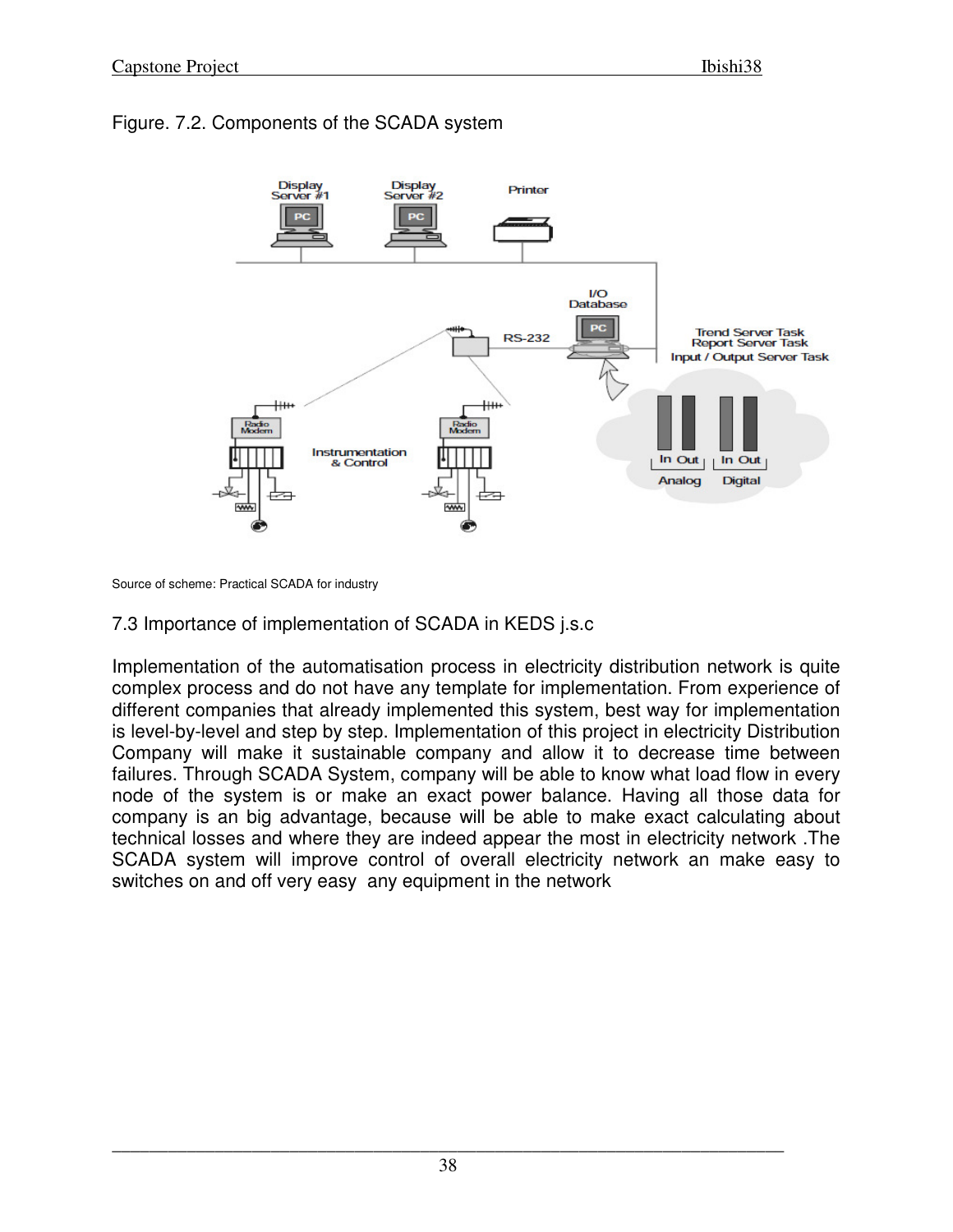Figure. 7.2. Components of the SCADA system

Source of scheme: Practical SCADA for industry

## 7.3 Importance of implementation of SCADA in KEDS j.s.c

Implementation of the automatisation process in electricity distribution network is quite complex process and do not have any template for implementation. From experience of different companies that already implemented this system, best way for implementation is level-by-level and step by step. Implementation of this project in electricity Distribution Company will make it sustainable company and allow it to decrease time between failures. Through SCADA System, company will be able to know what load flow in every node of the system is or make an exact power balance. Having all those data for company is an big advantage, because will be able to make exact calculating about technical losses and where they are indeed appear the most in electricity network .The SCADA system will improve control of overall electricity network an make easy to switches on and off very easy any equipment in the network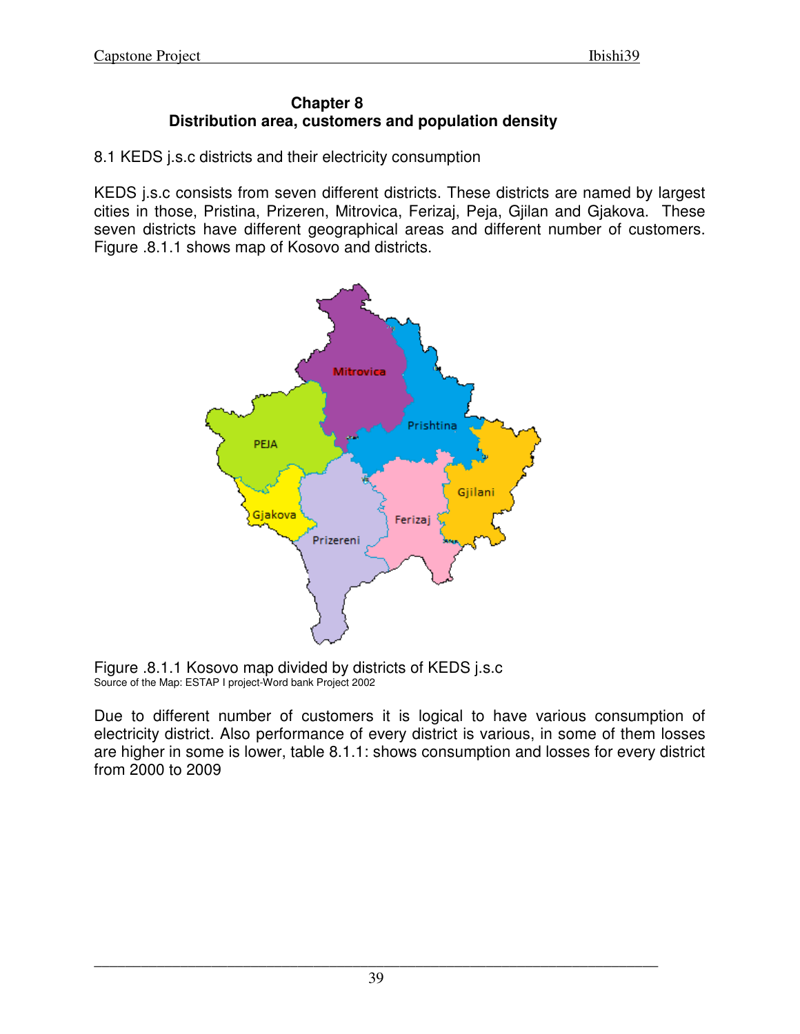# Chapter 8
## Distribution area, customers and population density

8.1 KEDS j.s.c districts and their electricity consumption

KEDS j.s.c consists from seven different districts. These districts are named by largest cities in those, Pristina, Prizeren, Mitrovica, Ferizaj, Peja, Gjilan and Gjakova. These seven districts have different geographical areas and different number of customers. Figure .8.1.1 shows map of Kosovo and districts.

Figure .8.1.1 Kosovo map divided by districts of KEDS j.s.c
Source of the Map: ESTAP I project-Word bank Project 2002

Due to different number of customers it is logical to have various consumption of electricity district. Also performance of every district is various, in some of them losses are higher in some is lower, table 8.1.1: shows consumption and losses for every district from 2000 to 2009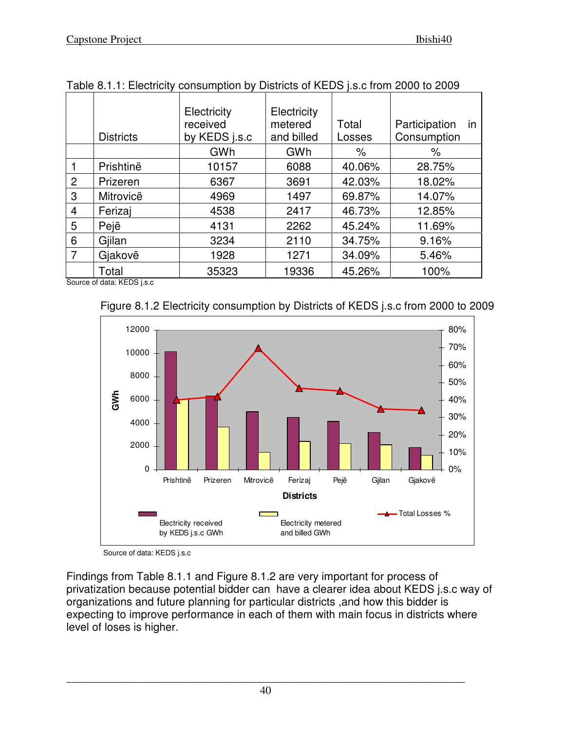Table 8.1.1: Electricity consumption by Districts of KEDS j.s.c from 2000 to 2009

| | Districts | Electricity received by KEDS j.s.c | Electricity metered and billed | Total Losses | Participation in Consumption |
|---|---|---|---|---|---|
| | | GWh | GWh | % | % |
| 1 | Prishtinë | 10157 | 6088 | 40.06% | 28.75% |
| 2 | Prizeren | 6367 | 3691 | 42.03% | 18.02% |
| 3 | Mitrovicë | 4969 | 1497 | 69.87% | 14.07% |
| 4 | Ferizaj | 4538 | 2417 | 46.73% | 12.85% |
| 5 | Pejë | 4131 | 2262 | 45.24% | 11.69% |
| 6 | Gjilan | 3234 | 2110 | 34.75% | 9.16% |
| 7 | Gjakovë | 1928 | 1271 | 34.09% | 5.46% |
| | Total | 35323 | 19336 | 45.26% | 100% |

Source of data: KEDS j.s.c

Figure 8.1.2 Electricity consumption by Districts of KEDS j.s.c from 2000 to 2009

Source of data: KEDS j.s.c

Findings from Table 8.1.1 and Figure 8.1.2 are very important for process of privatization because potential bidder can have a clearer idea about KEDS j.s.c way of organizations and future planning for particular districts ,and how this bidder is expecting to improve performance in each of them with main focus in districts where level of loses is higher.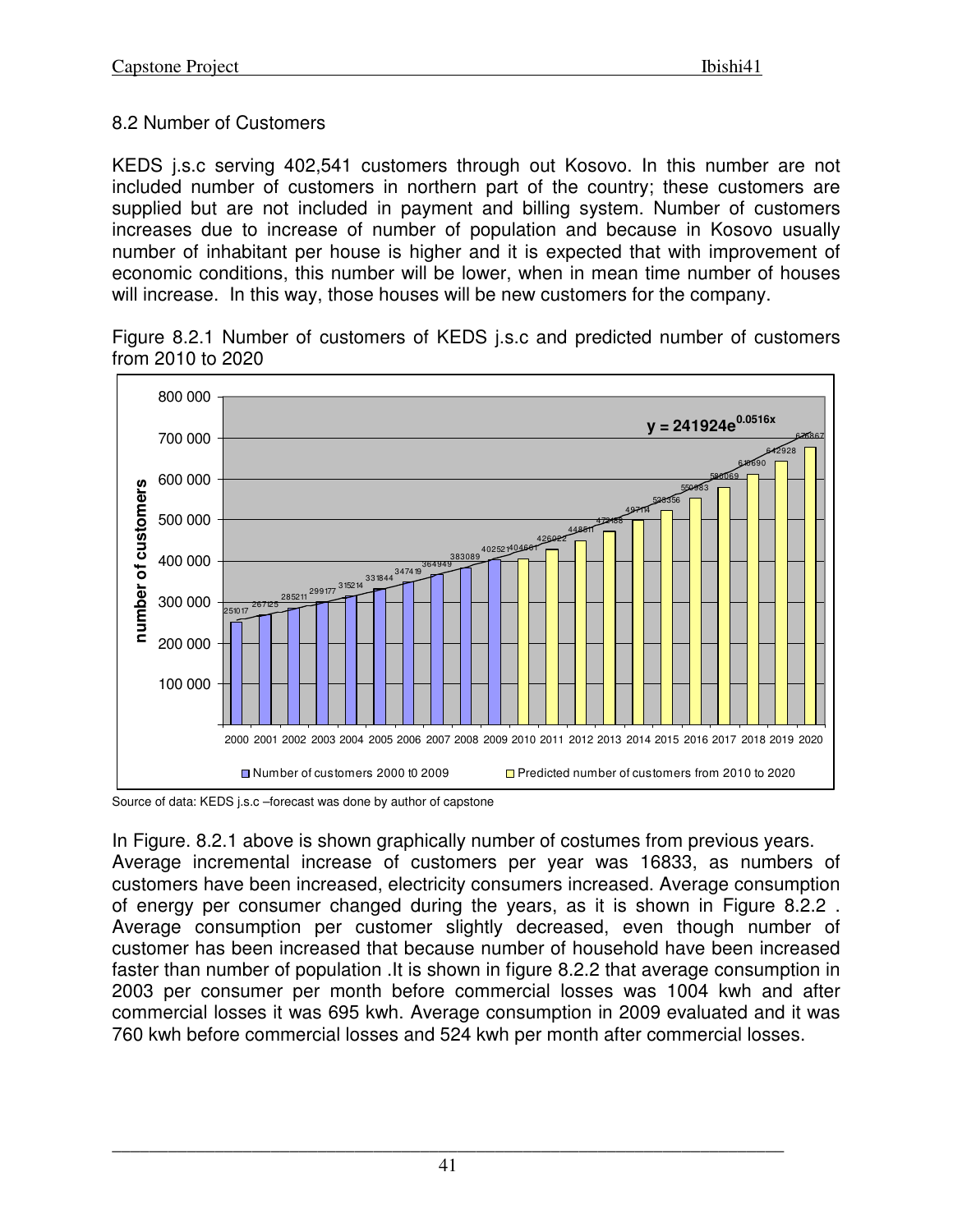8.2 Number of Customers

KEDS j.s.c serving 402,541 customers through out Kosovo. In this number are not included number of customers in northern part of the country; these customers are supplied but are not included in payment and billing system. Number of customers increases due to increase of number of population and because in Kosovo usually number of inhabitant per house is higher and it is expected that with improvement of economic conditions, this number will be lower, when in mean time number of houses will increase. In this way, those houses will be new customers for the company.

Figure 8.2.1 Number of customers of KEDS j.s.c and predicted number of customers from 2010 to 2020

Source of data: KEDS j.s.c –forecast was done by author of capstone

In Figure. 8.2.1 above is shown graphically number of costumes from previous years. Average incremental increase of customers per year was 16833, as numbers of customers have been increased, electricity consumers increased. Average consumption of energy per consumer changed during the years, as it is shown in Figure 8.2.2 . Average consumption per customer slightly decreased, even though number of customer has been increased that because number of household have been increased faster than number of population .It is shown in figure 8.2.2 that average consumption in 2003 per consumer per month before commercial losses was 1004 kwh and after commercial losses it was 695 kwh. Average consumption in 2009 evaluated and it was 760 kwh before commercial losses and 524 kwh per month after commercial losses.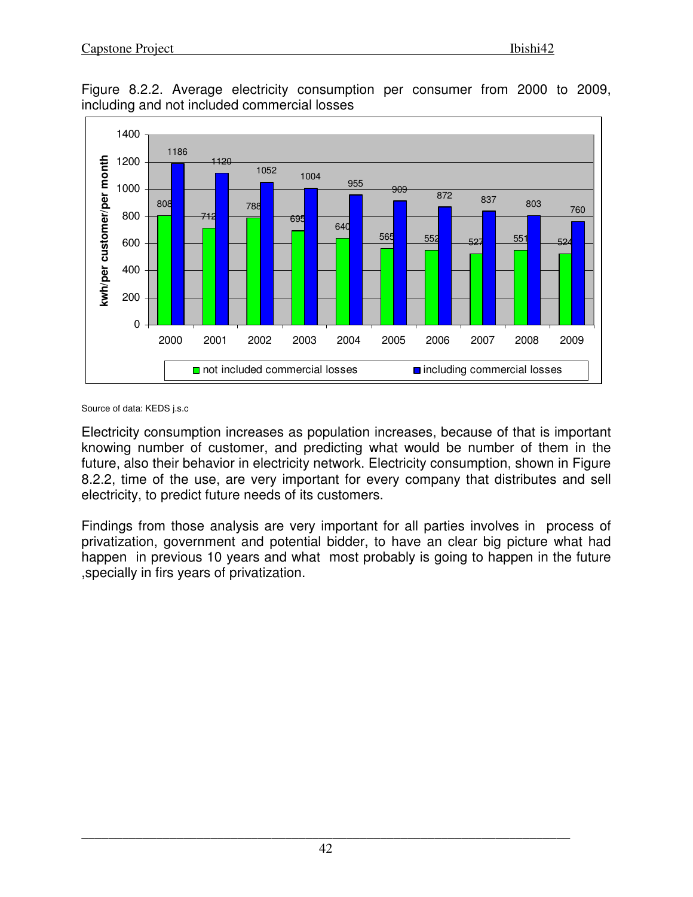Figure 8.2.2. Average electricity consumption per consumer from 2000 to 2009, including and not included commercial losses

| Year | not included commercial losses | including commercial losses |
|---|---|---|
| 2000 | 808 | 1186 |
| 2001 | 712 | 1120 |
| 2002 | 788 | 1052 |
| 2003 | 695 | 1004 |
| 2004 | 640 | 955 |
| 2005 | 565 | 909 |
| 2006 | 552 | 872 |
| 2007 | 527 | 837 |
| 2008 | 551 | 803 |
| 2009 | 524 | 760 |

kwh/per customer/per month

Source of data: KEDS j.s.c

Electricity consumption increases as population increases, because of that is important knowing number of customer, and predicting what would be number of them in the future, also their behavior in electricity network. Electricity consumption, shown in Figure 8.2.2, time of the use, are very important for every company that distributes and sell electricity, to predict future needs of its customers.

Findings from those analysis are very important for all parties involves in process of privatization, government and potential bidder, to have an clear big picture what had happen in previous 10 years and what most probably is going to happen in the future ,specially in firs years of privatization.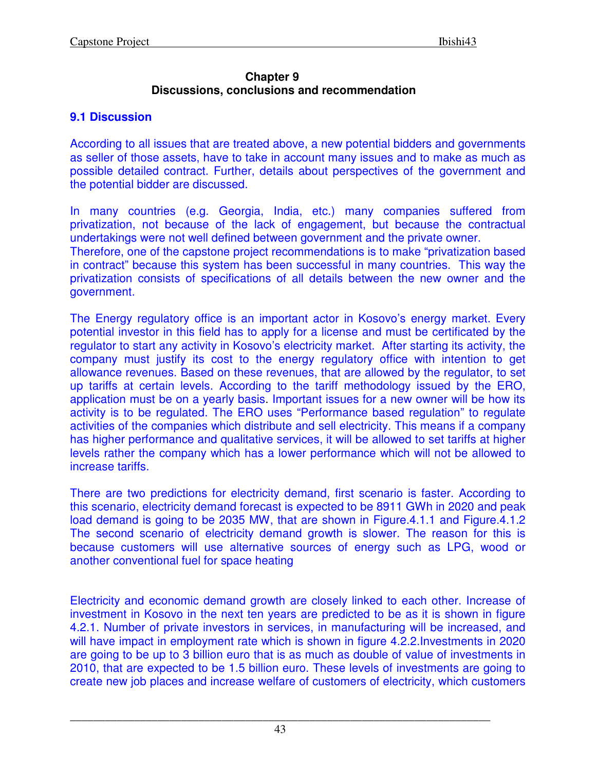# Chapter 9
# Discussions, conclusions and recommendation

## 9.1 Discussion

According to all issues that are treated above, a new potential bidders and governments as seller of those assets, have to take in account many issues and to make as much as possible detailed contract. Further, details about perspectives of the government and the potential bidder are discussed.

In many countries (e.g. Georgia, India, etc.) many companies suffered from privatization, not because of the lack of engagement, but because the contractual undertakings were not well defined between government and the private owner. Therefore, one of the capstone project recommendations is to make "privatization based in contract" because this system has been successful in many countries. This way the privatization consists of specifications of all details between the new owner and the government.

The Energy regulatory office is an important actor in Kosovo's energy market. Every potential investor in this field has to apply for a license and must be certificated by the regulator to start any activity in Kosovo's electricity market. After starting its activity, the company must justify its cost to the energy regulatory office with intention to get allowance revenues. Based on these revenues, that are allowed by the regulator, to set up tariffs at certain levels. According to the tariff methodology issued by the ERO, application must be on a yearly basis. Important issues for a new owner will be how its activity is to be regulated. The ERO uses "Performance based regulation" to regulate activities of the companies which distribute and sell electricity. This means if a company has higher performance and qualitative services, it will be allowed to set tariffs at higher levels rather the company which has a lower performance which will not be allowed to increase tariffs.

There are two predictions for electricity demand, first scenario is faster. According to this scenario, electricity demand forecast is expected to be 8911 GWh in 2020 and peak load demand is going to be 2035 MW, that are shown in Figure.4.1.1 and Figure.4.1.2 The second scenario of electricity demand growth is slower. The reason for this is because customers will use alternative sources of energy such as LPG, wood or another conventional fuel for space heating

Electricity and economic demand growth are closely linked to each other. Increase of investment in Kosovo in the next ten years are predicted to be as it is shown in figure 4.2.1. Number of private investors in services, in manufacturing will be increased, and will have impact in employment rate which is shown in figure 4.2.2.Investments in 2020 are going to be up to 3 billion euro that is as much as double of value of investments in 2010, that are expected to be 1.5 billion euro. These levels of investments are going to create new job places and increase welfare of customers of electricity, which customers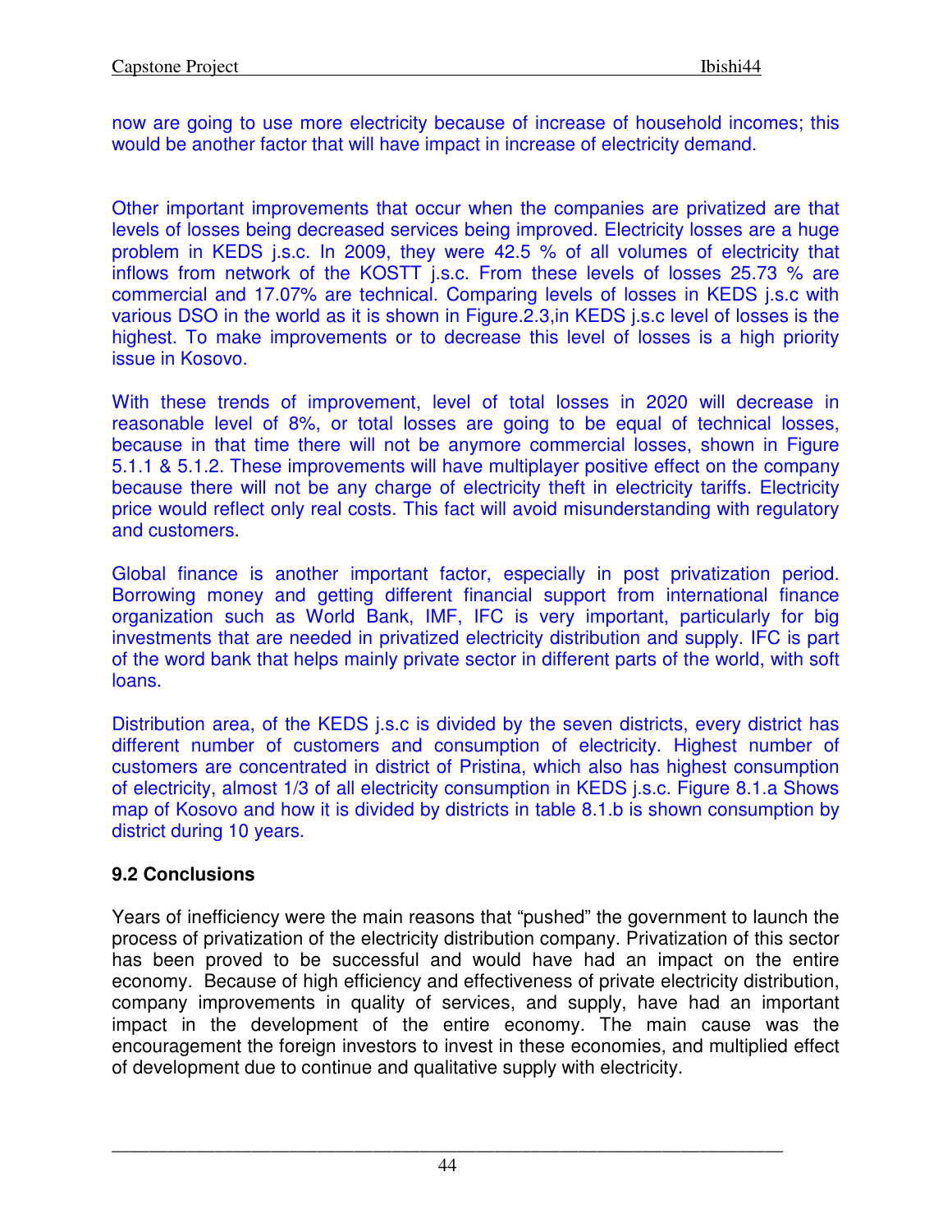now are going to use more electricity because of increase of household incomes; this would be another factor that will have impact in increase of electricity demand.

Other important improvements that occur when the companies are privatized are that levels of losses being decreased services being improved. Electricity losses are a huge problem in KEDS j.s.c. In 2009, they were 42.5 % of all volumes of electricity that inflows from network of the KOSTT j.s.c. From these levels of losses 25.73 % are commercial and 17.07% are technical. Comparing levels of losses in KEDS j.s.c with various DSO in the world as it is shown in Figure.2.3,in KEDS j.s.c level of losses is the highest. To make improvements or to decrease this level of losses is a high priority issue in Kosovo.

With these trends of improvement, level of total losses in 2020 will decrease in reasonable level of 8%, or total losses are going to be equal of technical losses, because in that time there will not be anymore commercial losses, shown in Figure 5.1.1 & 5.1.2. These improvements will have multiplayer positive effect on the company because there will not be any charge of electricity theft in electricity tariffs. Electricity price would reflect only real costs. This fact will avoid misunderstanding with regulatory and customers.

Global finance is another important factor, especially in post privatization period. Borrowing money and getting different financial support from international finance organization such as World Bank, IMF, IFC is very important, particularly for big investments that are needed in privatized electricity distribution and supply. IFC is part of the word bank that helps mainly private sector in different parts of the world, with soft loans.

Distribution area, of the KEDS j.s.c is divided by the seven districts, every district has different number of customers and consumption of electricity. Highest number of customers are concentrated in district of Pristina, which also has highest consumption of electricity, almost 1/3 of all electricity consumption in KEDS j.s.c. Figure 8.1.a Shows map of Kosovo and how it is divided by districts in table 8.1.b is shown consumption by district during 10 years.

### 9.2 Conclusions

Years of inefficiency were the main reasons that "pushed" the government to launch the process of privatization of the electricity distribution company. Privatization of this sector has been proved to be successful and would have had an impact on the entire economy. Because of high efficiency and effectiveness of private electricity distribution, company improvements in quality of services, and supply, have had an important impact in the development of the entire economy. The main cause was the encouragement the foreign investors to invest in these economies, and multiplied effect of development due to continue and qualitative supply with electricity.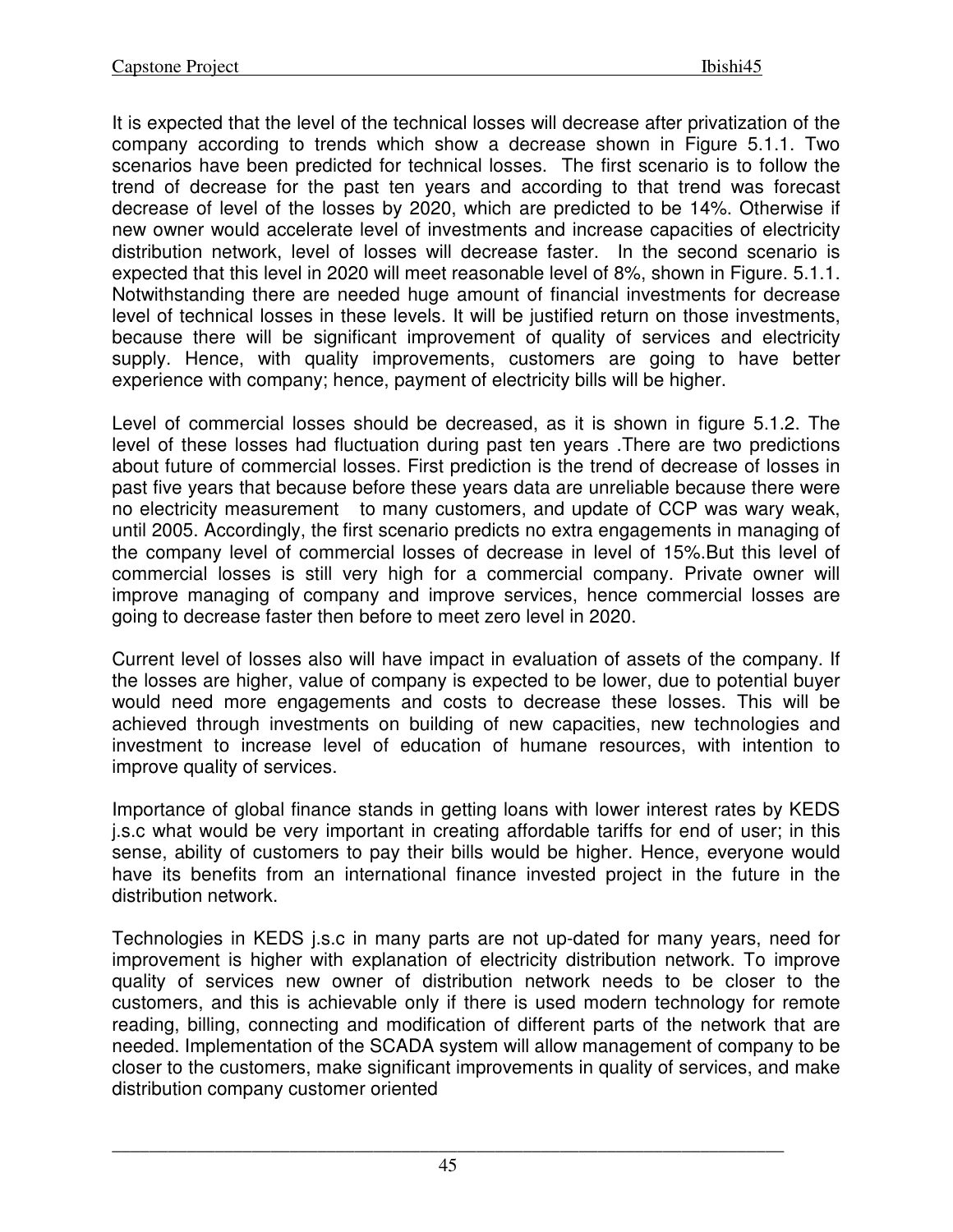It is expected that the level of the technical losses will decrease after privatization of the company according to trends which show a decrease shown in Figure 5.1.1. Two scenarios have been predicted for technical losses. The first scenario is to follow the trend of decrease for the past ten years and according to that trend was forecast decrease of level of the losses by 2020, which are predicted to be 14%. Otherwise if new owner would accelerate level of investments and increase capacities of electricity distribution network, level of losses will decrease faster. In the second scenario is expected that this level in 2020 will meet reasonable level of 8%, shown in Figure. 5.1.1. Notwithstanding there are needed huge amount of financial investments for decrease level of technical losses in these levels. It will be justified return on those investments, because there will be significant improvement of quality of services and electricity supply. Hence, with quality improvements, customers are going to have better experience with company; hence, payment of electricity bills will be higher.

Level of commercial losses should be decreased, as it is shown in figure 5.1.2. The level of these losses had fluctuation during past ten years .There are two predictions about future of commercial losses. First prediction is the trend of decrease of losses in past five years that because before these years data are unreliable because there were no electricity measurement to many customers, and update of CCP was wary weak, until 2005. Accordingly, the first scenario predicts no extra engagements in managing of the company level of commercial losses of decrease in level of 15%.But this level of commercial losses is still very high for a commercial company. Private owner will improve managing of company and improve services, hence commercial losses are going to decrease faster then before to meet zero level in 2020.

Current level of losses also will have impact in evaluation of assets of the company. If the losses are higher, value of company is expected to be lower, due to potential buyer would need more engagements and costs to decrease these losses. This will be achieved through investments on building of new capacities, new technologies and investment to increase level of education of humane resources, with intention to improve quality of services.

Importance of global finance stands in getting loans with lower interest rates by KEDS j.s.c what would be very important in creating affordable tariffs for end of user; in this sense, ability of customers to pay their bills would be higher. Hence, everyone would have its benefits from an international finance invested project in the future in the distribution network.

Technologies in KEDS j.s.c in many parts are not up-dated for many years, need for improvement is higher with explanation of electricity distribution network. To improve quality of services new owner of distribution network needs to be closer to the customers, and this is achievable only if there is used modern technology for remote reading, billing, connecting and modification of different parts of the network that are needed. Implementation of the SCADA system will allow management of company to be closer to the customers, make significant improvements in quality of services, and make distribution company customer oriented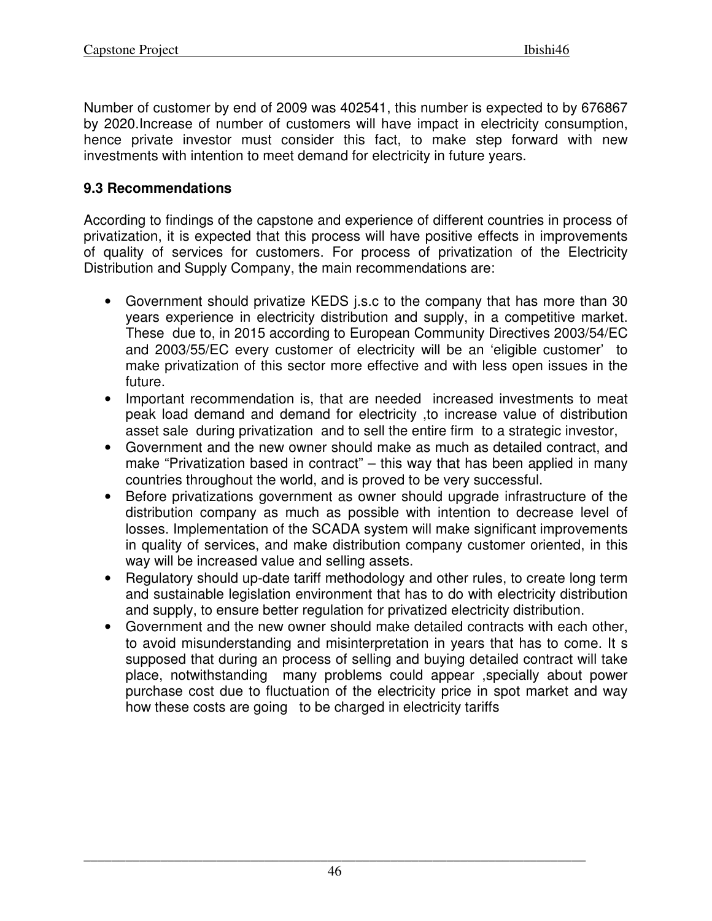Number of customer by end of 2009 was 402541, this number is expected to by 676867 by 2020.Increase of number of customers will have impact in electricity consumption, hence private investor must consider this fact, to make step forward with new investments with intention to meet demand for electricity in future years.

### 9.3 Recommendations

According to findings of the capstone and experience of different countries in process of privatization, it is expected that this process will have positive effects in improvements of quality of services for customers. For process of privatization of the Electricity Distribution and Supply Company, the main recommendations are:

- Government should privatize KEDS j.s.c to the company that has more than 30 years experience in electricity distribution and supply, in a competitive market. These due to, in 2015 according to European Community Directives 2003/54/EC and 2003/55/EC every customer of electricity will be an 'eligible customer' to make privatization of this sector more effective and with less open issues in the future.
- Important recommendation is, that are needed increased investments to meat peak load demand and demand for electricity ,to increase value of distribution asset sale during privatization and to sell the entire firm to a strategic investor,
- Government and the new owner should make as much as detailed contract, and make "Privatization based in contract" – this way that has been applied in many countries throughout the world, and is proved to be very successful.
- Before privatizations government as owner should upgrade infrastructure of the distribution company as much as possible with intention to decrease level of losses. Implementation of the SCADA system will make significant improvements in quality of services, and make distribution company customer oriented, in this way will be increased value and selling assets.
- Regulatory should up-date tariff methodology and other rules, to create long term and sustainable legislation environment that has to do with electricity distribution and supply, to ensure better regulation for privatized electricity distribution.
- Government and the new owner should make detailed contracts with each other, to avoid misunderstanding and misinterpretation in years that has to come. It s supposed that during an process of selling and buying detailed contract will take place, notwithstanding many problems could appear ,specially about power purchase cost due to fluctuation of the electricity price in spot market and way how these costs are going to be charged in electricity tariffs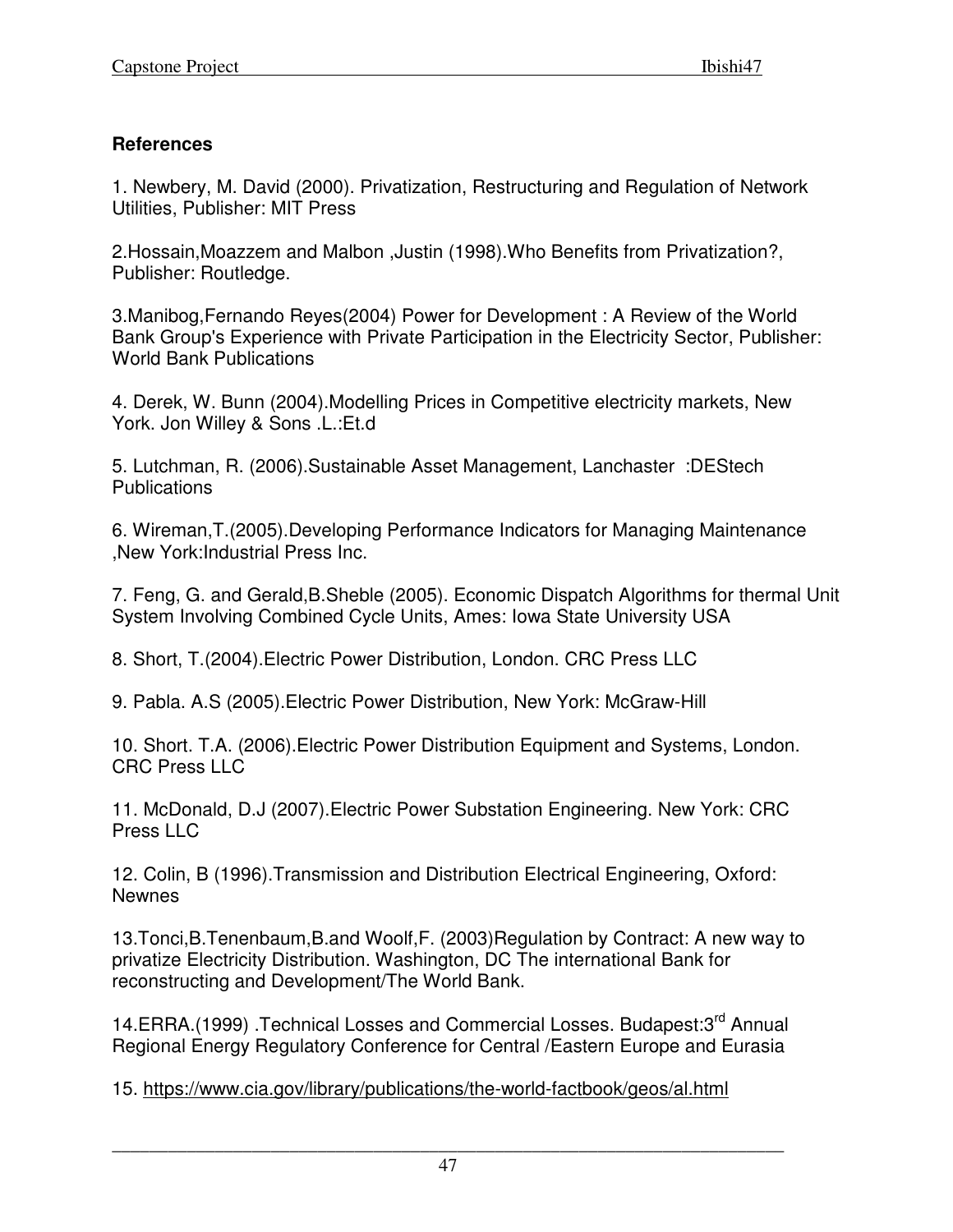**References**

1. Newbery, M. David (2000). Privatization, Restructuring and Regulation of Network Utilities, Publisher: MIT Press

2.Hossain,Moazzem and Malbon ,Justin (1998).Who Benefits from Privatization?, Publisher: Routledge.

3.Manibog,Fernando Reyes(2004) Power for Development : A Review of the World Bank Group's Experience with Private Participation in the Electricity Sector, Publisher: World Bank Publications

4. Derek, W. Bunn (2004).Modelling Prices in Competitive electricity markets, New York. Jon Willey & Sons .L.:Et.d

5. Lutchman, R. (2006).Sustainable Asset Management, Lanchaster :DEStech Publications

6. Wireman,T.(2005).Developing Performance Indicators for Managing Maintenance ,New York:Industrial Press Inc.

7. Feng, G. and Gerald,B.Sheble (2005). Economic Dispatch Algorithms for thermal Unit System Involving Combined Cycle Units, Ames: Iowa State University USA

8. Short, T.(2004).Electric Power Distribution, London. CRC Press LLC

9. Pabla. A.S (2005).Electric Power Distribution, New York: McGraw-Hill

10. Short. T.A. (2006).Electric Power Distribution Equipment and Systems, London. CRC Press LLC

11. McDonald, D.J (2007).Electric Power Substation Engineering. New York: CRC Press LLC

12. Colin, B (1996).Transmission and Distribution Electrical Engineering, Oxford: Newnes

13.Tonci,B.Tenenbaum,B.and Woolf,F. (2003)Regulation by Contract: A new way to privatize Electricity Distribution. Washington, DC The international Bank for reconstructing and Development/The World Bank.

14.ERRA.(1999) .Technical Losses and Commercial Losses. Budapest:3rd Annual Regional Energy Regulatory Conference for Central /Eastern Europe and Eurasia

15. https://www.cia.gov/library/publications/the-world-factbook/geos/al.html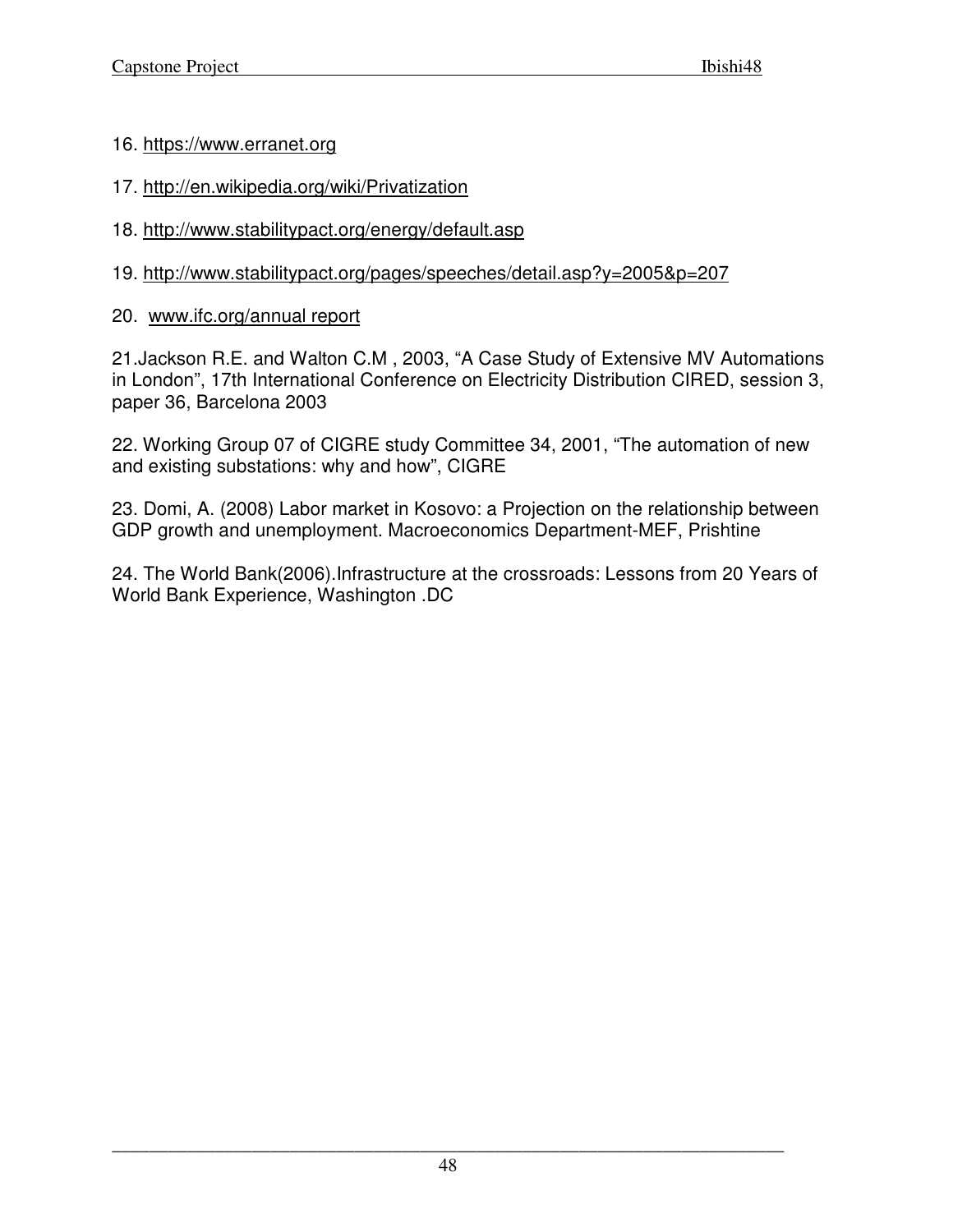16. https://www.erranet.org

17. http://en.wikipedia.org/wiki/Privatization

18. http://www.stabilitypact.org/energy/default.asp

19. http://www.stabilitypact.org/pages/speeches/detail.asp?y=2005&p=207

20. www.ifc.org/annual report

21.Jackson R.E. and Walton C.M , 2003, "A Case Study of Extensive MV Automations in London", 17th International Conference on Electricity Distribution CIRED, session 3, paper 36, Barcelona 2003

22. Working Group 07 of CIGRE study Committee 34, 2001, "The automation of new and existing substations: why and how", CIGRE

23. Domi, A. (2008) Labor market in Kosovo: a Projection on the relationship between GDP growth and unemployment. Macroeconomics Department-MEF, Prishtine

24. The World Bank(2006).Infrastructure at the crossroads: Lessons from 20 Years of World Bank Experience, Washington .DC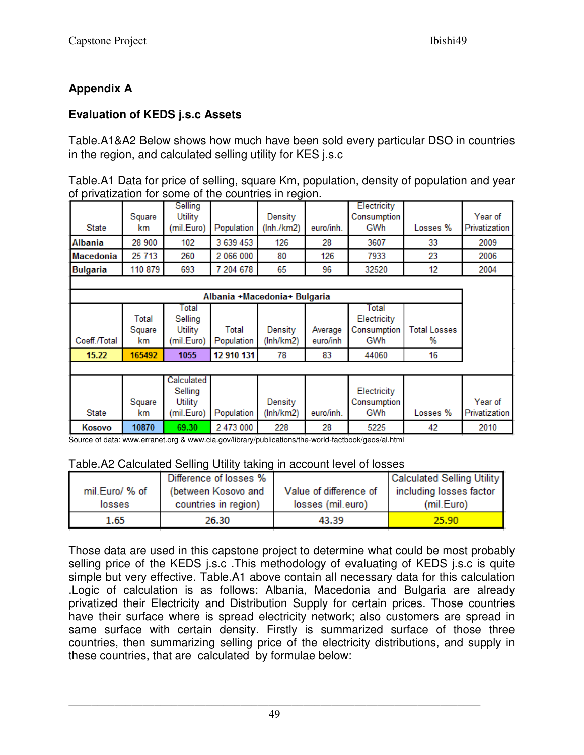## Appendix A

### Evaluation of KEDS j.s.c Assets

Table.A1&A2 Below shows how much have been sold every particular DSO in countries in the region, and calculated selling utility for KES j.s.c

Table.A1 Data for price of selling, square Km, population, density of population and year of privatization for some of the countries in region.

| State | Square km | Selling Utility (mil.Euro) | Population | Density (Inh./km2) | euro/inh. | Electricity Consumption GWh | Losses % | Year of Privatization |
|---|---|---|---|---|---|---|---|---|
| **Albania** | 28 900 | 102 | 3 639 453 | 126 | 28 | 3607 | 33 | 2009 |
| **Macedonia** | 25 713 | 260 | 2 066 000 | 80 | 126 | 7933 | 23 | 2006 |
| **Bulgaria** | 110 879 | 693 | 7 204 678 | 65 | 96 | 32520 | 12 | 2004 |
| | | | | | | | | |
| **Albania +Macedonia+ Bulgaria** | | | | | | | | |
| Coeff./Total | Total Square km | Total Selling Utility (mil.Euro) | Total Population | Density (Inh/km2) | Average euro/inh | Total Electricity Consumption GWh | Total Losses % | |
| **15.22** | **165492** | **1055** | **12 910 131** | 78 | 83 | 44060 | 16 | |
| | | | | | | | | |
| State | Square km | Calculated Selling Utility (mil.Euro) | Population | Density (Inh/km2) | euro/inh. | Electricity Consumption GWh | Losses % | Year of Privatization |
| **Kosovo** | **10870** | **69.30** | 2 473 000 | 228 | 28 | 5225 | 42 | 2010 |

Source of data: www.erranet.org & www.cia.gov/library/publications/the-world-factbook/geos/al.html

Table.A2 Calculated Selling Utility taking in account level of losses

| mil.Euro/ % of losses | Difference of losses % (between Kosovo and countries in region) | Value of difference of losses (mil.euro) | Calculated Selling Utility including losses factor (mil.Euro) |
|---|---|---|---|
| 1.65 | 26.30 | 43.39 | 25.90 |

Those data are used in this capstone project to determine what could be most probably selling price of the KEDS j.s.c .This methodology of evaluating of KEDS j.s.c is quite simple but very effective. Table.A1 above contain all necessary data for this calculation .Logic of calculation is as follows: Albania, Macedonia and Bulgaria are already privatized their Electricity and Distribution Supply for certain prices. Those countries have their surface where is spread electricity network; also customers are spread in same surface with certain density. Firstly is summarized surface of those three countries, then summarizing selling price of the electricity distributions, and supply in these countries, that are calculated by formulae below: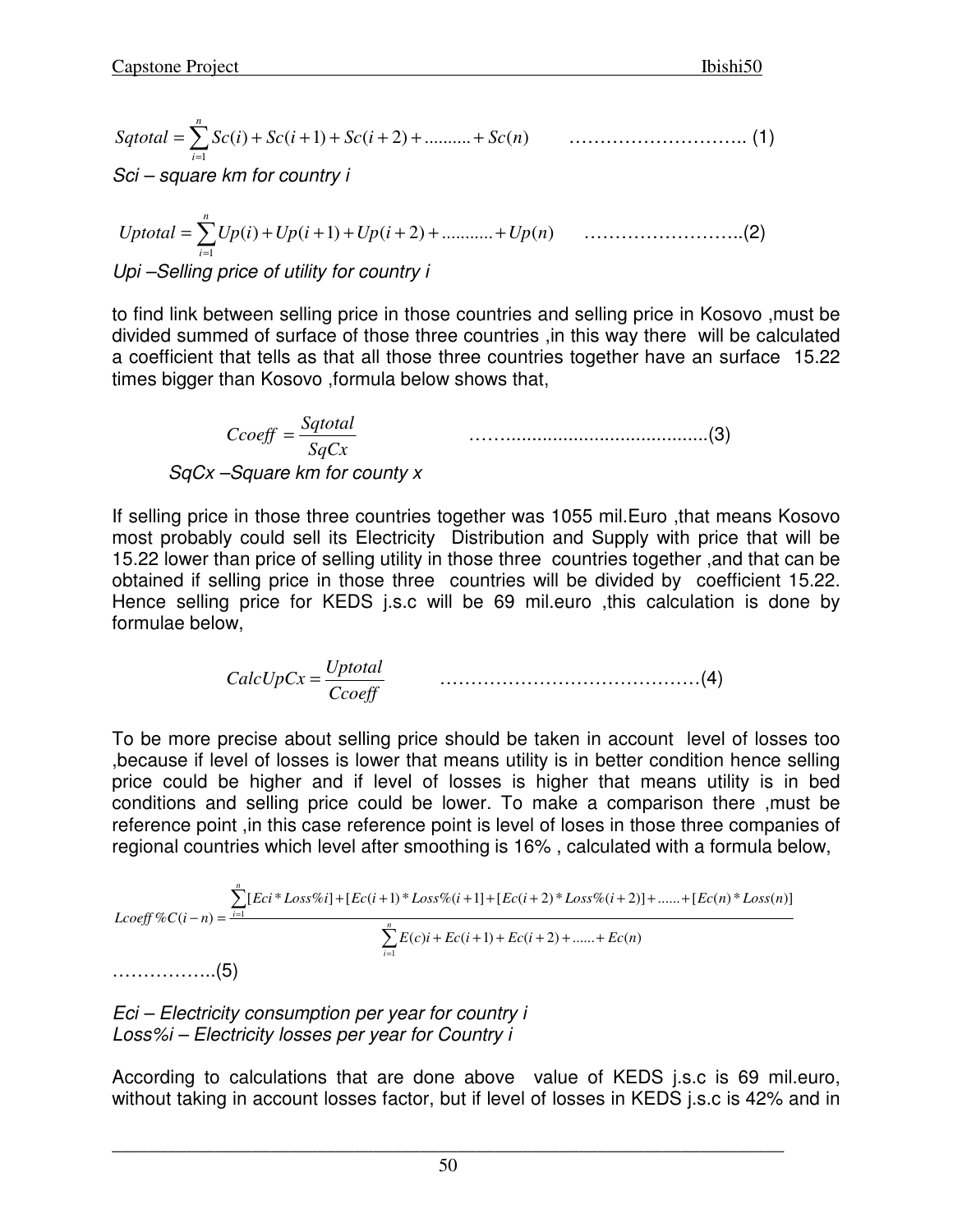$$Sqtotal = \sum_{i=1}^{n} Sc(i) + Sc(i+1) + Sc(i+2) + .......... + Sc(n) \quad \text{……………………….. (1)}$$

*Sci – square km for country i*

$$Uptotal = \sum_{i=1}^{n} Up(i) + Up(i+1) + Up(i+2) + ........... + Up(n) \quad \text{……………………..(2)}$$

*Upi –Selling price of utility for country i*

to find link between selling price in those countries and selling price in Kosovo ,must be divided summed of surface of those three countries ,in this way there will be calculated a coefficient that tells as that all those three countries together have an surface 15.22 times bigger than Kosovo ,formula below shows that,

$$Ccoeff = \frac{Sqtotal}{SqCx} \quad \text{……......................................(3)}$$

*SqCx –Square km for county x*

If selling price in those three countries together was 1055 mil.Euro ,that means Kosovo most probably could sell its Electricity Distribution and Supply with price that will be 15.22 lower than price of selling utility in those three countries together ,and that can be obtained if selling price in those three countries will be divided by coefficient 15.22. Hence selling price for KEDS j.s.c will be 69 mil.euro ,this calculation is done by formulae below,

$$CalcUpCx = \frac{Uptotal}{Ccoeff} \quad \text{……………………………………(4)}$$

To be more precise about selling price should be taken in account level of losses too ,because if level of losses is lower that means utility is in better condition hence selling price could be higher and if level of losses is higher that means utility is in bed conditions and selling price could be lower. To make a comparison there ,must be reference point ,in this case reference point is level of loses in those three companies of regional countries which level after smoothing is 16% , calculated with a formula below,

$$Lcoeff\%C(i-n) = \frac{\sum_{i=1}^{n}[Eci * Loss\%i] + [Ec(i+1) * Loss\%(i+1] + [Ec(i+2) * Loss\%(i+2)] + ...... + [Ec(n) * Loss(n)]}{\sum_{i=1}^{n} E(c)i + Ec(i+1) + Ec(i+2) + ...... + Ec(n)}$$

……………..(5)

*Eci – Electricity consumption per year for country i*
*Loss%i – Electricity losses per year for Country i*

According to calculations that are done above value of KEDS j.s.c is 69 mil.euro, without taking in account losses factor, but if level of losses in KEDS j.s.c is 42% and in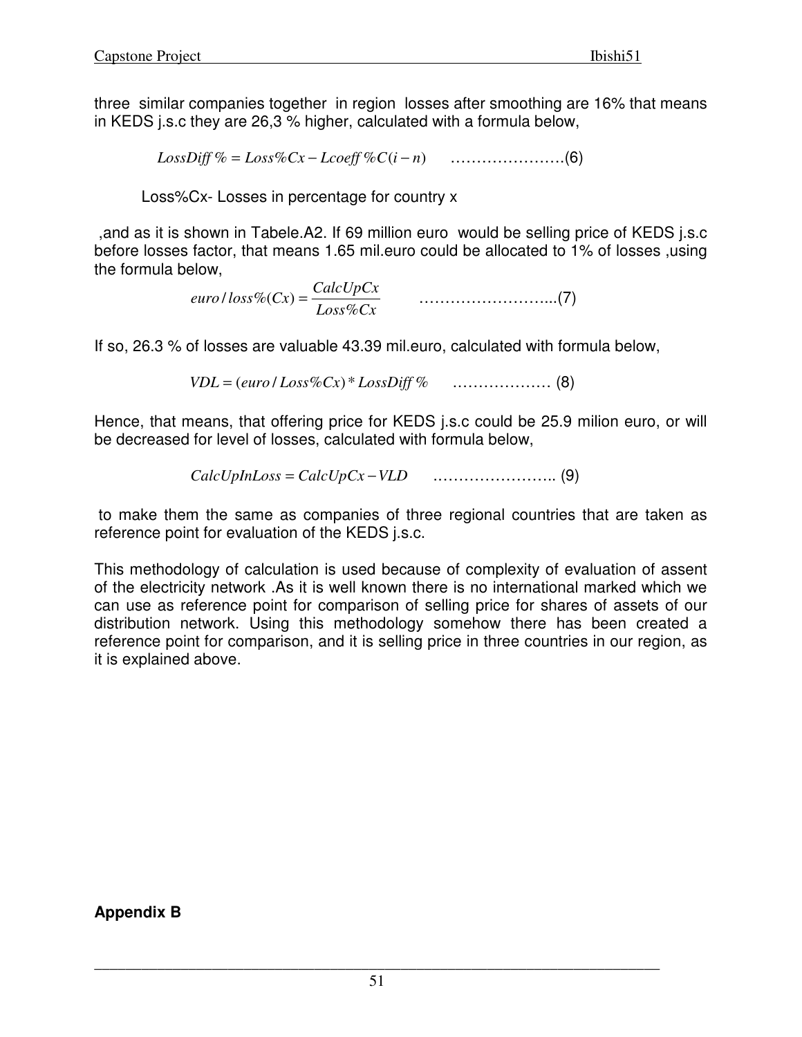three similar companies together in region losses after smoothing are 16% that means in KEDS j.s.c they are 26,3 % higher, calculated with a formula below,

$$LossDiff\% = Loss\%Cx - Lcoeff\%C(i-n) \qquad \text{………………….(6)}$$

Loss%Cx- Losses in percentage for country x

,and as it is shown in Tabele.A2. If 69 million euro would be selling price of KEDS j.s.c before losses factor, that means 1.65 mil.euro could be allocated to 1% of losses ,using the formula below,

$$euro/loss\%(Cx) = \frac{CalcUpCx}{Loss\%Cx} \qquad \text{……………………...(7)}$$

If so, 26.3 % of losses are valuable 43.39 mil.euro, calculated with formula below,

$$VDL = (euro/Loss\%Cx) * LossDiff\% \qquad \text{……………… (8)}$$

Hence, that means, that offering price for KEDS j.s.c could be 25.9 milion euro, or will be decreased for level of losses, calculated with formula below,

$$CalcUpInLoss = CalcUpCx - VLD \qquad \text{………………….. (9)}$$

to make them the same as companies of three regional countries that are taken as reference point for evaluation of the KEDS j.s.c.

This methodology of calculation is used because of complexity of evaluation of assent of the electricity network .As it is well known there is no international marked which we can use as reference point for comparison of selling price for shares of assets of our distribution network. Using this methodology somehow there has been created a reference point for comparison, and it is selling price in three countries in our region, as it is explained above.

**Appendix B**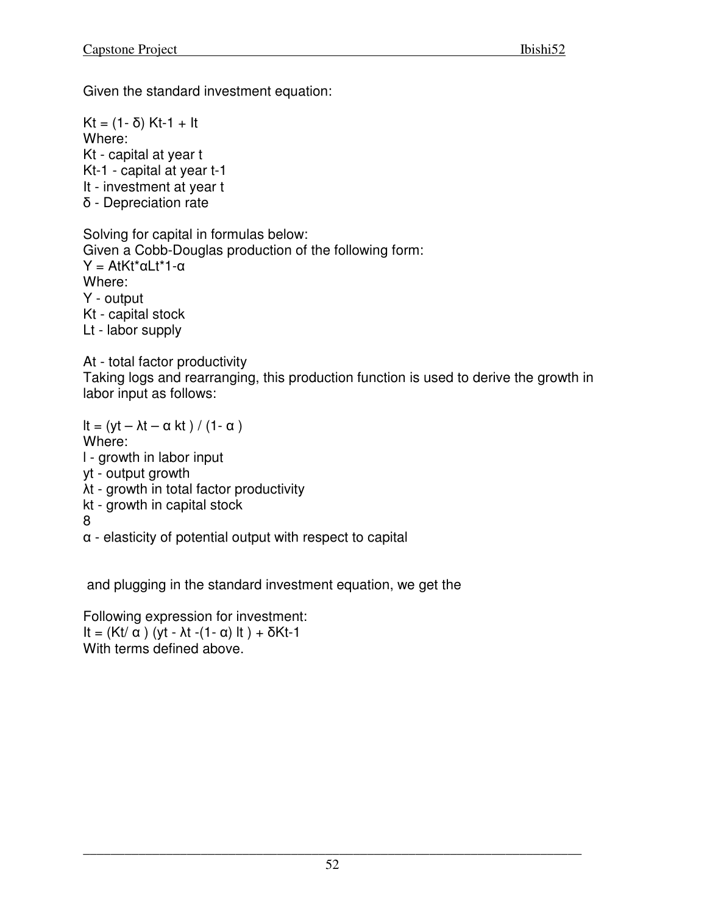Given the standard investment equation:

$K_t = (1 - \delta) K_{t-1} + I_t$

Where:
$K_t$ - capital at year t
$K_{t-1}$ - capital at year t-1
$I_t$ - investment at year t
$\delta$ - Depreciation rate

Solving for capital in formulas below:
Given a Cobb-Douglas production of the following form:

$Y = A_t K_t^{*\alpha} L_t^{*1-\alpha}$

Where:
Y - output
$K_t$ - capital stock
$L_t$ - labor supply

$A_t$ - total factor productivity

Taking logs and rearranging, this production function is used to derive the growth in labor input as follows:

$l_t = (y_t - \lambda_t - \alpha k_t) / (1 - \alpha)$

Where:
l - growth in labor input
$y_t$ - output growth
$\lambda_t$ - growth in total factor productivity
$k_t$ - growth in capital stock
8
$\alpha$ - elasticity of potential output with respect to capital

and plugging in the standard investment equation, we get the

Following expression for investment:

$I_t = (K_t / \alpha) (y_t - \lambda_t - (1 - \alpha) l_t) + \delta K_{t-1}$

With terms defined above.